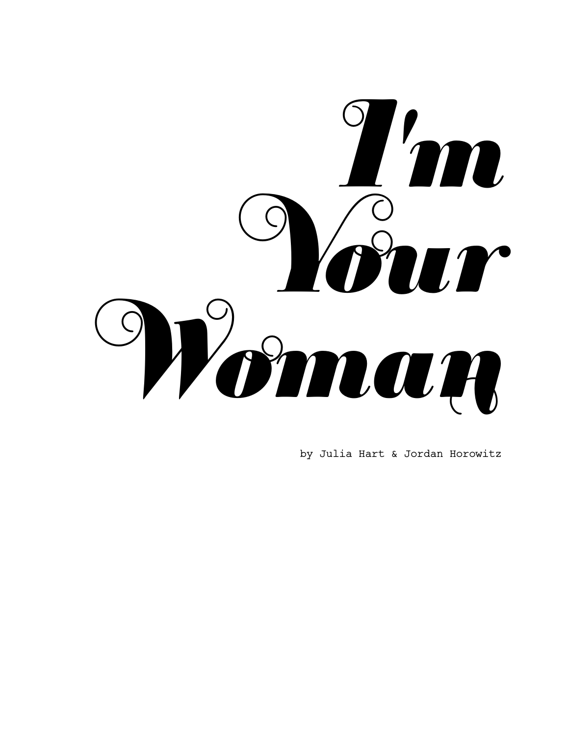# I'm Your Woman

by Julia Hart & Jordan Horowitz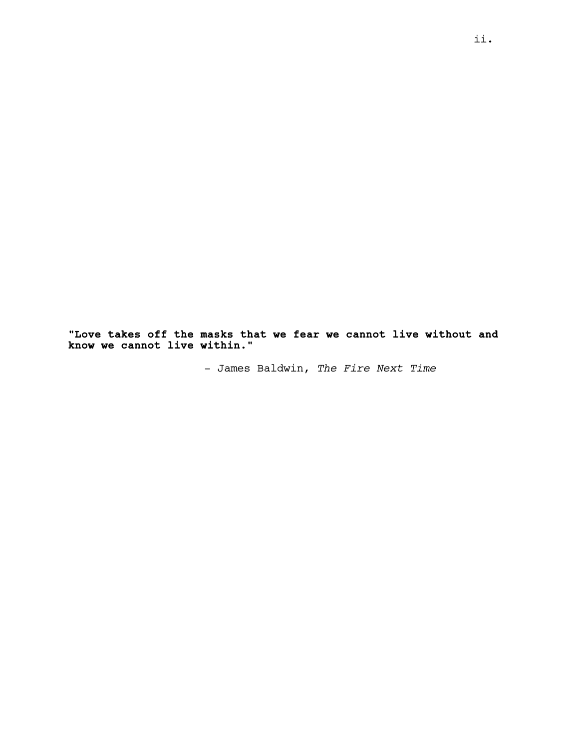**"Love takes off the masks that we fear we cannot live without and know we cannot live within."**

– James Baldwin, *The Fire Next Time*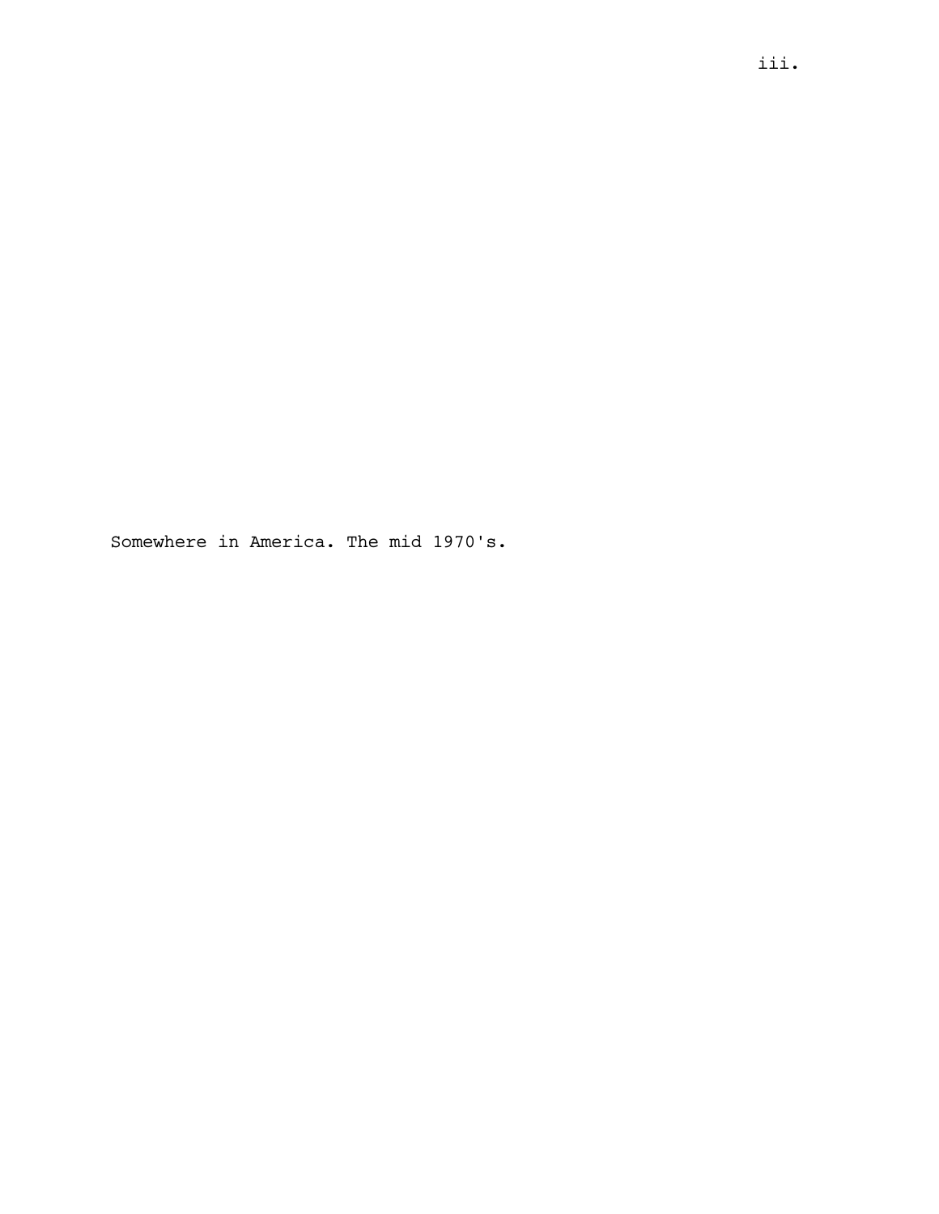Somewhere in America. The mid 1970's.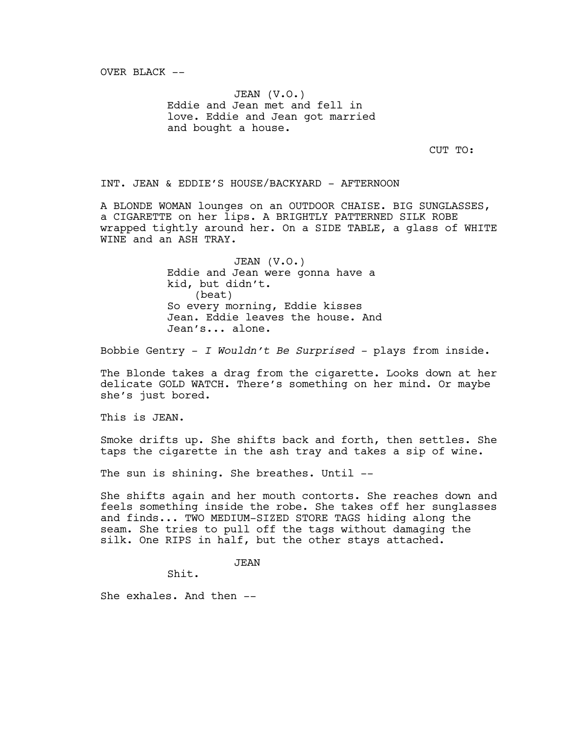OVER BLACK --

JEAN (V.O.)
Eddie and Jean met and fell in love. Eddie and Jean got married and bought a house.

CUT TO:

INT. JEAN & EDDIE'S HOUSE/BACKYARD - AFTERNOON

A BLONDE WOMAN lounges on an OUTDOOR CHAISE. BIG SUNGLASSES, a CIGARETTE on her lips. A BRIGHTLY PATTERNED SILK ROBE wrapped tightly around her. On a SIDE TABLE, a glass of WHITE WINE and an ASH TRAY.

JEAN (V.O.)
Eddie and Jean were gonna have a kid, but didn't.
(beat)
So every morning, Eddie kisses Jean. Eddie leaves the house. And Jean's... alone.

Bobbie Gentry - *I Wouldn't Be Surprised* - plays from inside.

The Blonde takes a drag from the cigarette. Looks down at her delicate GOLD WATCH. There's something on her mind. Or maybe she's just bored.

This is JEAN.

Smoke drifts up. She shifts back and forth, then settles. She taps the cigarette in the ash tray and takes a sip of wine.

The sun is shining. She breathes. Until --

She shifts again and her mouth contorts. She reaches down and feels something inside the robe. She takes off her sunglasses and finds... TWO MEDIUM-SIZED STORE TAGS hiding along the seam. She tries to pull off the tags without damaging the silk. One RIPS in half, but the other stays attached.

JEAN
Shit.

She exhales. And then --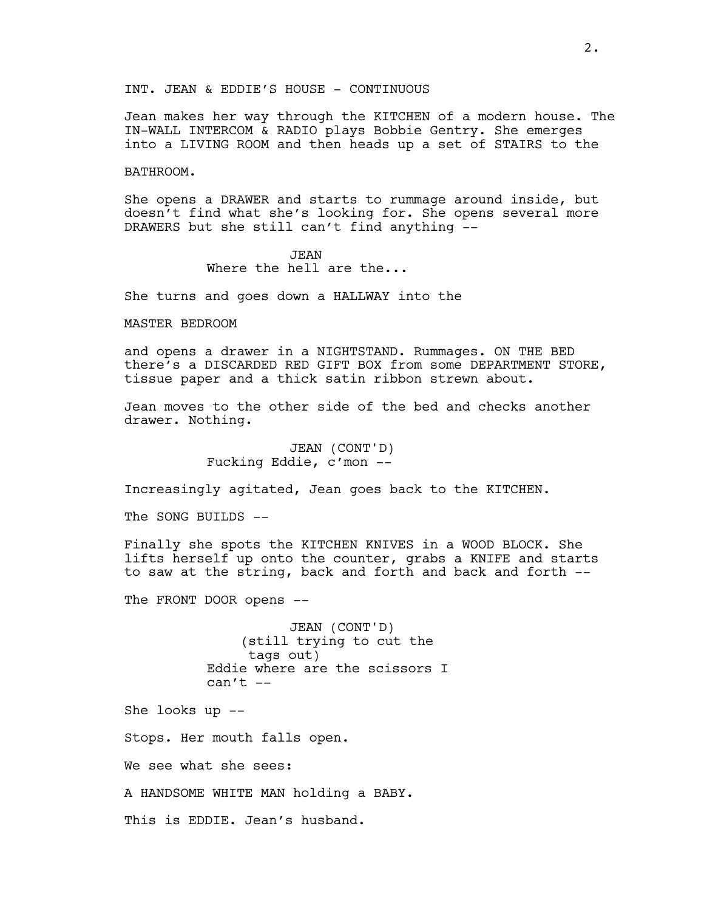INT. JEAN & EDDIE'S HOUSE - CONTINUOUS

Jean makes her way through the KITCHEN of a modern house. The IN-WALL INTERCOM & RADIO plays Bobbie Gentry. She emerges into a LIVING ROOM and then heads up a set of STAIRS to the

BATHROOM.

She opens a DRAWER and starts to rummage around inside, but doesn't find what she's looking for. She opens several more DRAWERS but she still can't find anything --

JEAN
Where the hell are the...

She turns and goes down a HALLWAY into the

MASTER BEDROOM

and opens a drawer in a NIGHTSTAND. Rummages. ON THE BED there's a DISCARDED RED GIFT BOX from some DEPARTMENT STORE, tissue paper and a thick satin ribbon strewn about.

Jean moves to the other side of the bed and checks another drawer. Nothing.

JEAN (CONT'D)
Fucking Eddie, c'mon --

Increasingly agitated, Jean goes back to the KITCHEN.

The SONG BUILDS --

Finally she spots the KITCHEN KNIVES in a WOOD BLOCK. She lifts herself up onto the counter, grabs a KNIFE and starts to saw at the string, back and forth and back and forth --

The FRONT DOOR opens --

JEAN (CONT'D)
(still trying to cut the tags out)
Eddie where are the scissors I can't --

She looks up --

Stops. Her mouth falls open.

We see what she sees:

A HANDSOME WHITE MAN holding a BABY.

This is EDDIE. Jean's husband.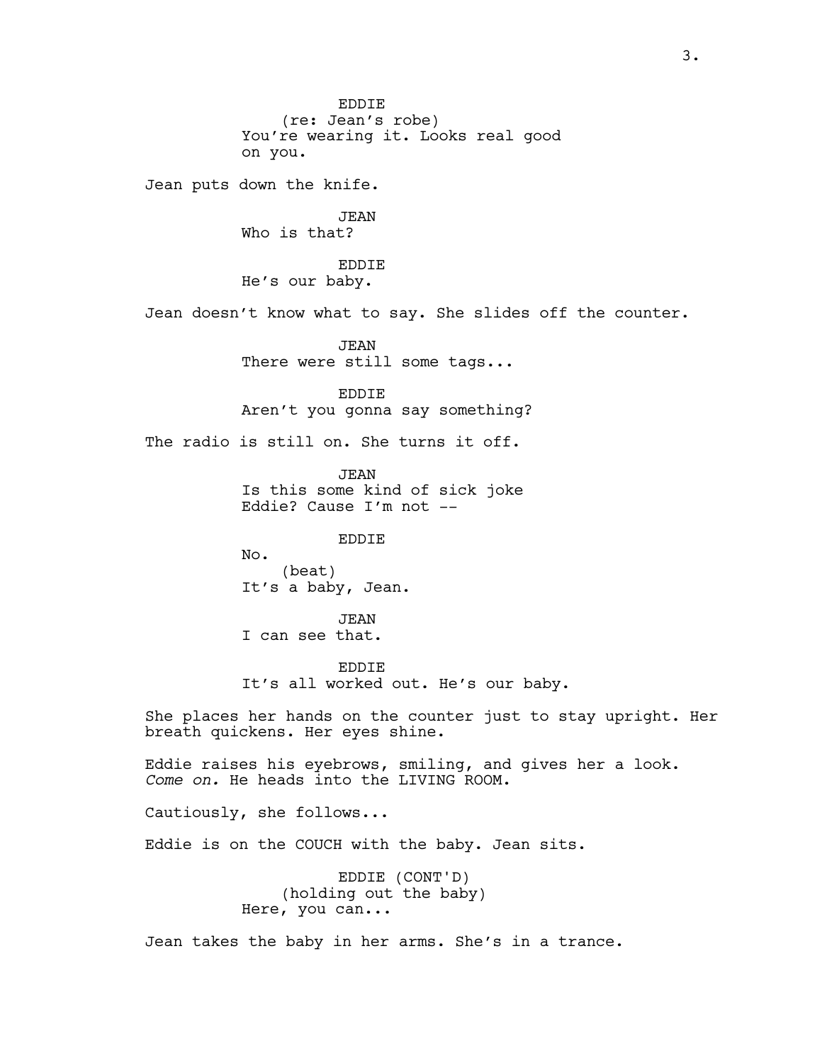EDDIE
(re: Jean's robe)
You're wearing it. Looks real good on you.

Jean puts down the knife.

JEAN
Who is that?

EDDIE
He's our baby.

Jean doesn't know what to say. She slides off the counter.

JEAN
There were still some tags...

EDDIE
Aren't you gonna say something?

The radio is still on. She turns it off.

JEAN
Is this some kind of sick joke Eddie? Cause I'm not --

EDDIE
No.
(beat)
It's a baby, Jean.

JEAN
I can see that.

EDDIE
It's all worked out. He's our baby.

She places her hands on the counter just to stay upright. Her breath quickens. Her eyes shine.

Eddie raises his eyebrows, smiling, and gives her a look. *Come on.* He heads into the LIVING ROOM.

Cautiously, she follows...

Eddie is on the COUCH with the baby. Jean sits.

EDDIE (CONT'D)
(holding out the baby)
Here, you can...

Jean takes the baby in her arms. She's in a trance.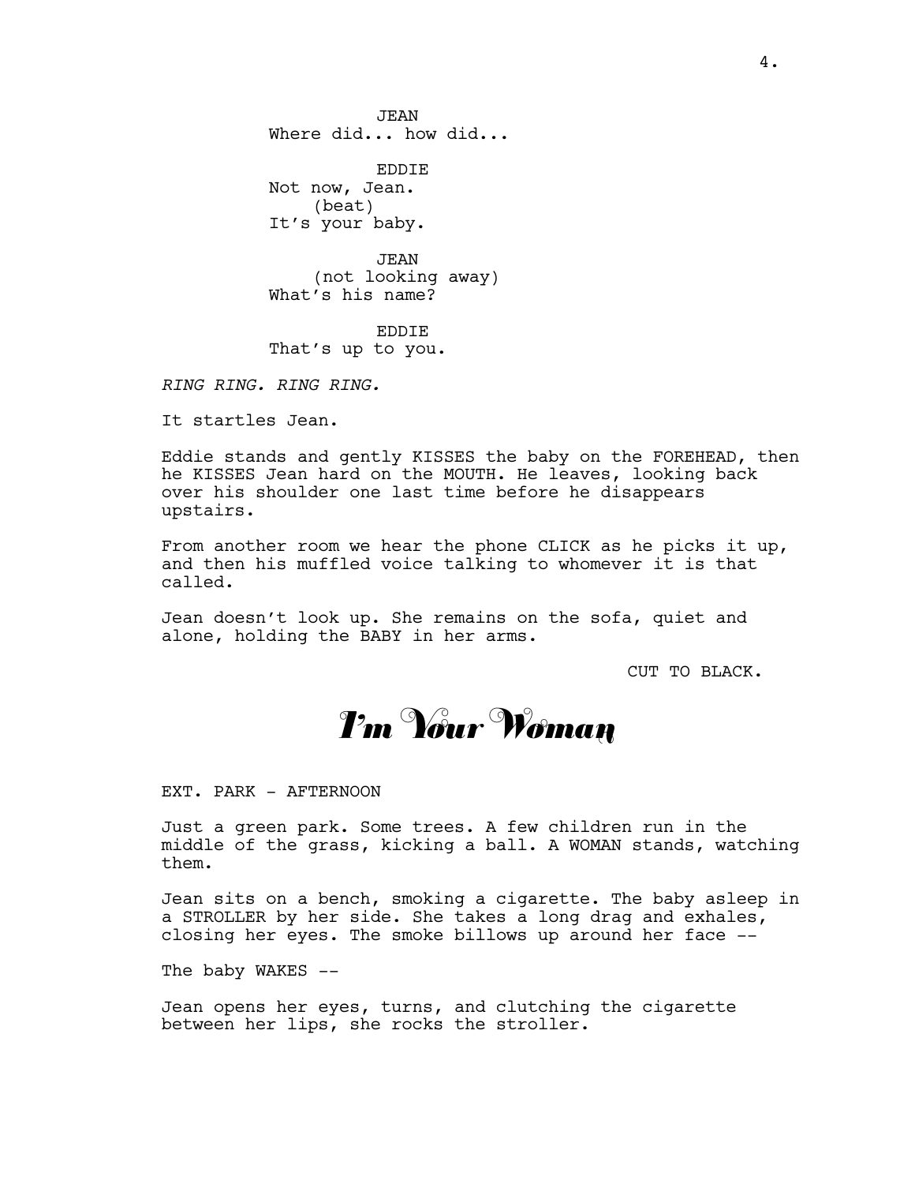JEAN
Where did... how did...

EDDIE
Not now, Jean.
(beat)
It's your baby.

JEAN
(not looking away)
What's his name?

EDDIE
That's up to you.

*RING RING. RING RING.*

It startles Jean.

Eddie stands and gently KISSES the baby on the FOREHEAD, then he KISSES Jean hard on the MOUTH. He leaves, looking back over his shoulder one last time before he disappears upstairs.

From another room we hear the phone CLICK as he picks it up, and then his muffled voice talking to whomever it is that called.

Jean doesn't look up. She remains on the sofa, quiet and alone, holding the BABY in her arms.

CUT TO BLACK.

# *I'm Your Woman*

EXT. PARK - AFTERNOON

Just a green park. Some trees. A few children run in the middle of the grass, kicking a ball. A WOMAN stands, watching them.

Jean sits on a bench, smoking a cigarette. The baby asleep in a STROLLER by her side. She takes a long drag and exhales, closing her eyes. The smoke billows up around her face --

The baby WAKES --

Jean opens her eyes, turns, and clutching the cigarette between her lips, she rocks the stroller.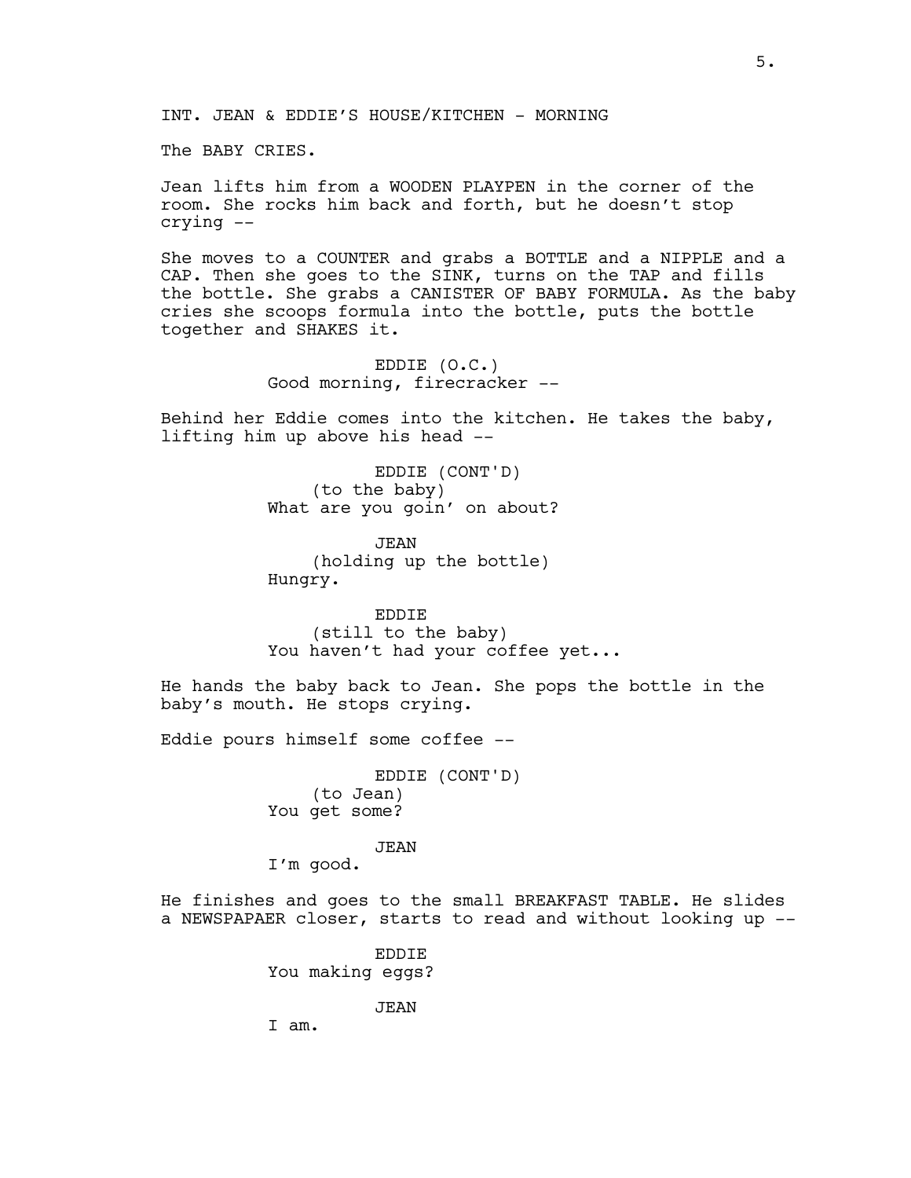INT. JEAN & EDDIE'S HOUSE/KITCHEN - MORNING

The BABY CRIES.

Jean lifts him from a WOODEN PLAYPEN in the corner of the room. She rocks him back and forth, but he doesn't stop crying --

She moves to a COUNTER and grabs a BOTTLE and a NIPPLE and a CAP. Then she goes to the SINK, turns on the TAP and fills the bottle. She grabs a CANISTER OF BABY FORMULA. As the baby cries she scoops formula into the bottle, puts the bottle together and SHAKES it.

EDDIE (O.C.)
Good morning, firecracker --

Behind her Eddie comes into the kitchen. He takes the baby, lifting him up above his head --

EDDIE (CONT'D)
(to the baby)
What are you goin' on about?

JEAN
(holding up the bottle)
Hungry.

EDDIE
(still to the baby)
You haven't had your coffee yet...

He hands the baby back to Jean. She pops the bottle in the baby's mouth. He stops crying.

Eddie pours himself some coffee --

EDDIE (CONT'D)
(to Jean)
You get some?

JEAN
I'm good.

He finishes and goes to the small BREAKFAST TABLE. He slides a NEWSPAPAER closer, starts to read and without looking up --

EDDIE
You making eggs?

JEAN
I am.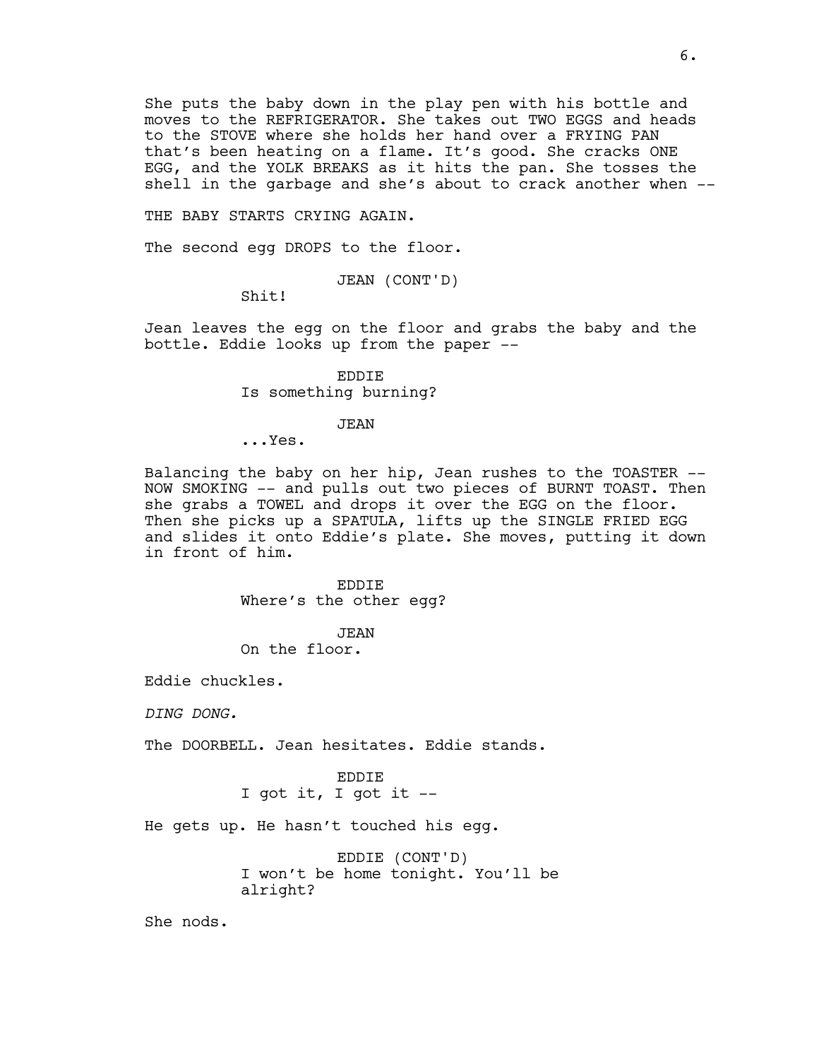She puts the baby down in the play pen with his bottle and moves to the REFRIGERATOR. She takes out TWO EGGS and heads to the STOVE where she holds her hand over a FRYING PAN that's been heating on a flame. It's good. She cracks ONE EGG, and the YOLK BREAKS as it hits the pan. She tosses the shell in the garbage and she's about to crack another when --

THE BABY STARTS CRYING AGAIN.

The second egg DROPS to the floor.

JEAN (CONT'D)
Shit!

Jean leaves the egg on the floor and grabs the baby and the bottle. Eddie looks up from the paper --

EDDIE
Is something burning?

JEAN
...Yes.

Balancing the baby on her hip, Jean rushes to the TOASTER -- NOW SMOKING -- and pulls out two pieces of BURNT TOAST. Then she grabs a TOWEL and drops it over the EGG on the floor. Then she picks up a SPATULA, lifts up the SINGLE FRIED EGG and slides it onto Eddie's plate. She moves, putting it down in front of him.

EDDIE
Where's the other egg?

JEAN
On the floor.

Eddie chuckles.

*DING DONG.*

The DOORBELL. Jean hesitates. Eddie stands.

EDDIE
I got it, I got it --

He gets up. He hasn't touched his egg.

EDDIE (CONT'D)
I won't be home tonight. You'll be alright?

She nods.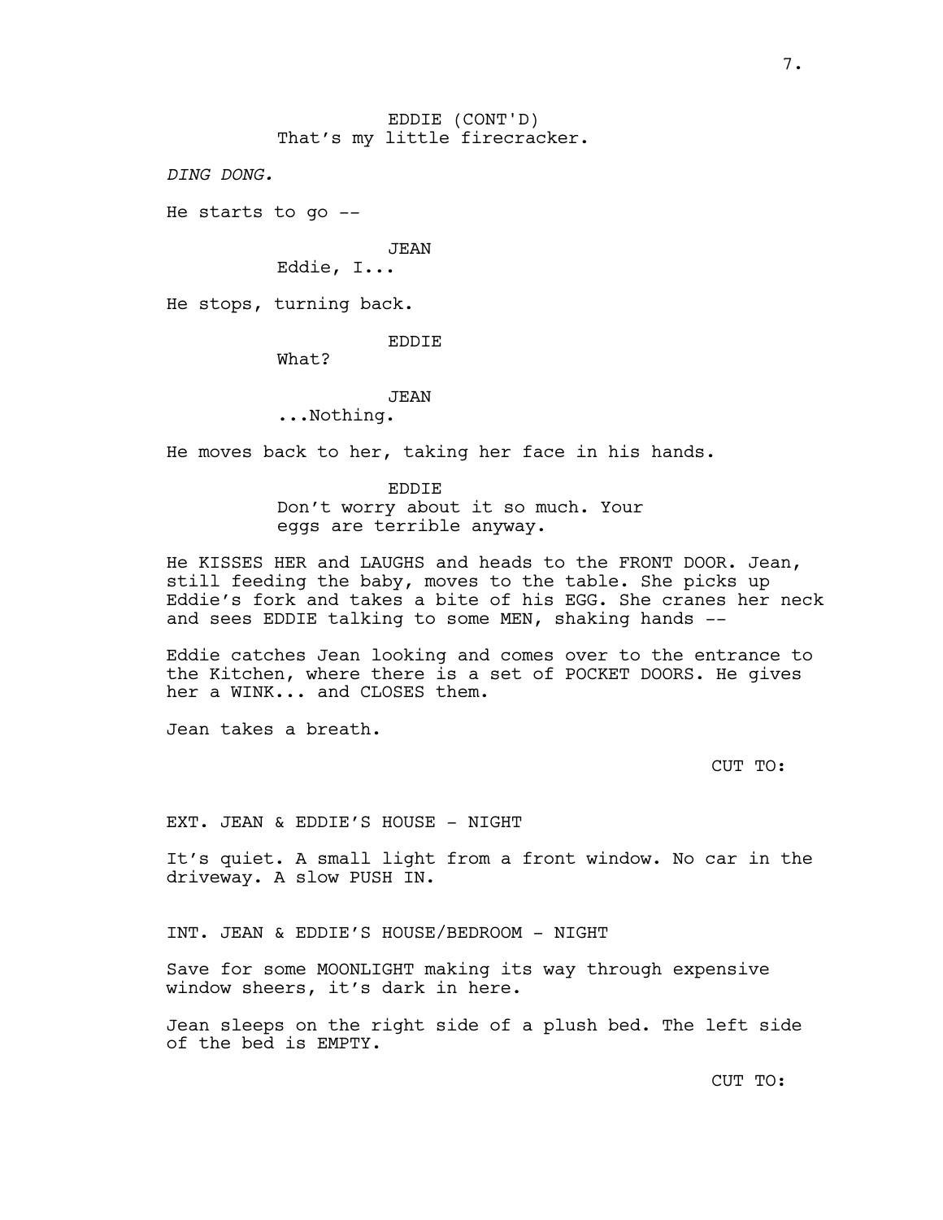EDDIE (CONT'D)
That's my little firecracker.

*DING DONG.*

He starts to go --

JEAN
Eddie, I...

He stops, turning back.

EDDIE
What?

JEAN
...Nothing.

He moves back to her, taking her face in his hands.

EDDIE
Don't worry about it so much. Your eggs are terrible anyway.

He KISSES HER and LAUGHS and heads to the FRONT DOOR. Jean, still feeding the baby, moves to the table. She picks up Eddie's fork and takes a bite of his EGG. She cranes her neck and sees EDDIE talking to some MEN, shaking hands --

Eddie catches Jean looking and comes over to the entrance to the Kitchen, where there is a set of POCKET DOORS. He gives her a WINK... and CLOSES them.

Jean takes a breath.

CUT TO:

EXT. JEAN & EDDIE'S HOUSE - NIGHT

It's quiet. A small light from a front window. No car in the driveway. A slow PUSH IN.

INT. JEAN & EDDIE'S HOUSE/BEDROOM - NIGHT

Save for some MOONLIGHT making its way through expensive window sheers, it's dark in here.

Jean sleeps on the right side of a plush bed. The left side of the bed is EMPTY.

CUT TO: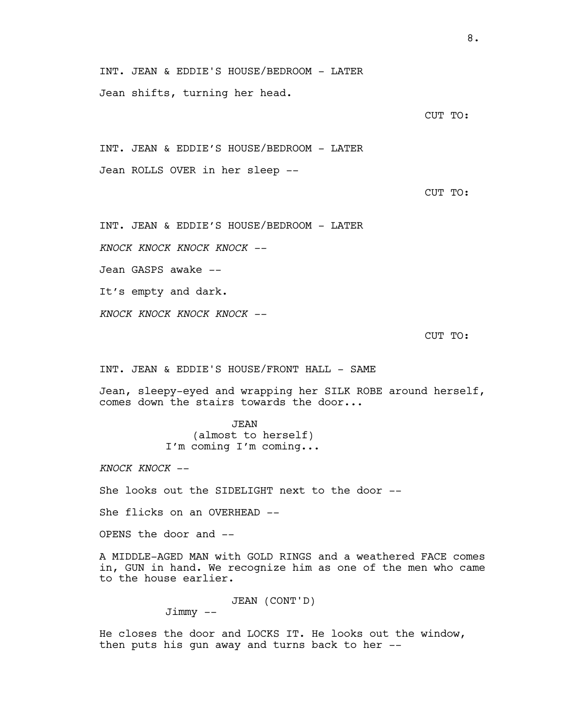INT. JEAN & EDDIE'S HOUSE/BEDROOM - LATER

Jean shifts, turning her head.

CUT TO:

INT. JEAN & EDDIE’S HOUSE/BEDROOM - LATER

Jean ROLLS OVER in her sleep --

CUT TO:

INT. JEAN & EDDIE’S HOUSE/BEDROOM - LATER

*KNOCK KNOCK KNOCK KNOCK --*

Jean GASPS awake --

It’s empty and dark.

*KNOCK KNOCK KNOCK KNOCK --*

CUT TO:

INT. JEAN & EDDIE'S HOUSE/FRONT HALL - SAME

Jean, sleepy-eyed and wrapping her SILK ROBE around herself, comes down the stairs towards the door...

JEAN
(almost to herself)
I’m coming I’m coming...

*KNOCK KNOCK --*

She looks out the SIDELIGHT next to the door --

She flicks on an OVERHEAD --

OPENS the door and --

A MIDDLE-AGED MAN with GOLD RINGS and a weathered FACE comes in, GUN in hand. We recognize him as one of the men who came to the house earlier.

JEAN (CONT'D)
Jimmy --

He closes the door and LOCKS IT. He looks out the window, then puts his gun away and turns back to her --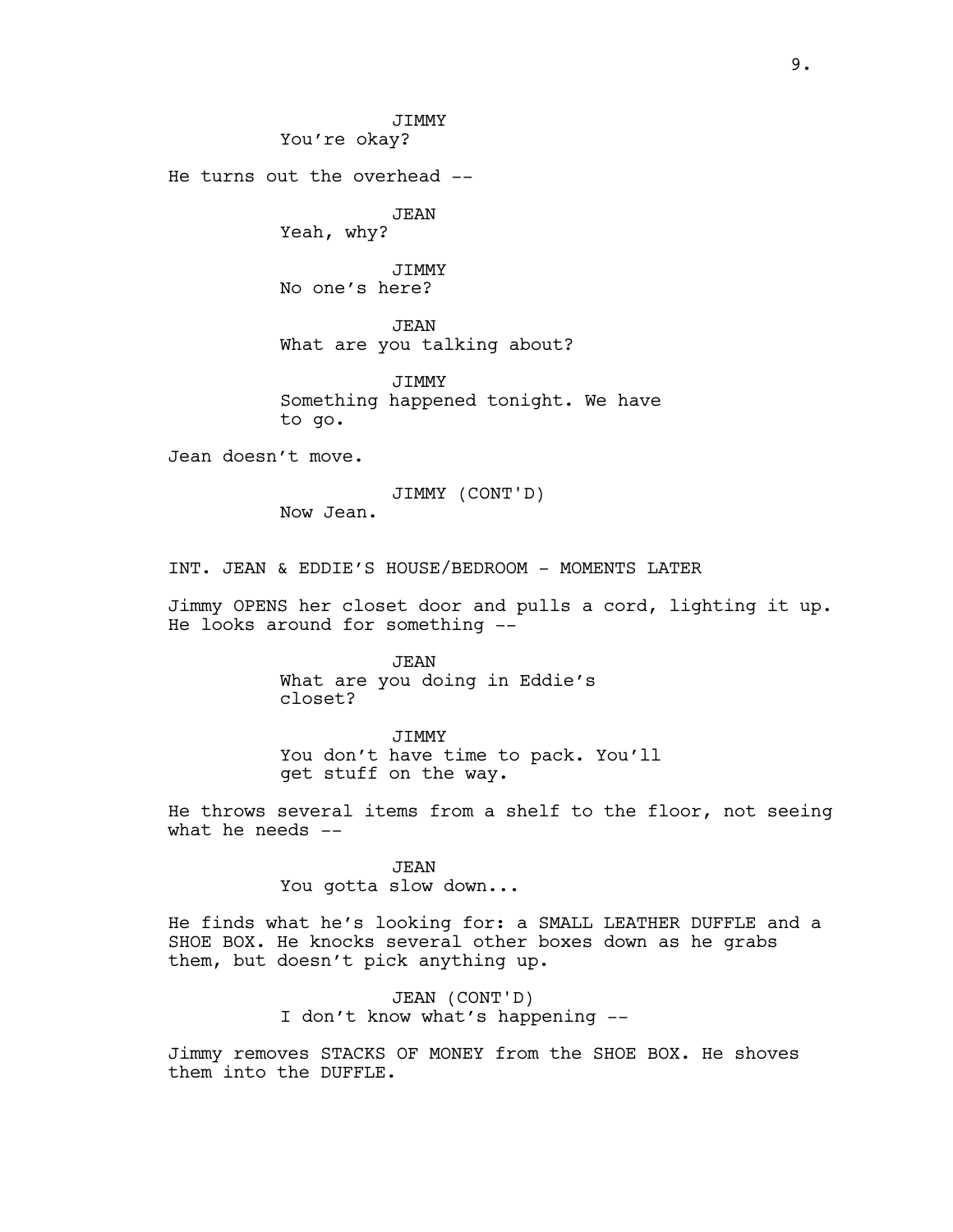JIMMY
You're okay?

He turns out the overhead --

JEAN
Yeah, why?

JIMMY
No one's here?

JEAN
What are you talking about?

JIMMY
Something happened tonight. We have to go.

Jean doesn't move.

JIMMY (CONT'D)
Now Jean.

INT. JEAN & EDDIE'S HOUSE/BEDROOM - MOMENTS LATER

Jimmy OPENS her closet door and pulls a cord, lighting it up. He looks around for something --

JEAN
What are you doing in Eddie's closet?

JIMMY
You don't have time to pack. You'll get stuff on the way.

He throws several items from a shelf to the floor, not seeing what he needs --

JEAN
You gotta slow down...

He finds what he's looking for: a SMALL LEATHER DUFFLE and a SHOE BOX. He knocks several other boxes down as he grabs them, but doesn't pick anything up.

JEAN (CONT'D)
I don't know what's happening --

Jimmy removes STACKS OF MONEY from the SHOE BOX. He shoves them into the DUFFLE.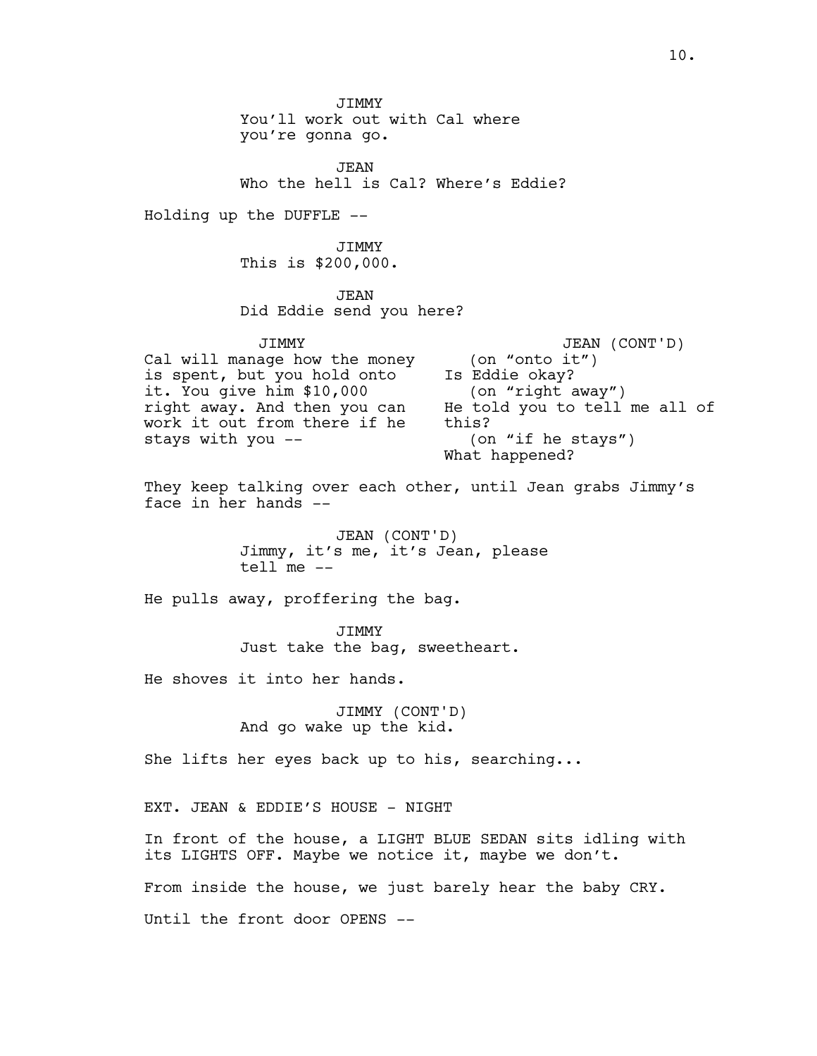JIMMY
You'll work out with Cal where you're gonna go.

JEAN
Who the hell is Cal? Where's Eddie?

Holding up the DUFFLE --

JIMMY
This is $200,000.

JEAN
Did Eddie send you here?

JIMMY
Cal will manage how the money is spent, but you hold onto it. You give him $10,000 right away. And then you can work it out from there if he stays with you --

JEAN (CONT'D)
(on "onto it")
Is Eddie okay?
(on "right away")
He told you to tell me all of this?
(on "if he stays")
What happened?

They keep talking over each other, until Jean grabs Jimmy's face in her hands --

JEAN (CONT'D)
Jimmy, it's me, it's Jean, please tell me --

He pulls away, proffering the bag.

JIMMY
Just take the bag, sweetheart.

He shoves it into her hands.

JIMMY (CONT'D)
And go wake up the kid.

She lifts her eyes back up to his, searching...

EXT. JEAN & EDDIE'S HOUSE - NIGHT

In front of the house, a LIGHT BLUE SEDAN sits idling with its LIGHTS OFF. Maybe we notice it, maybe we don't.

From inside the house, we just barely hear the baby CRY.

Until the front door OPENS --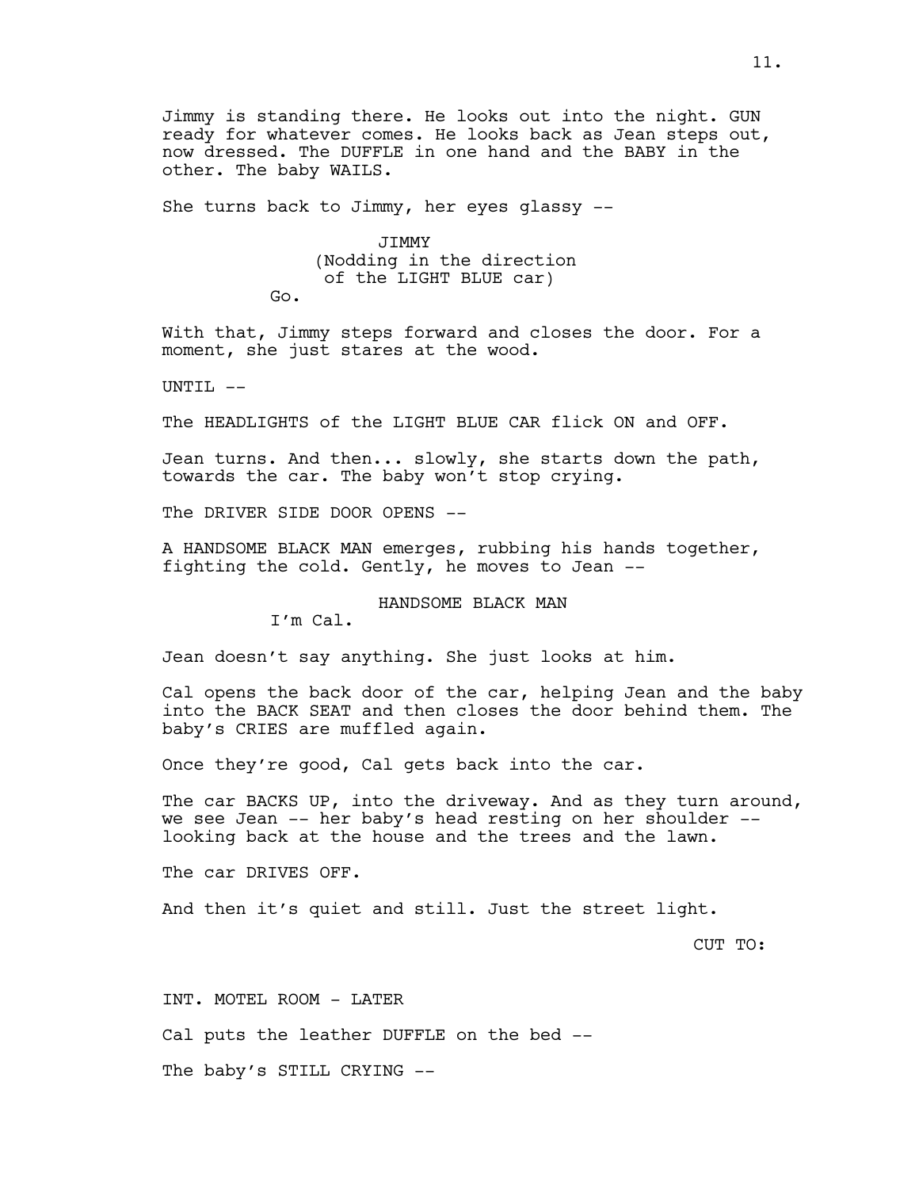Jimmy is standing there. He looks out into the night. GUN ready for whatever comes. He looks back as Jean steps out, now dressed. The DUFFLE in one hand and the BABY in the other. The baby WAILS.

She turns back to Jimmy, her eyes glassy --

JIMMY
(Nodding in the direction of the LIGHT BLUE car)
Go.

With that, Jimmy steps forward and closes the door. For a moment, she just stares at the wood.

UNTIL --

The HEADLIGHTS of the LIGHT BLUE CAR flick ON and OFF.

Jean turns. And then... slowly, she starts down the path, towards the car. The baby won't stop crying.

The DRIVER SIDE DOOR OPENS --

A HANDSOME BLACK MAN emerges, rubbing his hands together, fighting the cold. Gently, he moves to Jean --

HANDSOME BLACK MAN
I'm Cal.

Jean doesn't say anything. She just looks at him.

Cal opens the back door of the car, helping Jean and the baby into the BACK SEAT and then closes the door behind them. The baby's CRIES are muffled again.

Once they're good, Cal gets back into the car.

The car BACKS UP, into the driveway. And as they turn around, we see Jean -- her baby's head resting on her shoulder -- looking back at the house and the trees and the lawn.

The car DRIVES OFF.

And then it's quiet and still. Just the street light.

CUT TO:

INT. MOTEL ROOM - LATER

Cal puts the leather DUFFLE on the bed --

The baby's STILL CRYING --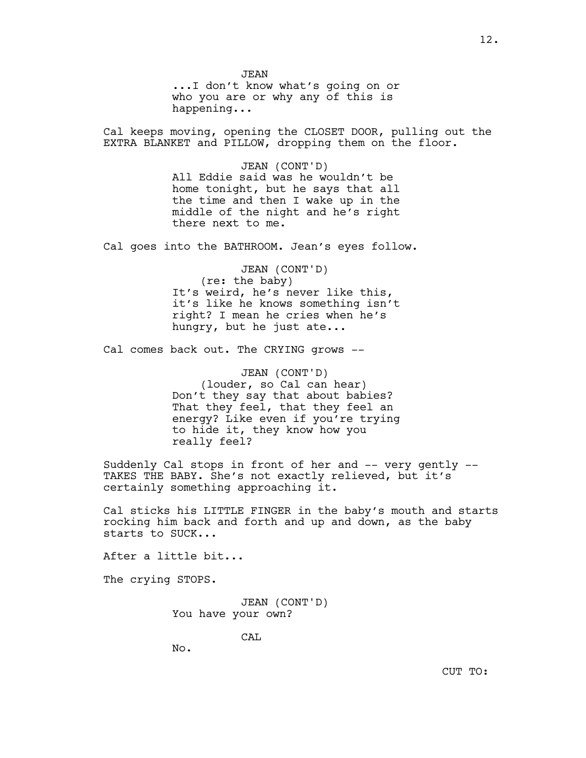JEAN

...I don't know what's going on or who you are or why any of this is happening...

Cal keeps moving, opening the CLOSET DOOR, pulling out the EXTRA BLANKET and PILLOW, dropping them on the floor.

JEAN (CONT'D)

All Eddie said was he wouldn't be home tonight, but he says that all the time and then I wake up in the middle of the night and he's right there next to me.

Cal goes into the BATHROOM. Jean's eyes follow.

JEAN (CONT'D)

(re: the baby)

It's weird, he's never like this, it's like he knows something isn't right? I mean he cries when he's hungry, but he just ate...

Cal comes back out. The CRYING grows --

JEAN (CONT'D)

(louder, so Cal can hear)

Don't they say that about babies? That they feel, that they feel an energy? Like even if you're trying to hide it, they know how you really feel?

Suddenly Cal stops in front of her and -- very gently -- TAKES THE BABY. She's not exactly relieved, but it's certainly something approaching it.

Cal sticks his LITTLE FINGER in the baby's mouth and starts rocking him back and forth and up and down, as the baby starts to SUCK...

After a little bit...

The crying STOPS.

JEAN (CONT'D)

You have your own?

CAL

No.

CUT TO: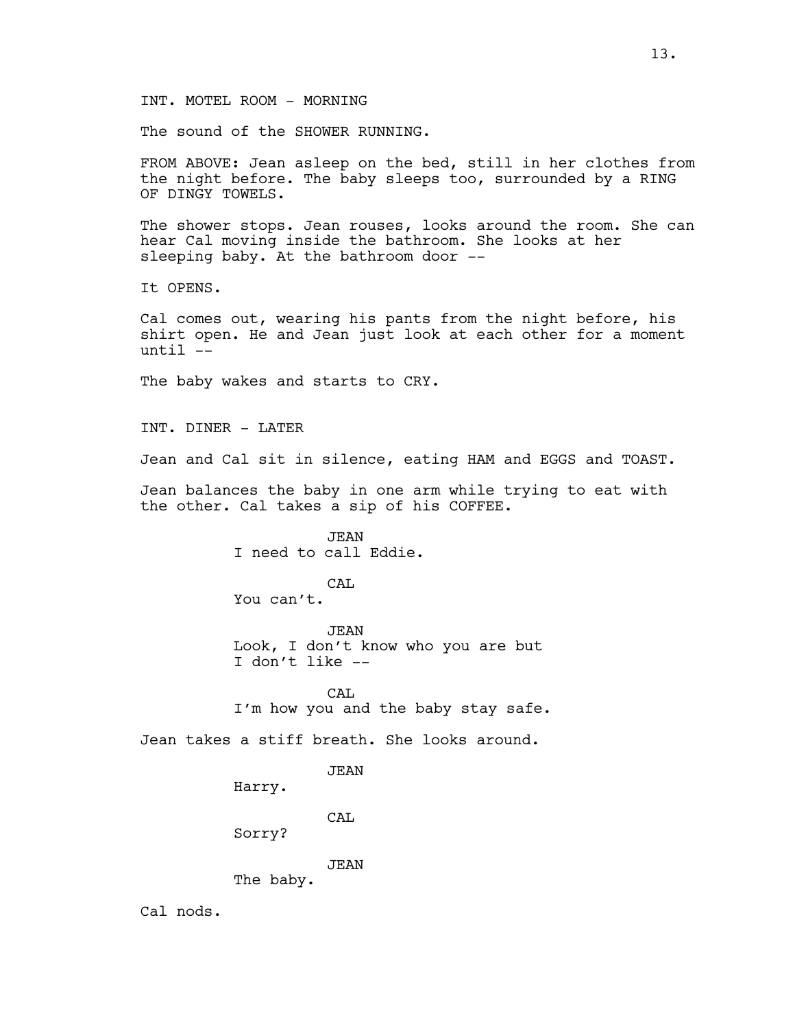INT. MOTEL ROOM - MORNING

The sound of the SHOWER RUNNING.

FROM ABOVE: Jean asleep on the bed, still in her clothes from the night before. The baby sleeps too, surrounded by a RING OF DINGY TOWELS.

The shower stops. Jean rouses, looks around the room. She can hear Cal moving inside the bathroom. She looks at her sleeping baby. At the bathroom door --

It OPENS.

Cal comes out, wearing his pants from the night before, his shirt open. He and Jean just look at each other for a moment until --

The baby wakes and starts to CRY.

INT. DINER - LATER

Jean and Cal sit in silence, eating HAM and EGGS and TOAST.

Jean balances the baby in one arm while trying to eat with the other. Cal takes a sip of his COFFEE.

JEAN
I need to call Eddie.

CAL
You can't.

JEAN
Look, I don't know who you are but I don't like --

CAL
I'm how you and the baby stay safe.

Jean takes a stiff breath. She looks around.

JEAN
Harry.

CAL
Sorry?

JEAN
The baby.

Cal nods.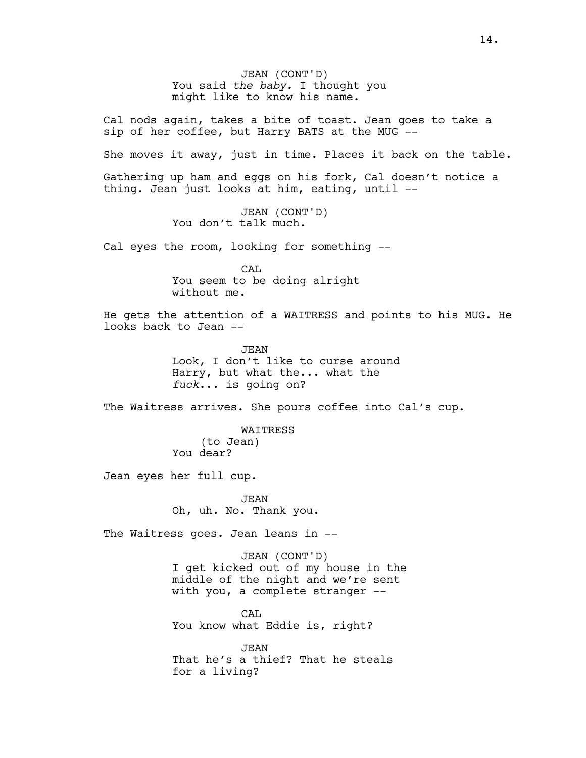JEAN (CONT'D)
You said *the baby.* I thought you might like to know his name.

Cal nods again, takes a bite of toast. Jean goes to take a sip of her coffee, but Harry BATS at the MUG --

She moves it away, just in time. Places it back on the table.

Gathering up ham and eggs on his fork, Cal doesn't notice a thing. Jean just looks at him, eating, until --

JEAN (CONT'D)
You don't talk much.

Cal eyes the room, looking for something --

CAL
You seem to be doing alright without me.

He gets the attention of a WAITRESS and points to his MUG. He looks back to Jean --

JEAN
Look, I don't like to curse around Harry, but what the... what the *fuck*... is going on?

The Waitress arrives. She pours coffee into Cal's cup.

WAITRESS
(to Jean)
You dear?

Jean eyes her full cup.

JEAN
Oh, uh. No. Thank you.

The Waitress goes. Jean leans in --

JEAN (CONT'D)
I get kicked out of my house in the middle of the night and we're sent with you, a complete stranger --

CAL
You know what Eddie is, right?

JEAN
That he's a thief? That he steals for a living?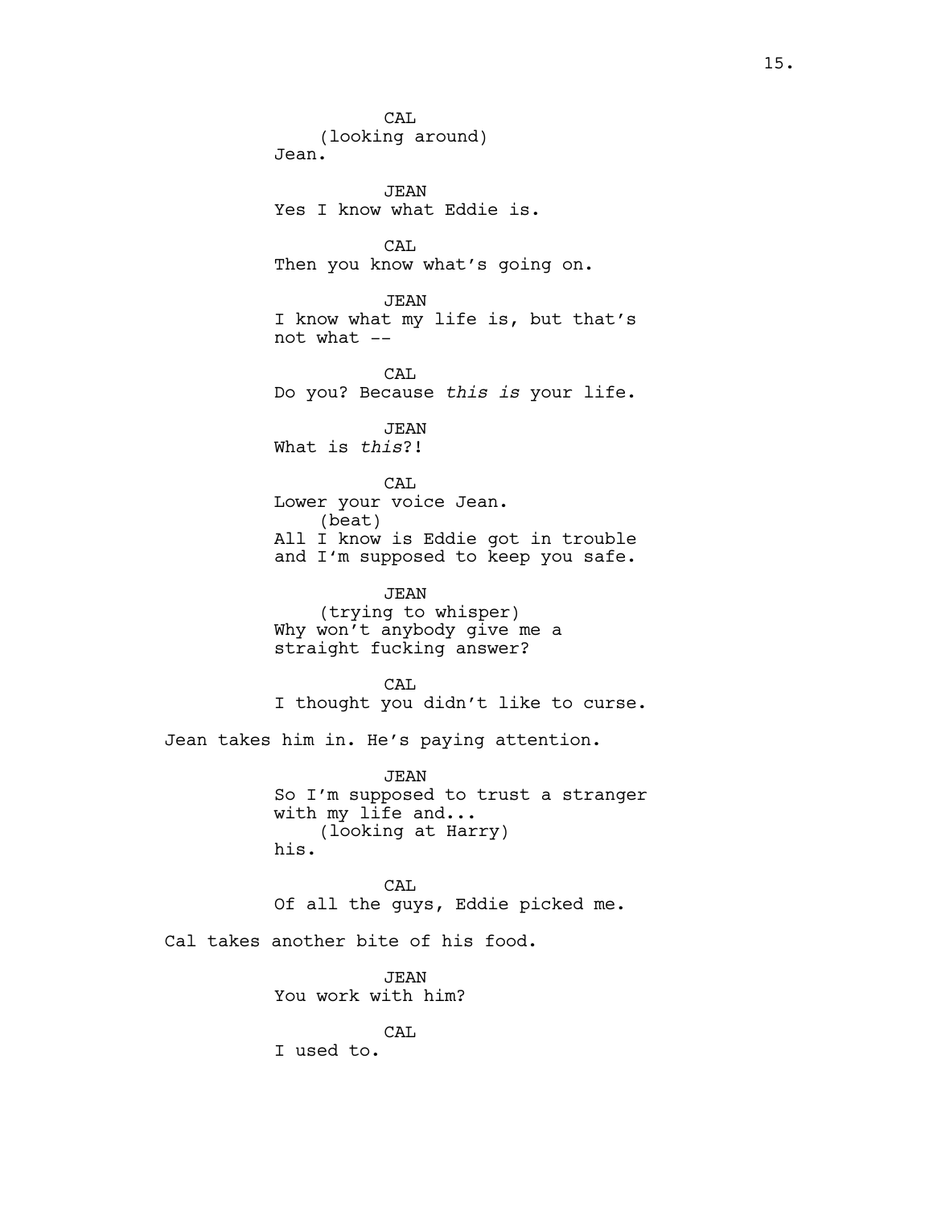CAL
(looking around)
Jean.

JEAN
Yes I know what Eddie is.

CAL
Then you know what's going on.

JEAN
I know what my life is, but that's not what --

CAL
Do you? Because *this is* your life.

JEAN
What is *this*?!

CAL
Lower your voice Jean.
(beat)
All I know is Eddie got in trouble and I'm supposed to keep you safe.

JEAN
(trying to whisper)
Why won't anybody give me a straight fucking answer?

CAL
I thought you didn't like to curse.

Jean takes him in. He's paying attention.

JEAN
So I'm supposed to trust a stranger with my life and...
(looking at Harry)
his.

CAL
Of all the guys, Eddie picked me.

Cal takes another bite of his food.

JEAN
You work with him?

CAL
I used to.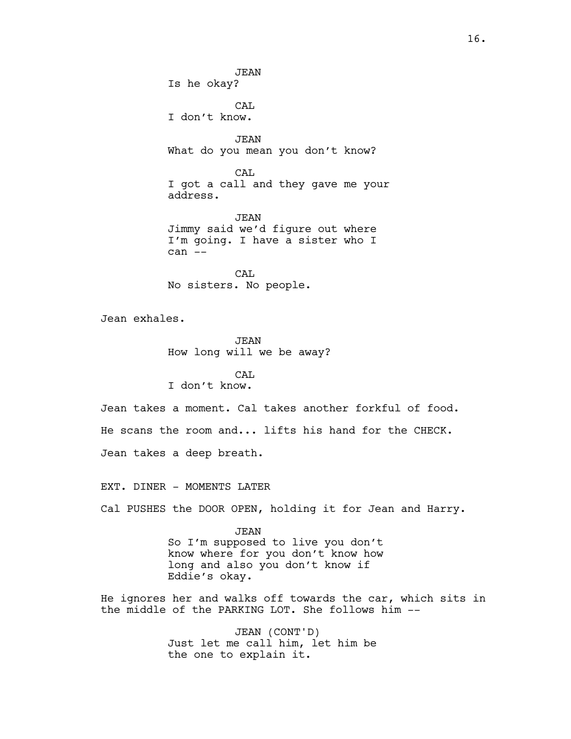JEAN
Is he okay?

CAL
I don't know.

JEAN
What do you mean you don't know?

CAL
I got a call and they gave me your address.

JEAN
Jimmy said we'd figure out where I'm going. I have a sister who I can --

CAL
No sisters. No people.

Jean exhales.

JEAN
How long will we be away?

CAL
I don't know.

Jean takes a moment. Cal takes another forkful of food.

He scans the room and... lifts his hand for the CHECK.

Jean takes a deep breath.

EXT. DINER - MOMENTS LATER

Cal PUSHES the DOOR OPEN, holding it for Jean and Harry.

JEAN
So I'm supposed to live you don't know where for you don't know how long and also you don't know if Eddie's okay.

He ignores her and walks off towards the car, which sits in the middle of the PARKING LOT. She follows him --

JEAN (CONT'D)
Just let me call him, let him be the one to explain it.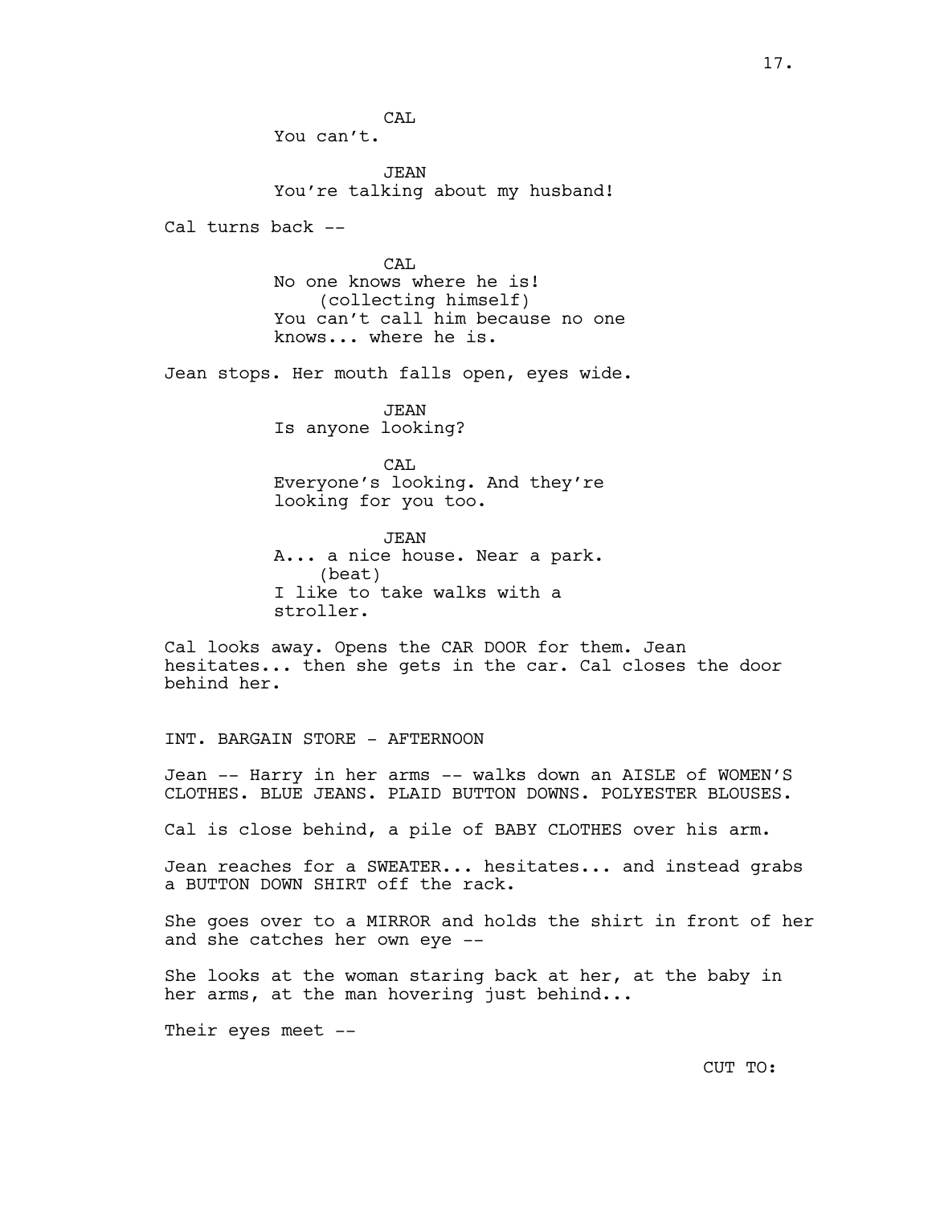CAL
You can't.

JEAN
You're talking about my husband!

Cal turns back --

CAL
No one knows where he is!
(collecting himself)
You can't call him because no one knows... where he is.

Jean stops. Her mouth falls open, eyes wide.

JEAN
Is anyone looking?

CAL
Everyone's looking. And they're looking for you too.

JEAN
A... a nice house. Near a park.
(beat)
I like to take walks with a stroller.

Cal looks away. Opens the CAR DOOR for them. Jean hesitates... then she gets in the car. Cal closes the door behind her.

INT. BARGAIN STORE - AFTERNOON

Jean -- Harry in her arms -- walks down an AISLE of WOMEN'S CLOTHES. BLUE JEANS. PLAID BUTTON DOWNS. POLYESTER BLOUSES.

Cal is close behind, a pile of BABY CLOTHES over his arm.

Jean reaches for a SWEATER... hesitates... and instead grabs a BUTTON DOWN SHIRT off the rack.

She goes over to a MIRROR and holds the shirt in front of her and she catches her own eye --

She looks at the woman staring back at her, at the baby in her arms, at the man hovering just behind...

Their eyes meet --

CUT TO: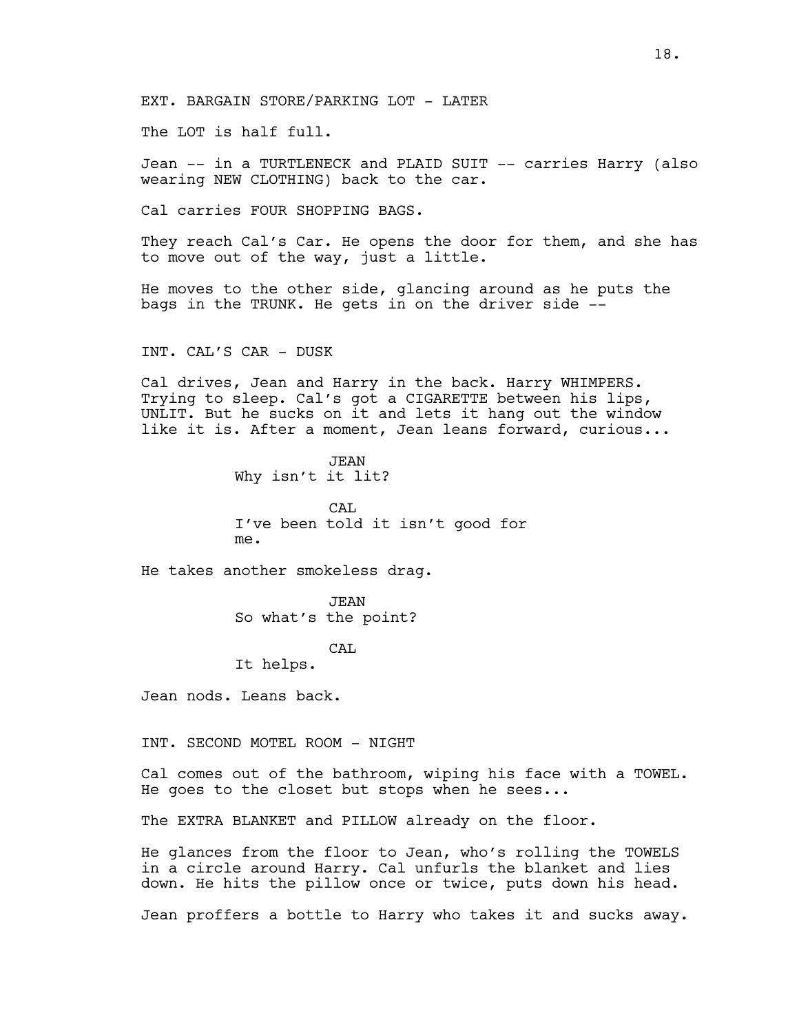EXT. BARGAIN STORE/PARKING LOT - LATER

The LOT is half full.

Jean -- in a TURTLENECK and PLAID SUIT -- carries Harry (also wearing NEW CLOTHING) back to the car.

Cal carries FOUR SHOPPING BAGS.

They reach Cal's Car. He opens the door for them, and she has to move out of the way, just a little.

He moves to the other side, glancing around as he puts the bags in the TRUNK. He gets in on the driver side --

INT. CAL'S CAR - DUSK

Cal drives, Jean and Harry in the back. Harry WHIMPERS. Trying to sleep. Cal's got a CIGARETTE between his lips, UNLIT. But he sucks on it and lets it hang out the window like it is. After a moment, Jean leans forward, curious...

JEAN
Why isn't it lit?

CAL
I've been told it isn't good for me.

He takes another smokeless drag.

JEAN
So what's the point?

CAL
It helps.

Jean nods. Leans back.

INT. SECOND MOTEL ROOM - NIGHT

Cal comes out of the bathroom, wiping his face with a TOWEL. He goes to the closet but stops when he sees...

The EXTRA BLANKET and PILLOW already on the floor.

He glances from the floor to Jean, who's rolling the TOWELS in a circle around Harry. Cal unfurls the blanket and lies down. He hits the pillow once or twice, puts down his head.

Jean proffers a bottle to Harry who takes it and sucks away.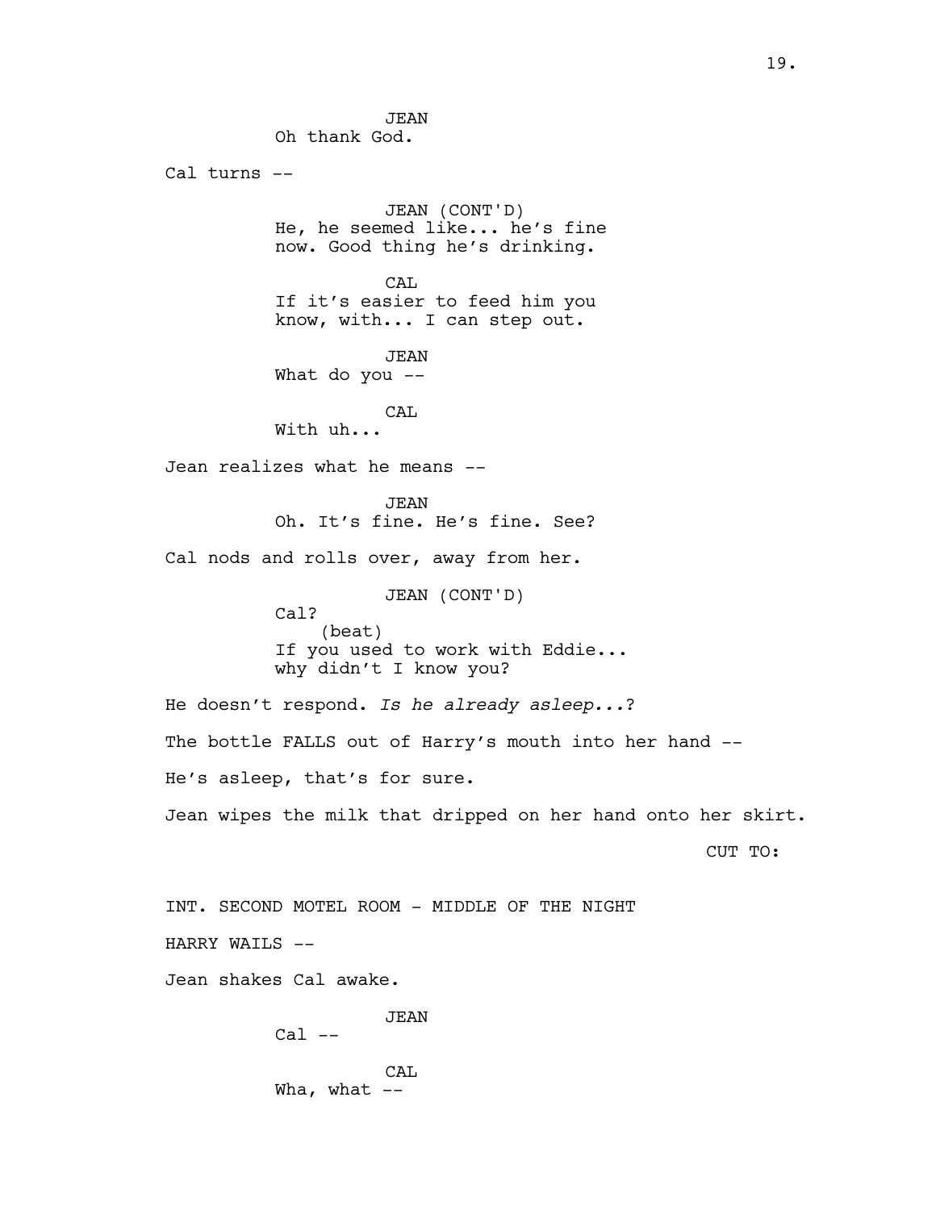JEAN
Oh thank God.

Cal turns --

JEAN (CONT'D)
He, he seemed like... he's fine now. Good thing he's drinking.

CAL
If it's easier to feed him you know, with... I can step out.

JEAN
What do you --

CAL
With uh...

Jean realizes what he means --

JEAN
Oh. It's fine. He's fine. See?

Cal nods and rolls over, away from her.

JEAN (CONT'D)
Cal?
(beat)
If you used to work with Eddie... why didn't I know you?

He doesn't respond. *Is he already asleep...?*

The bottle FALLS out of Harry's mouth into her hand --

He's asleep, that's for sure.

Jean wipes the milk that dripped on her hand onto her skirt.

CUT TO:

INT. SECOND MOTEL ROOM - MIDDLE OF THE NIGHT

HARRY WAILS --

Jean shakes Cal awake.

JEAN
Cal --

CAL
Wha, what --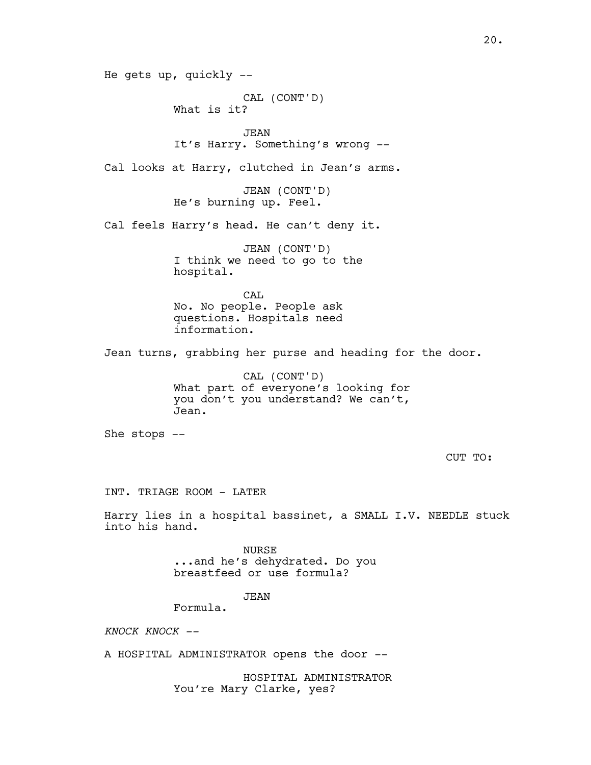He gets up, quickly --

CAL (CONT'D)
What is it?

JEAN
It's Harry. Something's wrong --

Cal looks at Harry, clutched in Jean's arms.

JEAN (CONT'D)
He's burning up. Feel.

Cal feels Harry's head. He can't deny it.

JEAN (CONT'D)
I think we need to go to the hospital.

CAL
No. No people. People ask questions. Hospitals need information.

Jean turns, grabbing her purse and heading for the door.

CAL (CONT'D)
What part of everyone's looking for you don't you understand? We can't, Jean.

She stops --

CUT TO:

INT. TRIAGE ROOM - LATER

Harry lies in a hospital bassinet, a SMALL I.V. NEEDLE stuck into his hand.

NURSE
...and he's dehydrated. Do you breastfeed or use formula?

JEAN
Formula.

*KNOCK KNOCK* --

A HOSPITAL ADMINISTRATOR opens the door --

HOSPITAL ADMINISTRATOR
You're Mary Clarke, yes?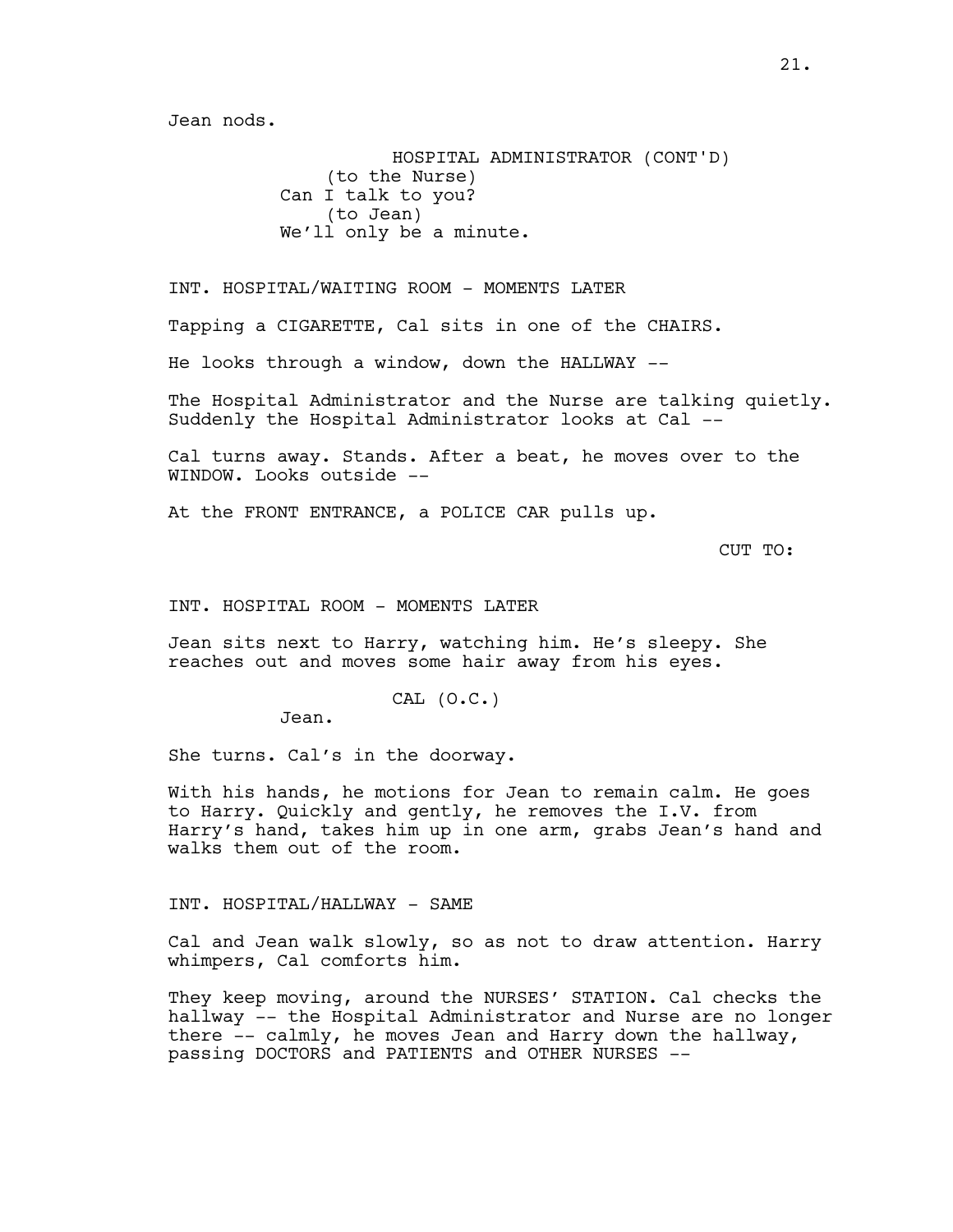Jean nods.

HOSPITAL ADMINISTRATOR (CONT'D)
(to the Nurse)
Can I talk to you?
(to Jean)
We'll only be a minute.

INT. HOSPITAL/WAITING ROOM - MOMENTS LATER

Tapping a CIGARETTE, Cal sits in one of the CHAIRS.

He looks through a window, down the HALLWAY --

The Hospital Administrator and the Nurse are talking quietly. Suddenly the Hospital Administrator looks at Cal --

Cal turns away. Stands. After a beat, he moves over to the WINDOW. Looks outside --

At the FRONT ENTRANCE, a POLICE CAR pulls up.

CUT TO:

INT. HOSPITAL ROOM - MOMENTS LATER

Jean sits next to Harry, watching him. He's sleepy. She reaches out and moves some hair away from his eyes.

CAL (O.C.)
Jean.

She turns. Cal's in the doorway.

With his hands, he motions for Jean to remain calm. He goes to Harry. Quickly and gently, he removes the I.V. from Harry's hand, takes him up in one arm, grabs Jean's hand and walks them out of the room.

INT. HOSPITAL/HALLWAY - SAME

Cal and Jean walk slowly, so as not to draw attention. Harry whimpers, Cal comforts him.

They keep moving, around the NURSES' STATION. Cal checks the hallway -- the Hospital Administrator and Nurse are no longer there -- calmly, he moves Jean and Harry down the hallway, passing DOCTORS and PATIENTS and OTHER NURSES --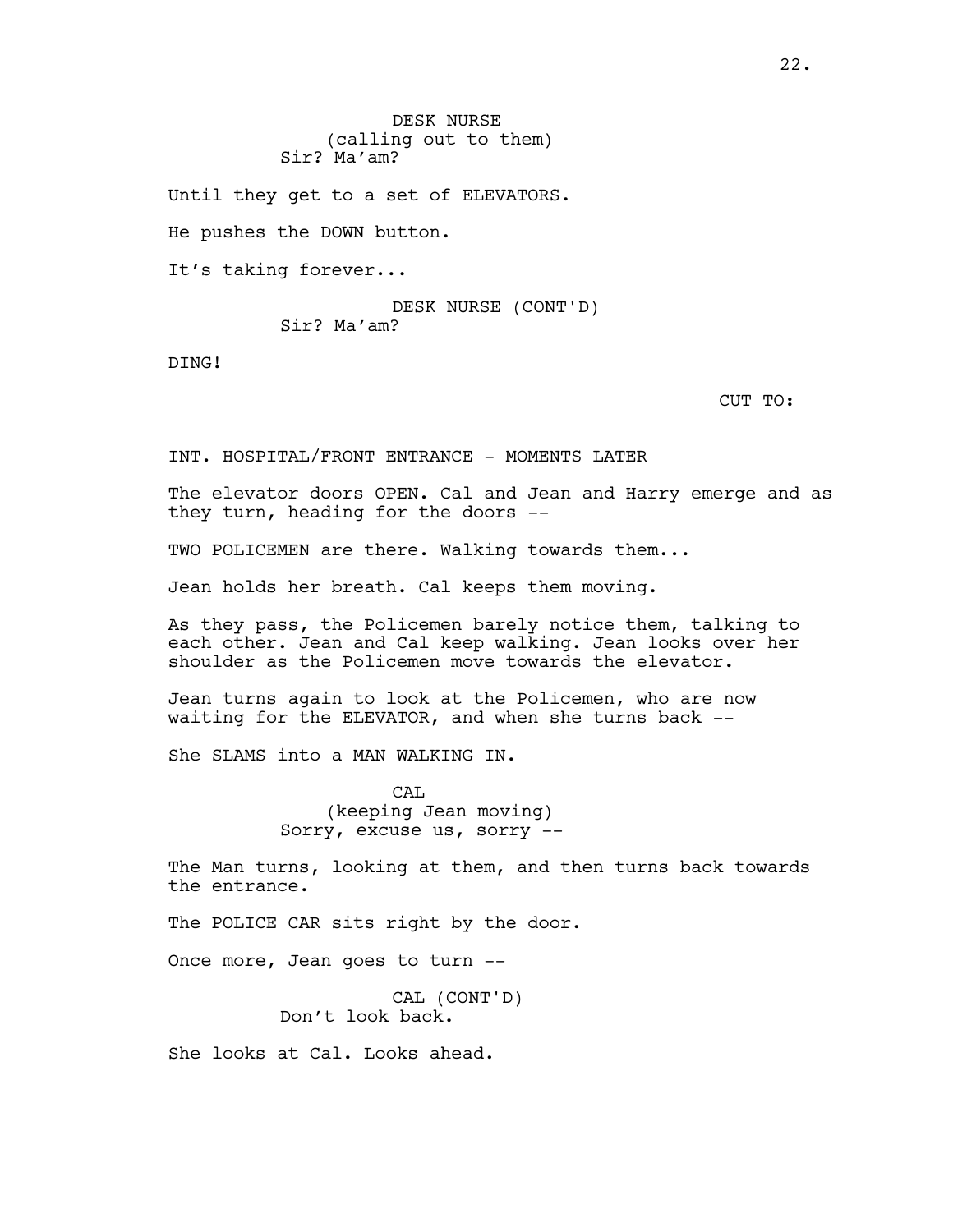DESK NURSE
(calling out to them)
Sir? Ma'am?

Until they get to a set of ELEVATORS.

He pushes the DOWN button.

It's taking forever...

DESK NURSE (CONT'D)
Sir? Ma'am?

DING!

CUT TO:

INT. HOSPITAL/FRONT ENTRANCE - MOMENTS LATER

The elevator doors OPEN. Cal and Jean and Harry emerge and as they turn, heading for the doors --

TWO POLICEMEN are there. Walking towards them...

Jean holds her breath. Cal keeps them moving.

As they pass, the Policemen barely notice them, talking to each other. Jean and Cal keep walking. Jean looks over her shoulder as the Policemen move towards the elevator.

Jean turns again to look at the Policemen, who are now waiting for the ELEVATOR, and when she turns back --

She SLAMS into a MAN WALKING IN.

CAL
(keeping Jean moving)
Sorry, excuse us, sorry --

The Man turns, looking at them, and then turns back towards the entrance.

The POLICE CAR sits right by the door.

Once more, Jean goes to turn --

CAL (CONT'D)
Don't look back.

She looks at Cal. Looks ahead.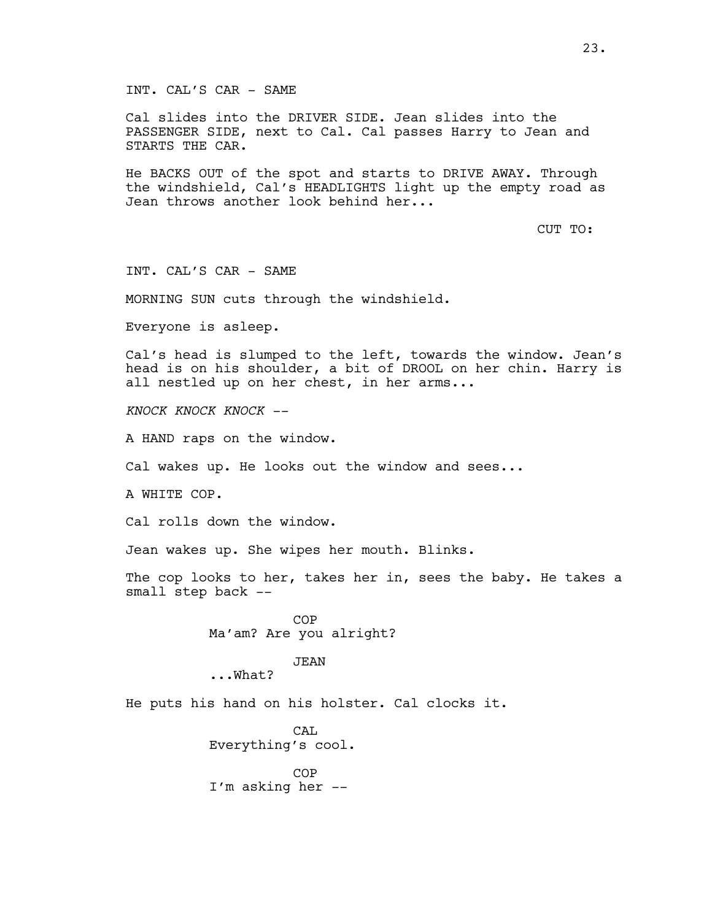INT. CAL'S CAR - SAME

Cal slides into the DRIVER SIDE. Jean slides into the PASSENGER SIDE, next to Cal. Cal passes Harry to Jean and STARTS THE CAR.

He BACKS OUT of the spot and starts to DRIVE AWAY. Through the windshield, Cal's HEADLIGHTS light up the empty road as Jean throws another look behind her...

CUT TO:

INT. CAL'S CAR - SAME

MORNING SUN cuts through the windshield.

Everyone is asleep.

Cal's head is slumped to the left, towards the window. Jean's head is on his shoulder, a bit of DROOL on her chin. Harry is all nestled up on her chest, in her arms...

*KNOCK KNOCK KNOCK --*

A HAND raps on the window.

Cal wakes up. He looks out the window and sees...

A WHITE COP.

Cal rolls down the window.

Jean wakes up. She wipes her mouth. Blinks.

The cop looks to her, takes her in, sees the baby. He takes a small step back --

COP
Ma'am? Are you alright?

JEAN
...What?

He puts his hand on his holster. Cal clocks it.

CAL
Everything's cool.

COP
I'm asking her --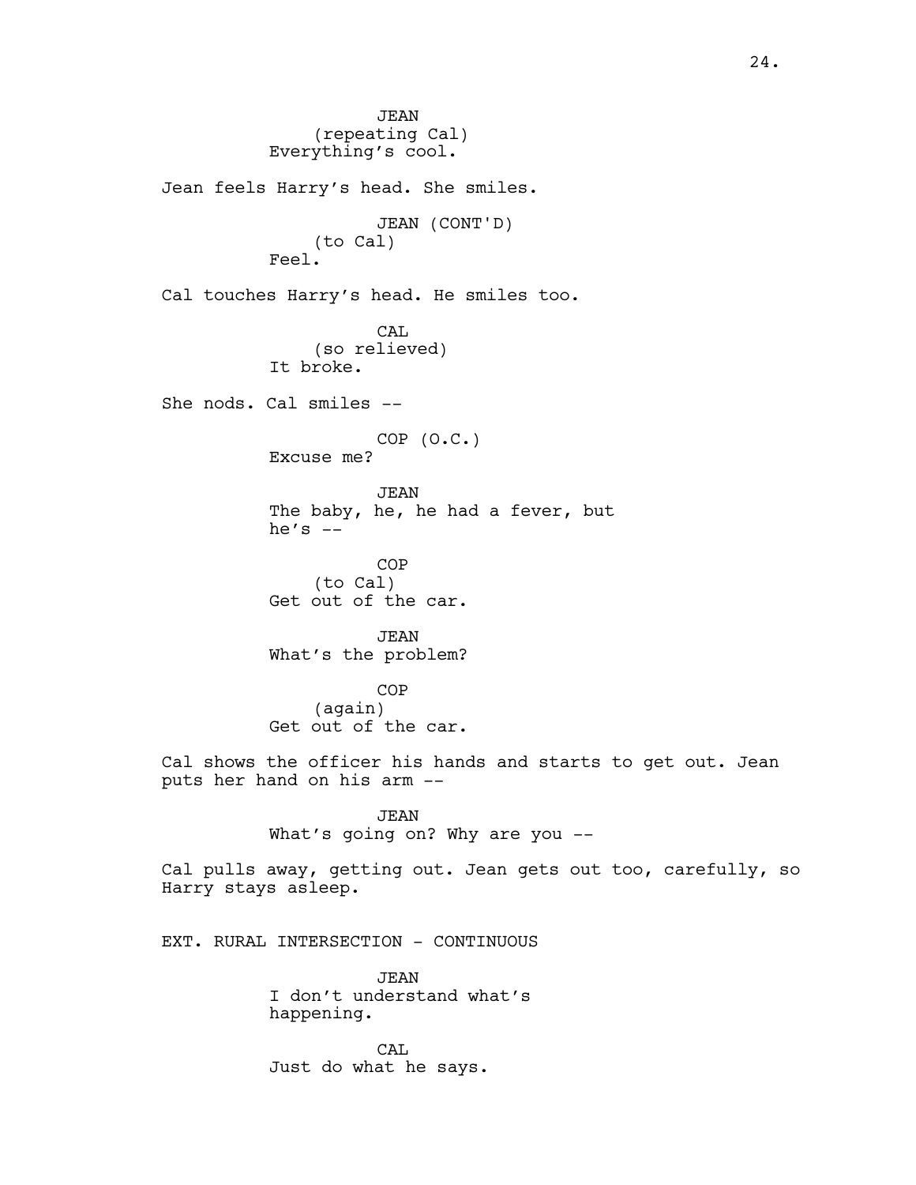JEAN
(repeating Cal)
Everything's cool.

Jean feels Harry's head. She smiles.

JEAN (CONT'D)
(to Cal)
Feel.

Cal touches Harry's head. He smiles too.

CAL
(so relieved)
It broke.

She nods. Cal smiles --

COP (O.C.)
Excuse me?

JEAN
The baby, he, he had a fever, but he's --

COP
(to Cal)
Get out of the car.

JEAN
What's the problem?

COP
(again)
Get out of the car.

Cal shows the officer his hands and starts to get out. Jean puts her hand on his arm --

JEAN
What's going on? Why are you --

Cal pulls away, getting out. Jean gets out too, carefully, so Harry stays asleep.

EXT. RURAL INTERSECTION - CONTINUOUS

JEAN
I don't understand what's happening.

CAL
Just do what he says.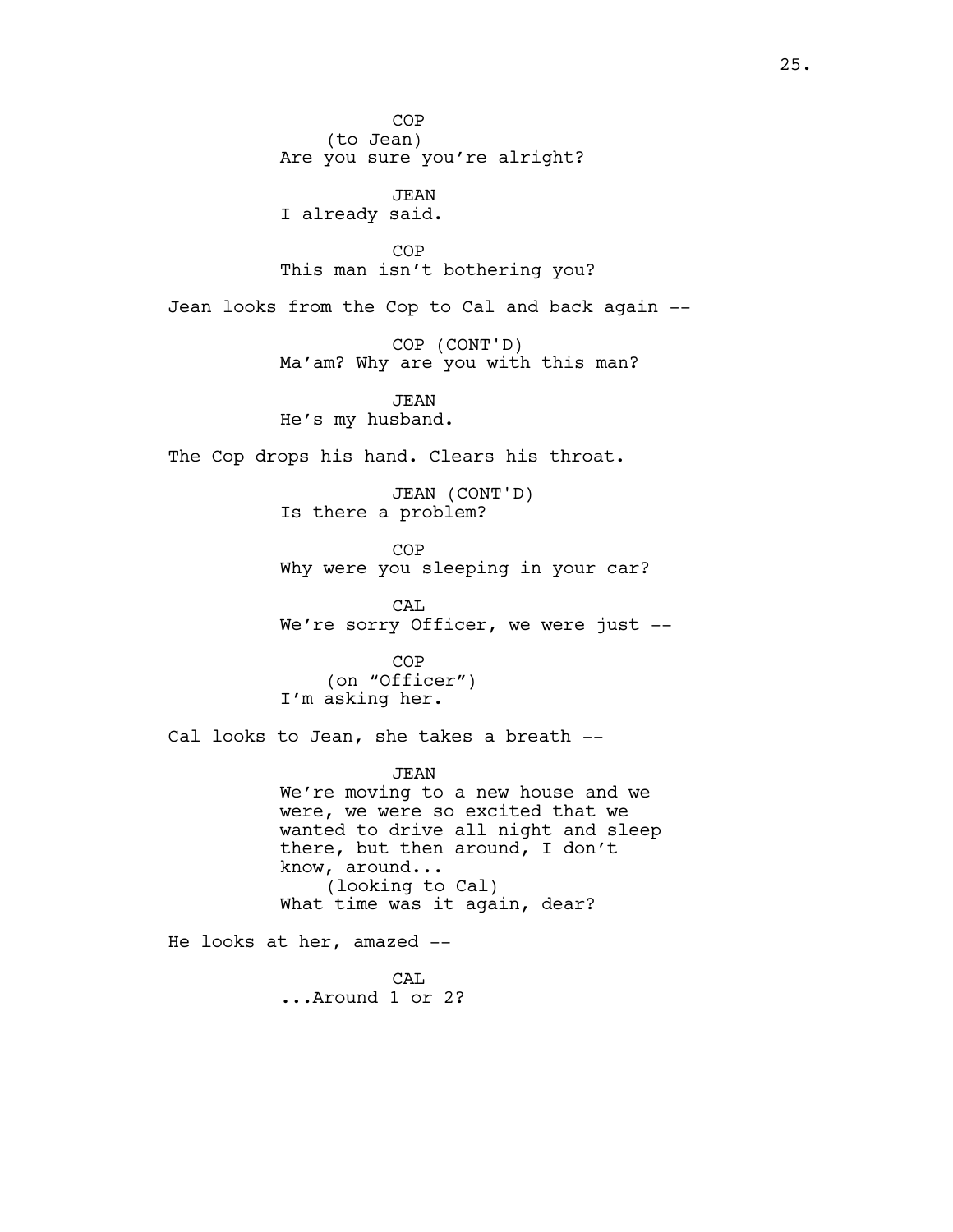COP
(to Jean)
Are you sure you're alright?

JEAN
I already said.

COP
This man isn't bothering you?

Jean looks from the Cop to Cal and back again --

COP (CONT'D)
Ma'am? Why are you with this man?

JEAN
He's my husband.

The Cop drops his hand. Clears his throat.

JEAN (CONT'D)
Is there a problem?

COP
Why were you sleeping in your car?

CAL
We're sorry Officer, we were just --

COP
(on "Officer")
I'm asking her.

Cal looks to Jean, she takes a breath --

JEAN
We're moving to a new house and we were, we were so excited that we wanted to drive all night and sleep there, but then around, I don't know, around...
(looking to Cal)
What time was it again, dear?

He looks at her, amazed --

CAL
...Around 1 or 2?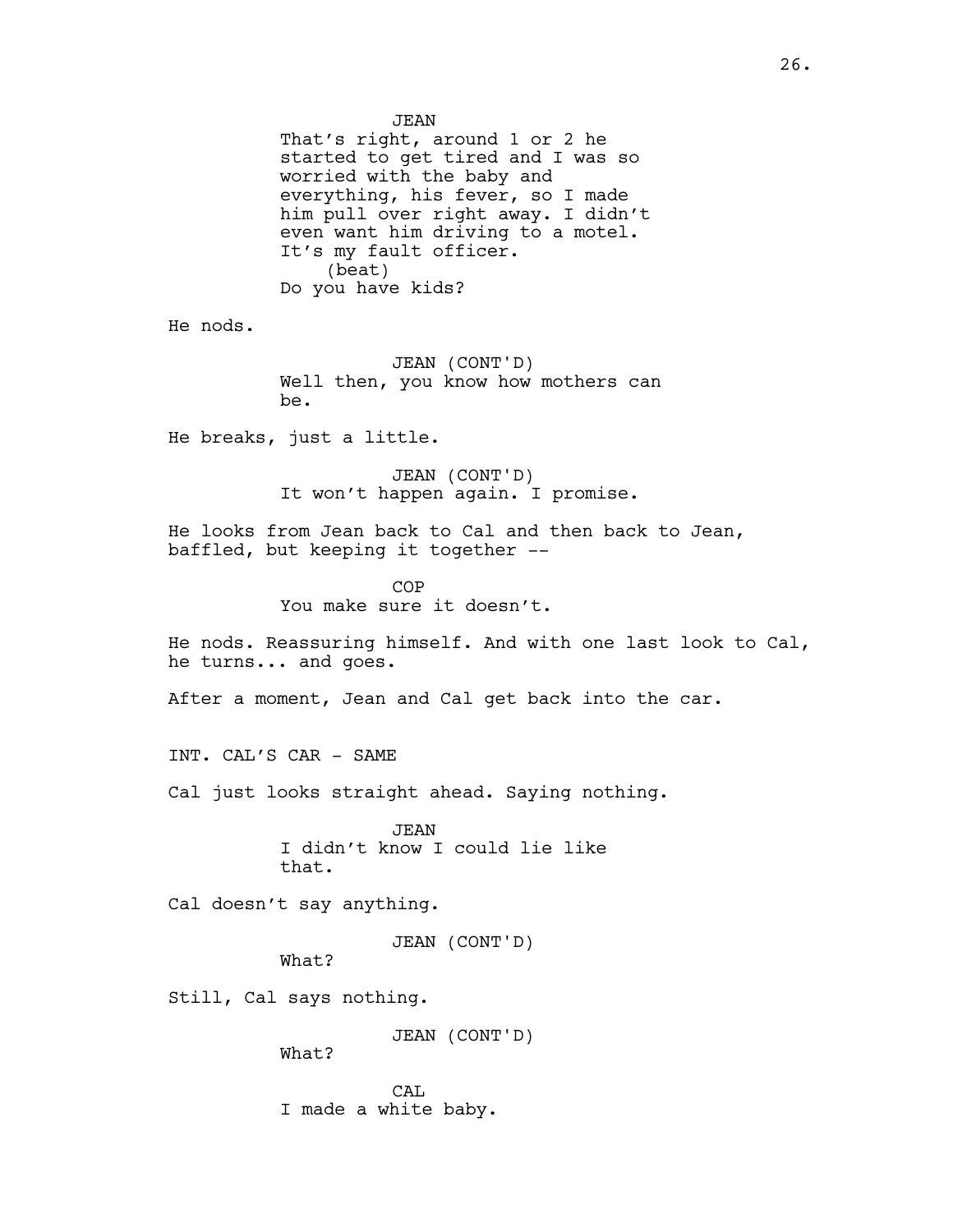JEAN

That's right, around 1 or 2 he started to get tired and I was so worried with the baby and everything, his fever, so I made him pull over right away. I didn't even want him driving to a motel. It's my fault officer.

(beat)

Do you have kids?

He nods.

JEAN (CONT'D)

Well then, you know how mothers can be.

He breaks, just a little.

JEAN (CONT'D)

It won't happen again. I promise.

He looks from Jean back to Cal and then back to Jean, baffled, but keeping it together --

COP

You make sure it doesn't.

He nods. Reassuring himself. And with one last look to Cal, he turns... and goes.

After a moment, Jean and Cal get back into the car.

INT. CAL'S CAR - SAME

Cal just looks straight ahead. Saying nothing.

JEAN

I didn't know I could lie like that.

Cal doesn't say anything.

JEAN (CONT'D)

What?

Still, Cal says nothing.

JEAN (CONT'D)

What?

CAL

I made a white baby.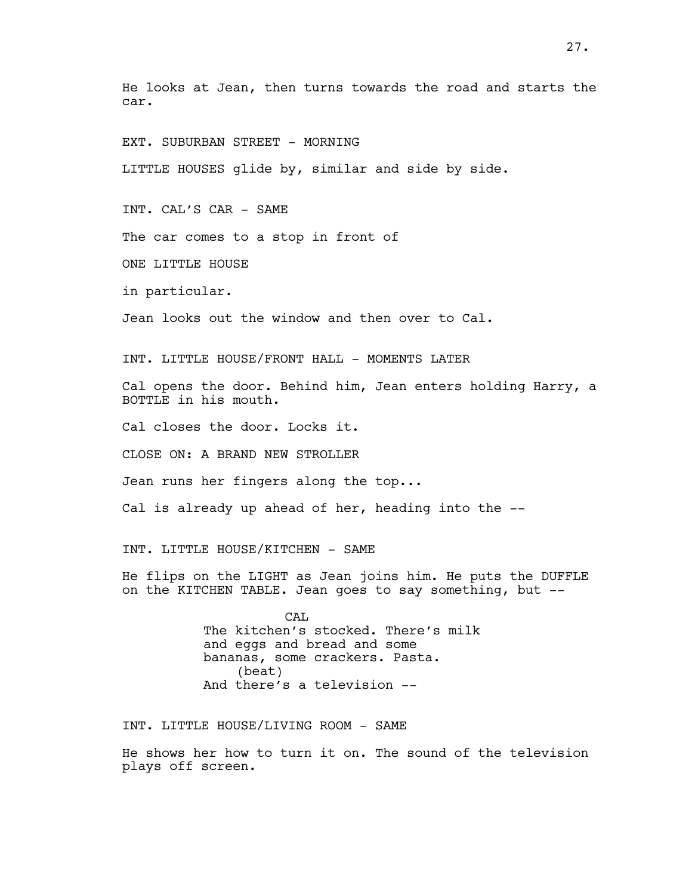He looks at Jean, then turns towards the road and starts the car.

EXT. SUBURBAN STREET - MORNING

LITTLE HOUSES glide by, similar and side by side.

INT. CAL'S CAR - SAME

The car comes to a stop in front of

ONE LITTLE HOUSE

in particular.

Jean looks out the window and then over to Cal.

INT. LITTLE HOUSE/FRONT HALL - MOMENTS LATER

Cal opens the door. Behind him, Jean enters holding Harry, a BOTTLE in his mouth.

Cal closes the door. Locks it.

CLOSE ON: A BRAND NEW STROLLER

Jean runs her fingers along the top...

Cal is already up ahead of her, heading into the --

INT. LITTLE HOUSE/KITCHEN - SAME

He flips on the LIGHT as Jean joins him. He puts the DUFFLE on the KITCHEN TABLE. Jean goes to say something, but --

CAL
The kitchen's stocked. There's milk and eggs and bread and some bananas, some crackers. Pasta.
(beat)
And there's a television --

INT. LITTLE HOUSE/LIVING ROOM - SAME

He shows her how to turn it on. The sound of the television plays off screen.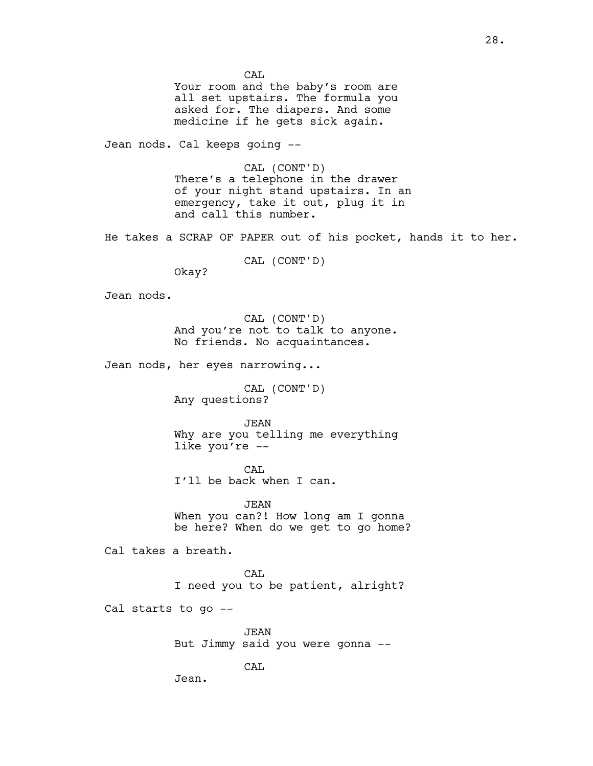CAL
Your room and the baby's room are all set upstairs. The formula you asked for. The diapers. And some medicine if he gets sick again.

Jean nods. Cal keeps going --

CAL (CONT'D)
There's a telephone in the drawer of your night stand upstairs. In an emergency, take it out, plug it in and call this number.

He takes a SCRAP OF PAPER out of his pocket, hands it to her.

CAL (CONT'D)
Okay?

Jean nods.

CAL (CONT'D)
And you're not to talk to anyone. No friends. No acquaintances.

Jean nods, her eyes narrowing...

CAL (CONT'D)
Any questions?

JEAN
Why are you telling me everything like you're --

CAL
I'll be back when I can.

JEAN
When you can?! How long am I gonna be here? When do we get to go home?

Cal takes a breath.

CAL
I need you to be patient, alright?

Cal starts to go --

JEAN
But Jimmy said you were gonna --

CAL
Jean.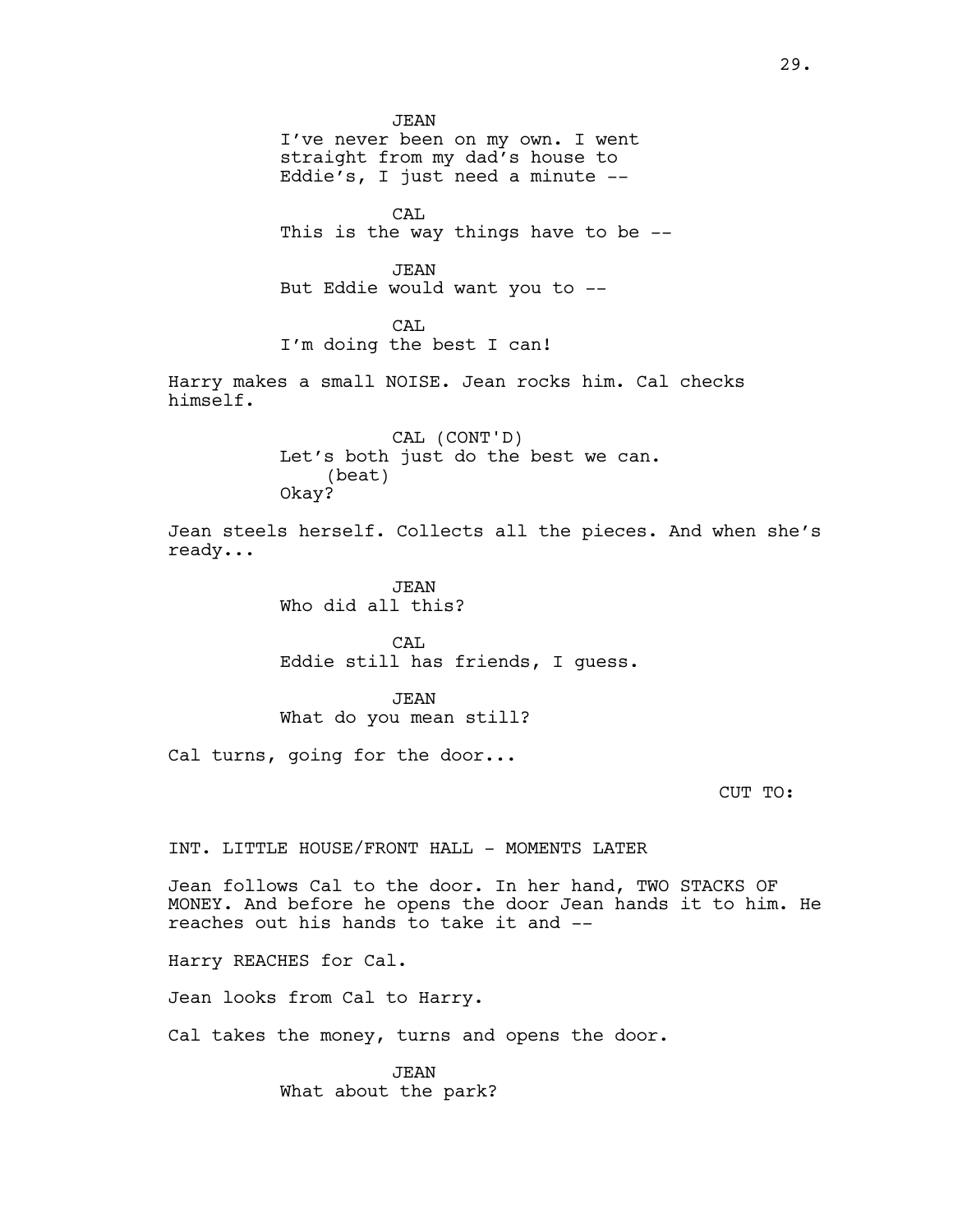JEAN
I've never been on my own. I went straight from my dad's house to Eddie's, I just need a minute --

CAL
This is the way things have to be --

JEAN
But Eddie would want you to --

CAL
I'm doing the best I can!

Harry makes a small NOISE. Jean rocks him. Cal checks himself.

CAL (CONT'D)
Let's both just do the best we can.
(beat)
Okay?

Jean steels herself. Collects all the pieces. And when she's ready...

JEAN
Who did all this?

CAL
Eddie still has friends, I guess.

JEAN
What do you mean still?

Cal turns, going for the door...

CUT TO:

INT. LITTLE HOUSE/FRONT HALL - MOMENTS LATER

Jean follows Cal to the door. In her hand, TWO STACKS OF MONEY. And before he opens the door Jean hands it to him. He reaches out his hands to take it and --

Harry REACHES for Cal.

Jean looks from Cal to Harry.

Cal takes the money, turns and opens the door.

JEAN
What about the park?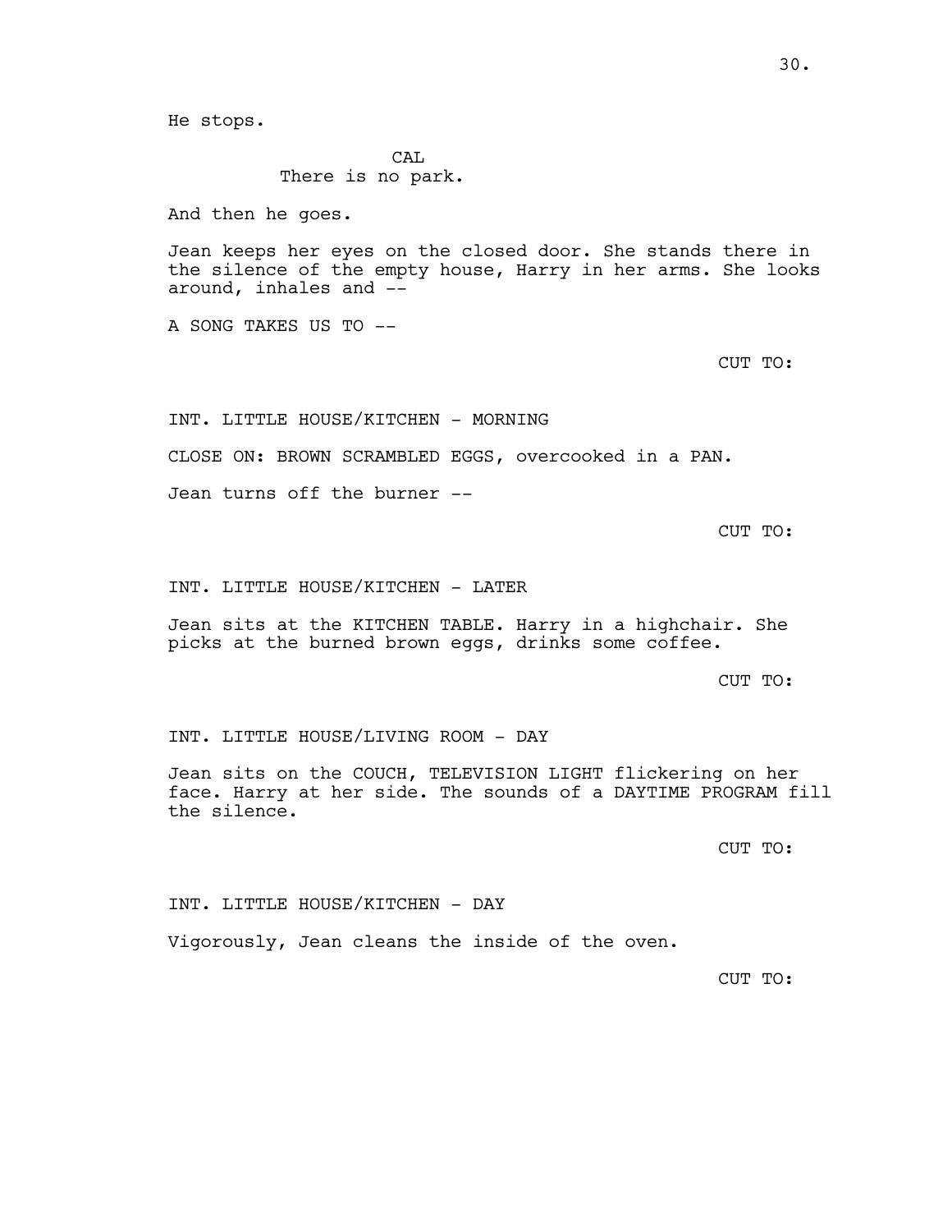He stops.

CAL
There is no park.

And then he goes.

Jean keeps her eyes on the closed door. She stands there in the silence of the empty house, Harry in her arms. She looks around, inhales and --

A SONG TAKES US TO --

CUT TO:

INT. LITTLE HOUSE/KITCHEN - MORNING

CLOSE ON: BROWN SCRAMBLED EGGS, overcooked in a PAN.

Jean turns off the burner --

CUT TO:

INT. LITTLE HOUSE/KITCHEN - LATER

Jean sits at the KITCHEN TABLE. Harry in a highchair. She picks at the burned brown eggs, drinks some coffee.

CUT TO:

INT. LITTLE HOUSE/LIVING ROOM - DAY

Jean sits on the COUCH, TELEVISION LIGHT flickering on her face. Harry at her side. The sounds of a DAYTIME PROGRAM fill the silence.

CUT TO:

INT. LITTLE HOUSE/KITCHEN - DAY

Vigorously, Jean cleans the inside of the oven.

CUT TO: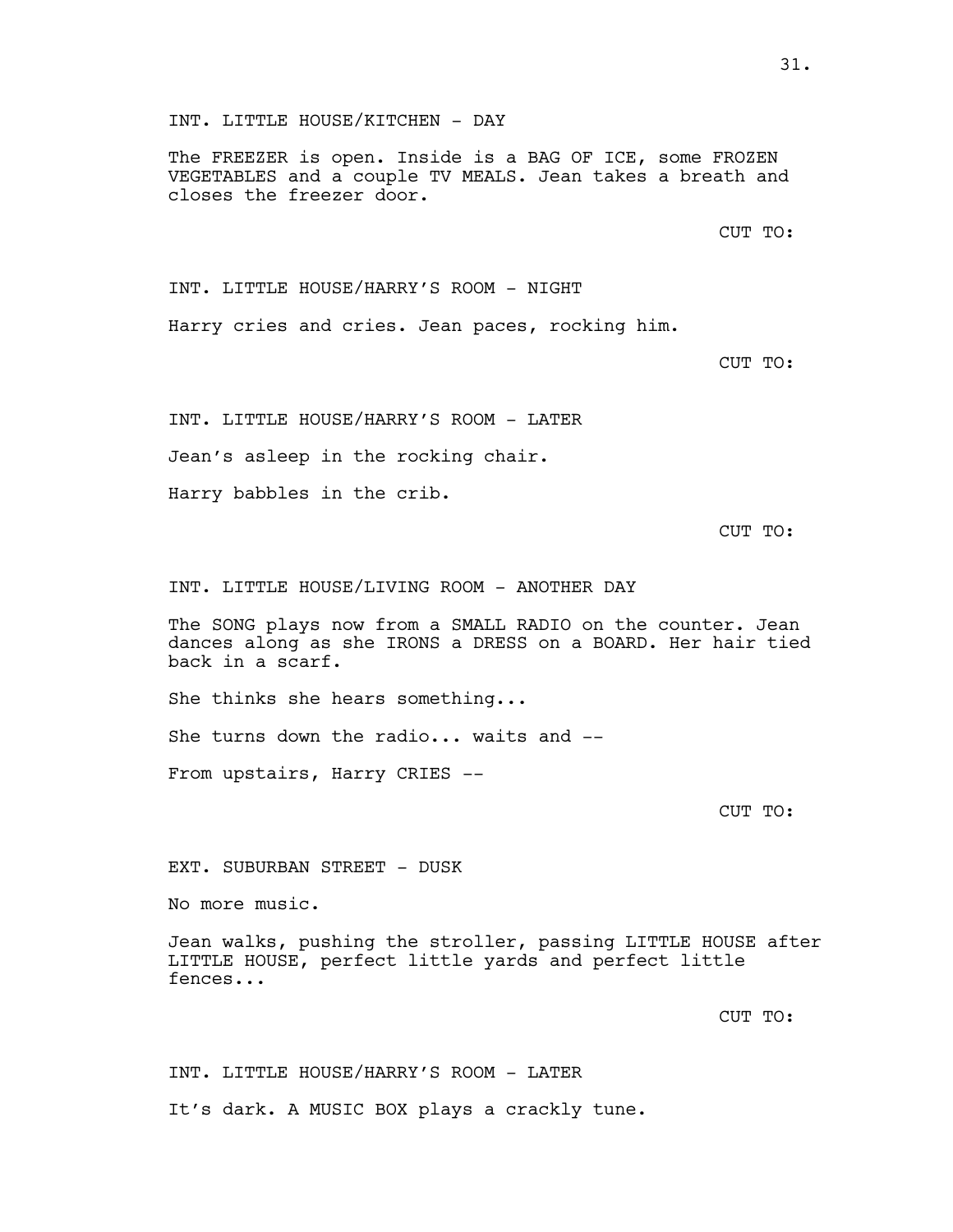INT. LITTLE HOUSE/KITCHEN - DAY

The FREEZER is open. Inside is a BAG OF ICE, some FROZEN VEGETABLES and a couple TV MEALS. Jean takes a breath and closes the freezer door.

CUT TO:

INT. LITTLE HOUSE/HARRY'S ROOM - NIGHT

Harry cries and cries. Jean paces, rocking him.

CUT TO:

INT. LITTLE HOUSE/HARRY'S ROOM - LATER

Jean's asleep in the rocking chair.

Harry babbles in the crib.

CUT TO:

INT. LITTLE HOUSE/LIVING ROOM - ANOTHER DAY

The SONG plays now from a SMALL RADIO on the counter. Jean dances along as she IRONS a DRESS on a BOARD. Her hair tied back in a scarf.

She thinks she hears something...

She turns down the radio... waits and --

From upstairs, Harry CRIES --

CUT TO:

EXT. SUBURBAN STREET - DUSK

No more music.

Jean walks, pushing the stroller, passing LITTLE HOUSE after LITTLE HOUSE, perfect little yards and perfect little fences...

CUT TO:

INT. LITTLE HOUSE/HARRY'S ROOM - LATER

It's dark. A MUSIC BOX plays a crackly tune.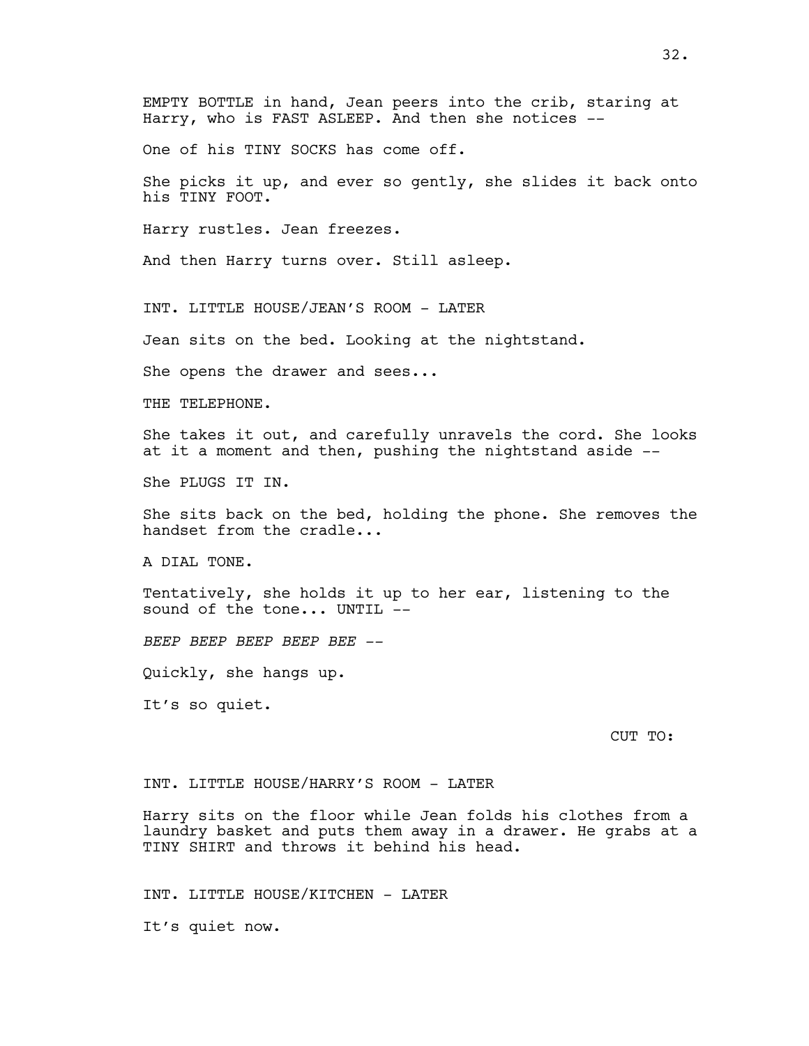EMPTY BOTTLE in hand, Jean peers into the crib, staring at Harry, who is FAST ASLEEP. And then she notices --

One of his TINY SOCKS has come off.

She picks it up, and ever so gently, she slides it back onto his TINY FOOT.

Harry rustles. Jean freezes.

And then Harry turns over. Still asleep.

INT. LITTLE HOUSE/JEAN'S ROOM - LATER

Jean sits on the bed. Looking at the nightstand.

She opens the drawer and sees...

THE TELEPHONE.

She takes it out, and carefully unravels the cord. She looks at it a moment and then, pushing the nightstand aside --

She PLUGS IT IN.

She sits back on the bed, holding the phone. She removes the handset from the cradle...

A DIAL TONE.

Tentatively, she holds it up to her ear, listening to the sound of the tone... UNTIL --

*BEEP BEEP BEEP BEEP BEE --*

Quickly, she hangs up.

It's so quiet.

CUT TO:

INT. LITTLE HOUSE/HARRY'S ROOM - LATER

Harry sits on the floor while Jean folds his clothes from a laundry basket and puts them away in a drawer. He grabs at a TINY SHIRT and throws it behind his head.

INT. LITTLE HOUSE/KITCHEN - LATER

It's quiet now.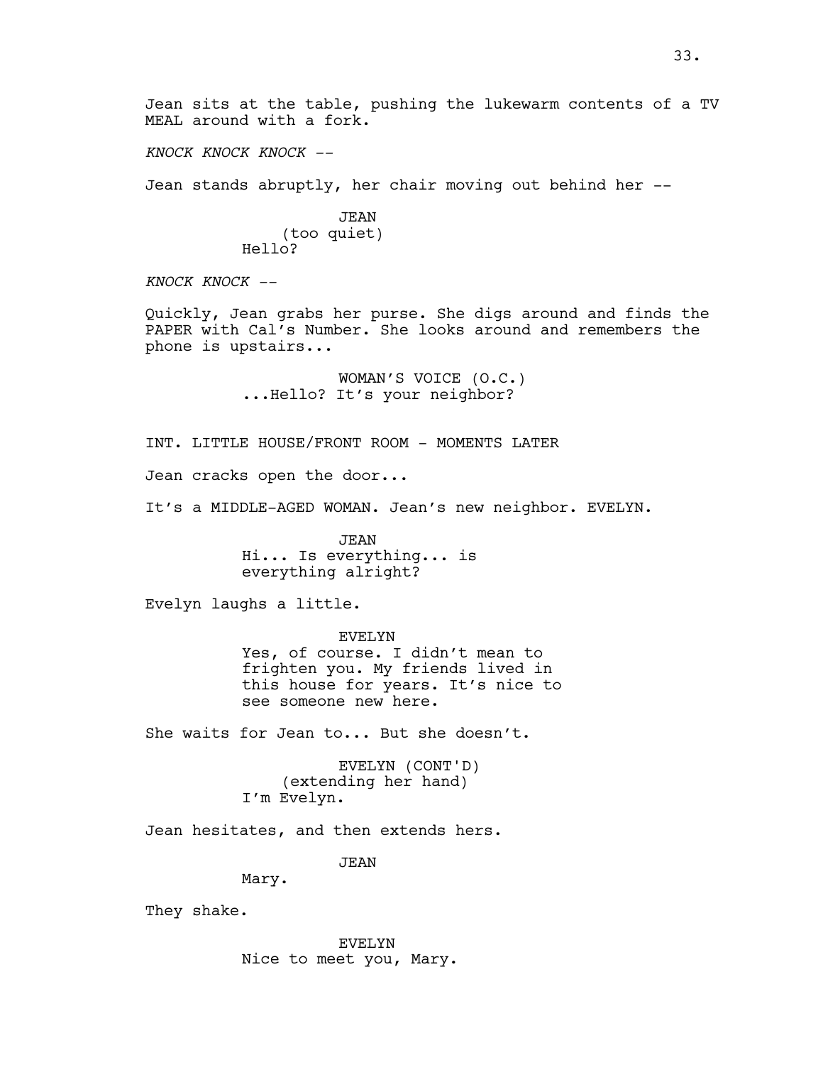Jean sits at the table, pushing the lukewarm contents of a TV MEAL around with a fork.

*KNOCK KNOCK KNOCK --*

Jean stands abruptly, her chair moving out behind her --

JEAN
(too quiet)
Hello?

*KNOCK KNOCK --*

Quickly, Jean grabs her purse. She digs around and finds the PAPER with Cal's Number. She looks around and remembers the phone is upstairs...

WOMAN'S VOICE (O.C.)
...Hello? It's your neighbor?

INT. LITTLE HOUSE/FRONT ROOM - MOMENTS LATER

Jean cracks open the door...

It's a MIDDLE-AGED WOMAN. Jean's new neighbor. EVELYN.

JEAN
Hi... Is everything... is everything alright?

Evelyn laughs a little.

EVELYN
Yes, of course. I didn't mean to frighten you. My friends lived in this house for years. It's nice to see someone new here.

She waits for Jean to... But she doesn't.

EVELYN (CONT'D)
(extending her hand)
I'm Evelyn.

Jean hesitates, and then extends hers.

JEAN
Mary.

They shake.

EVELYN
Nice to meet you, Mary.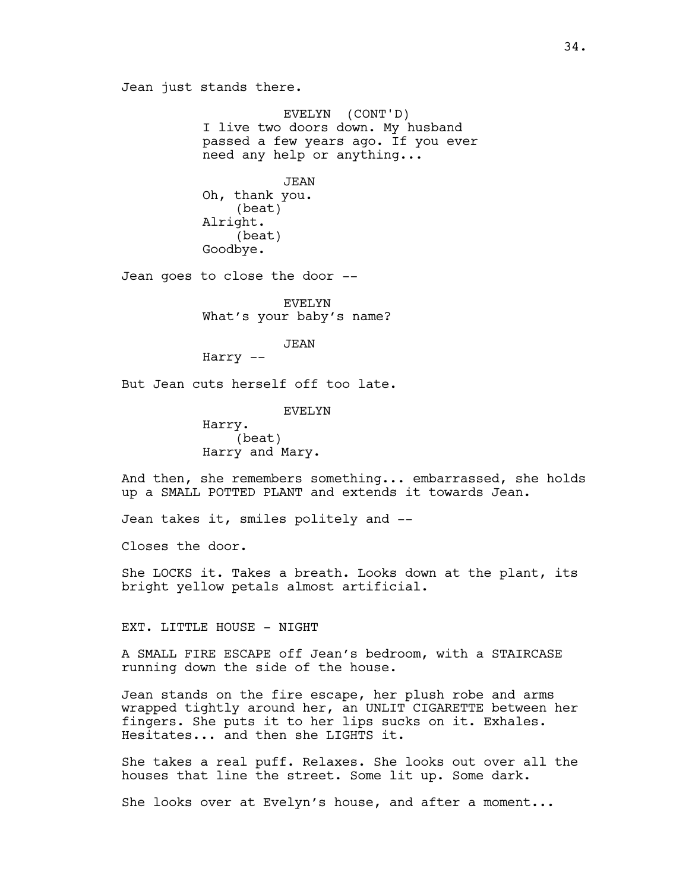Jean just stands there.

EVELYN (CONT'D)
I live two doors down. My husband passed a few years ago. If you ever need any help or anything...

JEAN
Oh, thank you.
(beat)
Alright.
(beat)
Goodbye.

Jean goes to close the door --

EVELYN
What's your baby's name?

JEAN
Harry --

But Jean cuts herself off too late.

EVELYN
Harry.
(beat)
Harry and Mary.

And then, she remembers something... embarrassed, she holds up a SMALL POTTED PLANT and extends it towards Jean.

Jean takes it, smiles politely and --

Closes the door.

She LOCKS it. Takes a breath. Looks down at the plant, its bright yellow petals almost artificial.

EXT. LITTLE HOUSE - NIGHT

A SMALL FIRE ESCAPE off Jean's bedroom, with a STAIRCASE running down the side of the house.

Jean stands on the fire escape, her plush robe and arms wrapped tightly around her, an UNLIT CIGARETTE between her fingers. She puts it to her lips sucks on it. Exhales. Hesitates... and then she LIGHTS it.

She takes a real puff. Relaxes. She looks out over all the houses that line the street. Some lit up. Some dark.

She looks over at Evelyn's house, and after a moment...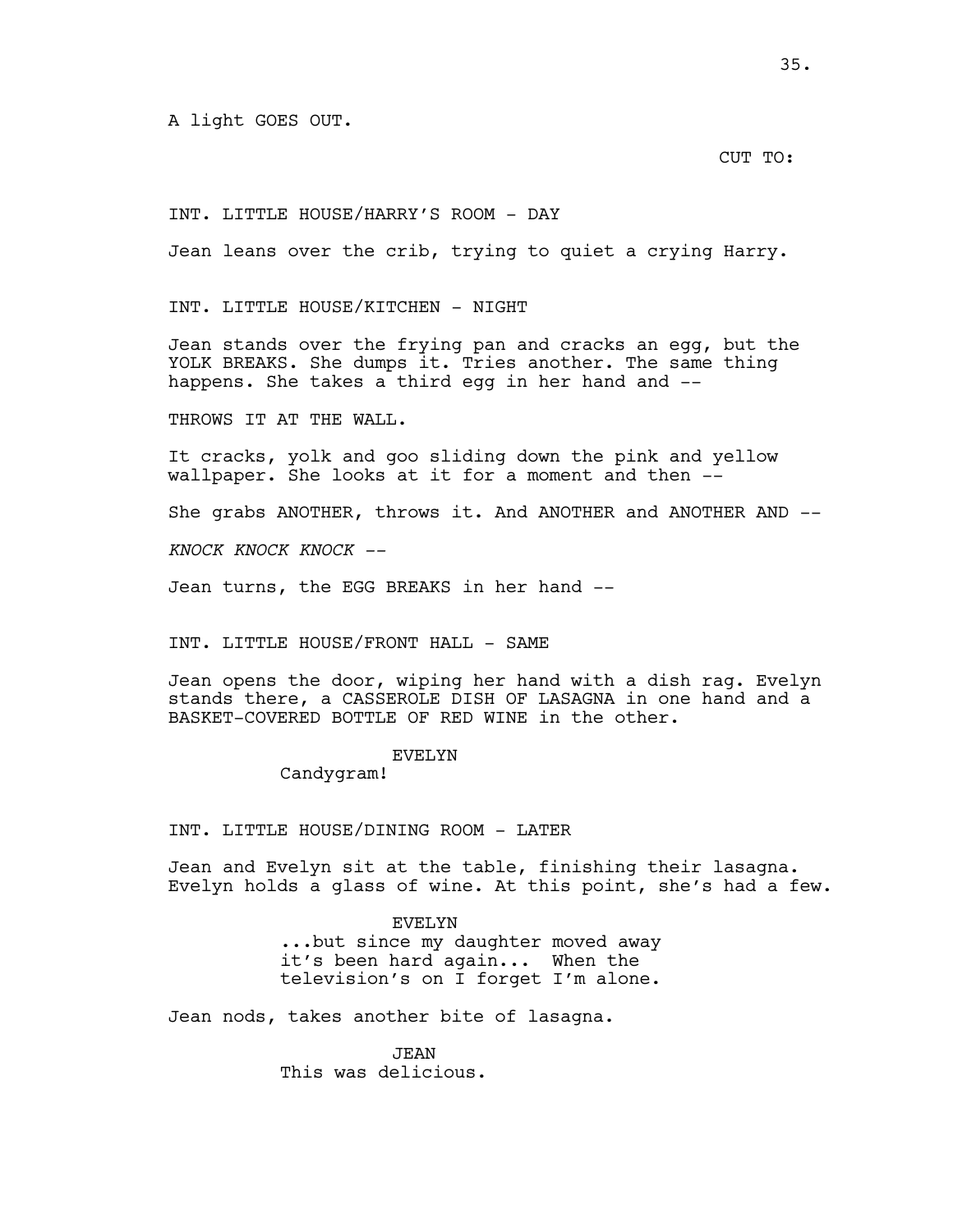A light GOES OUT.

CUT TO:

INT. LITTLE HOUSE/HARRY'S ROOM - DAY

Jean leans over the crib, trying to quiet a crying Harry.

INT. LITTLE HOUSE/KITCHEN - NIGHT

Jean stands over the frying pan and cracks an egg, but the YOLK BREAKS. She dumps it. Tries another. The same thing happens. She takes a third egg in her hand and --

THROWS IT AT THE WALL.

It cracks, yolk and goo sliding down the pink and yellow wallpaper. She looks at it for a moment and then --

She grabs ANOTHER, throws it. And ANOTHER and ANOTHER AND --

*KNOCK KNOCK KNOCK --*

Jean turns, the EGG BREAKS in her hand --

INT. LITTLE HOUSE/FRONT HALL - SAME

Jean opens the door, wiping her hand with a dish rag. Evelyn stands there, a CASSEROLE DISH OF LASAGNA in one hand and a BASKET-COVERED BOTTLE OF RED WINE in the other.

EVELYN
Candygram!

INT. LITTLE HOUSE/DINING ROOM - LATER

Jean and Evelyn sit at the table, finishing their lasagna. Evelyn holds a glass of wine. At this point, she's had a few.

EVELYN
...but since my daughter moved away it's been hard again... When the television's on I forget I'm alone.

Jean nods, takes another bite of lasagna.

JEAN
This was delicious.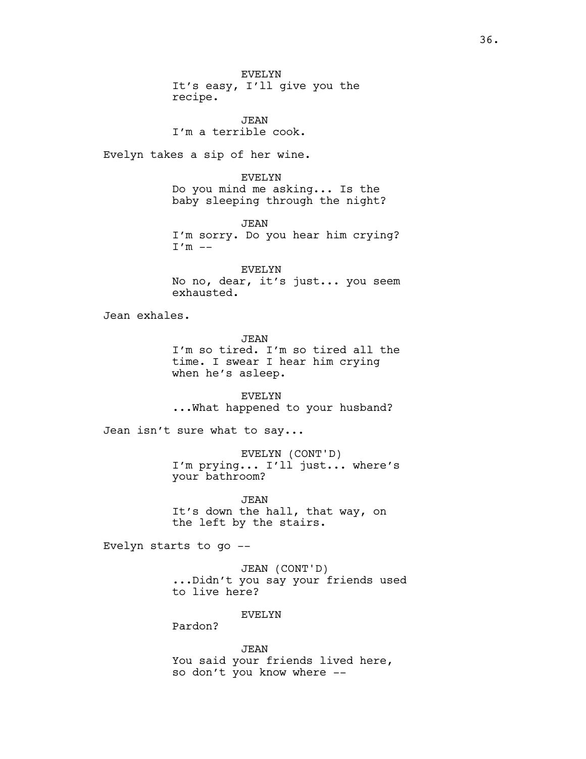EVELYN
It's easy, I'll give you the recipe.

JEAN
I'm a terrible cook.

Evelyn takes a sip of her wine.

EVELYN
Do you mind me asking... Is the baby sleeping through the night?

JEAN
I'm sorry. Do you hear him crying? I'm --

EVELYN
No no, dear, it's just... you seem exhausted.

Jean exhales.

JEAN
I'm so tired. I'm so tired all the time. I swear I hear him crying when he's asleep.

EVELYN
...What happened to your husband?

Jean isn't sure what to say...

EVELYN (CONT'D)
I'm prying... I'll just... where's your bathroom?

JEAN
It's down the hall, that way, on the left by the stairs.

Evelyn starts to go --

JEAN (CONT'D)
...Didn't you say your friends used to live here?

EVELYN
Pardon?

JEAN
You said your friends lived here, so don't you know where --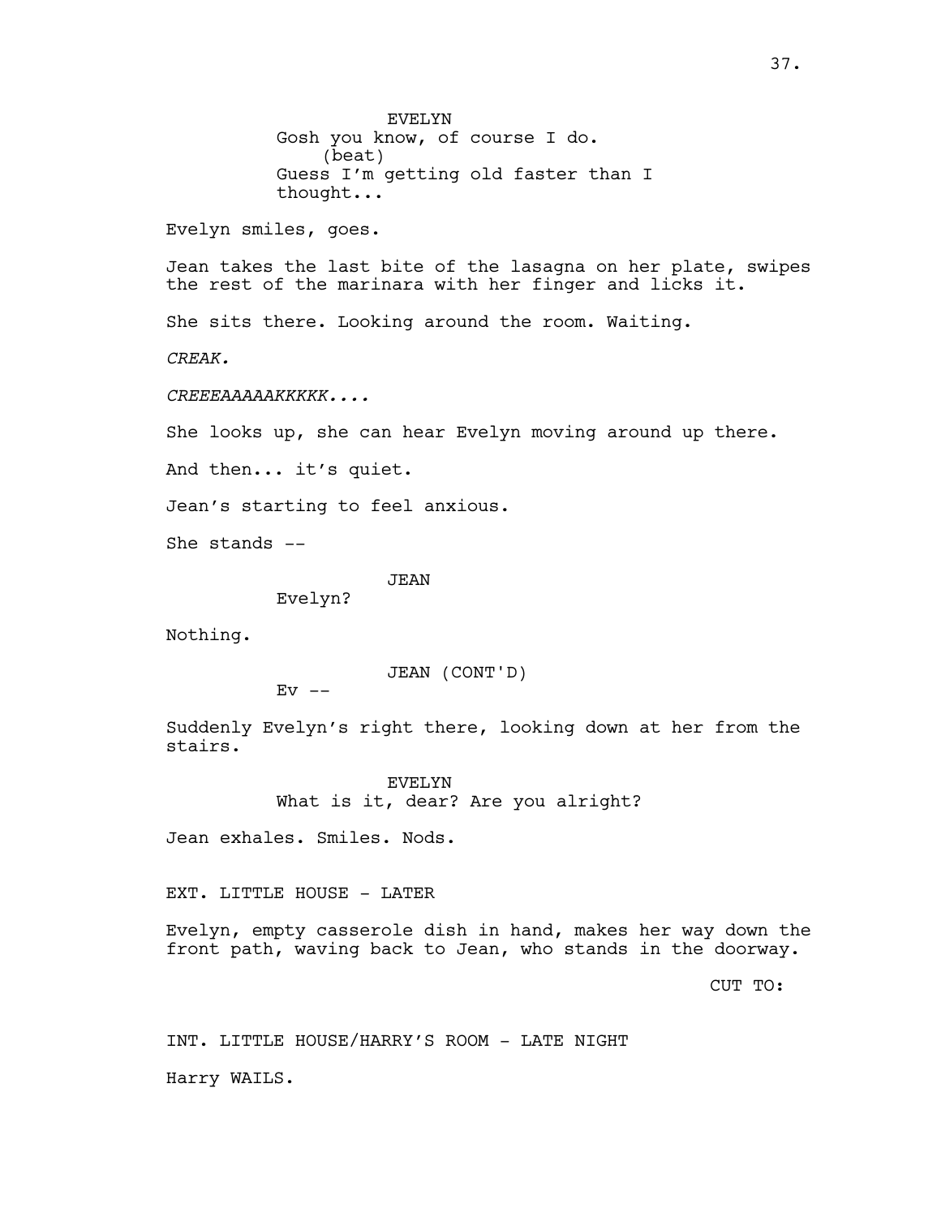EVELYN
Gosh you know, of course I do.
(beat)
Guess I'm getting old faster than I thought...

Evelyn smiles, goes.

Jean takes the last bite of the lasagna on her plate, swipes the rest of the marinara with her finger and licks it.

She sits there. Looking around the room. Waiting.

*CREAK.*

*CREEEAAAAAKKKKK....*

She looks up, she can hear Evelyn moving around up there.

And then... it's quiet.

Jean's starting to feel anxious.

She stands --

JEAN
Evelyn?

Nothing.

JEAN (CONT'D)
Ev --

Suddenly Evelyn's right there, looking down at her from the stairs.

EVELYN
What is it, dear? Are you alright?

Jean exhales. Smiles. Nods.

EXT. LITTLE HOUSE - LATER

Evelyn, empty casserole dish in hand, makes her way down the front path, waving back to Jean, who stands in the doorway.

CUT TO:

INT. LITTLE HOUSE/HARRY'S ROOM - LATE NIGHT

Harry WAILS.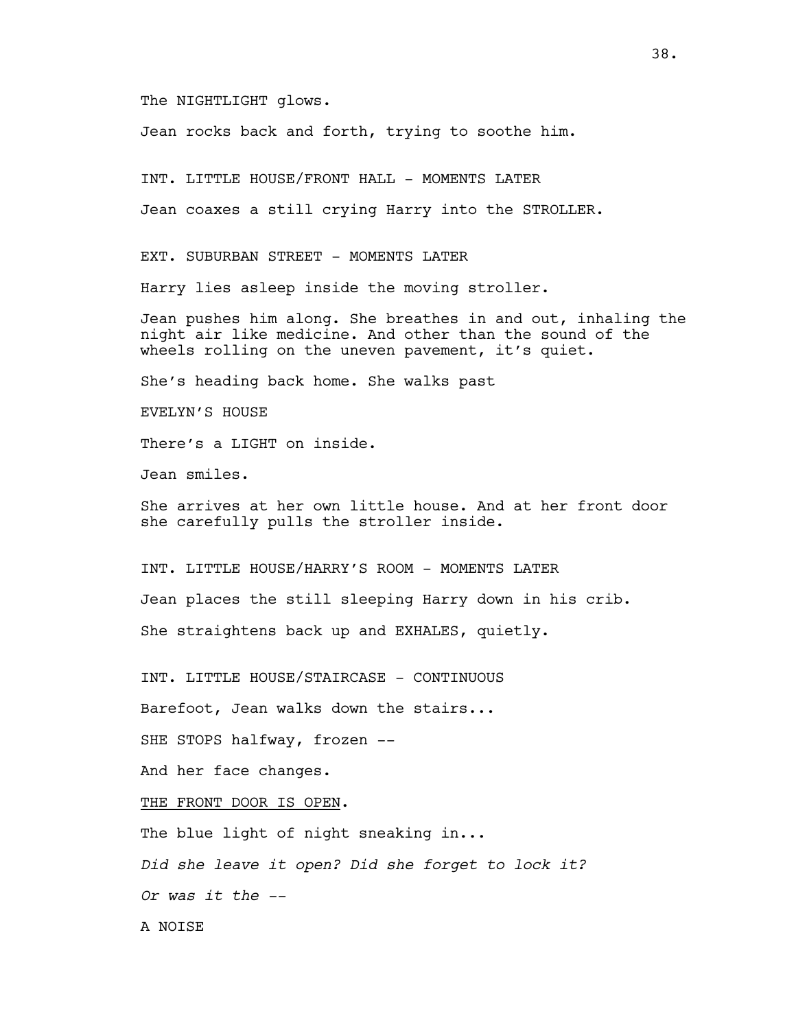The NIGHTLIGHT glows.

Jean rocks back and forth, trying to soothe him.

INT. LITTLE HOUSE/FRONT HALL - MOMENTS LATER

Jean coaxes a still crying Harry into the STROLLER.

EXT. SUBURBAN STREET - MOMENTS LATER

Harry lies asleep inside the moving stroller.

Jean pushes him along. She breathes in and out, inhaling the night air like medicine. And other than the sound of the wheels rolling on the uneven pavement, it's quiet.

She's heading back home. She walks past

EVELYN'S HOUSE

There's a LIGHT on inside.

Jean smiles.

She arrives at her own little house. And at her front door she carefully pulls the stroller inside.

INT. LITTLE HOUSE/HARRY'S ROOM - MOMENTS LATER

Jean places the still sleeping Harry down in his crib.

She straightens back up and EXHALES, quietly.

INT. LITTLE HOUSE/STAIRCASE - CONTINUOUS

Barefoot, Jean walks down the stairs...

SHE STOPS halfway, frozen --

And her face changes.

<u>THE FRONT DOOR IS OPEN</u>.

The blue light of night sneaking in...

*Did she leave it open? Did she forget to lock it?*

*Or was it the --*

A NOISE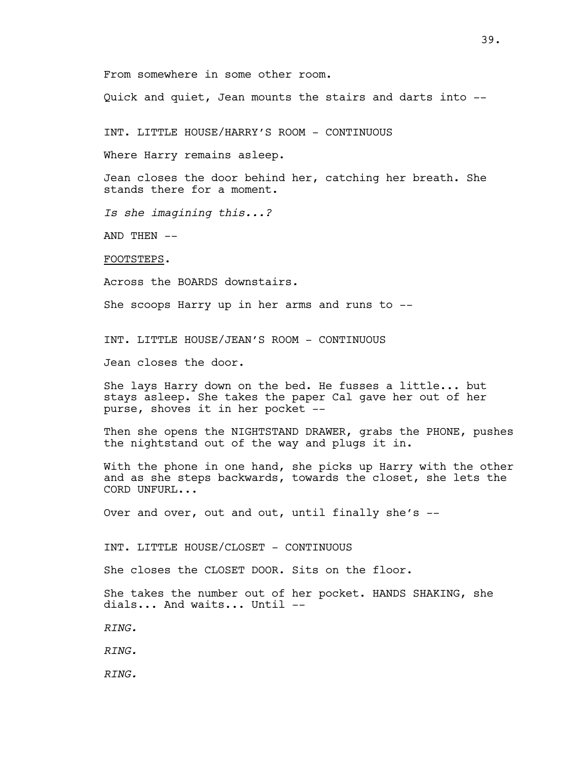From somewhere in some other room.

Quick and quiet, Jean mounts the stairs and darts into --

INT. LITTLE HOUSE/HARRY'S ROOM - CONTINUOUS

Where Harry remains asleep.

Jean closes the door behind her, catching her breath. She stands there for a moment.

*Is she imagining this...?*

AND THEN --

<u>FOOTSTEPS</u>.

Across the BOARDS downstairs.

She scoops Harry up in her arms and runs to --

INT. LITTLE HOUSE/JEAN'S ROOM - CONTINUOUS

Jean closes the door.

She lays Harry down on the bed. He fusses a little... but stays asleep. She takes the paper Cal gave her out of her purse, shoves it in her pocket --

Then she opens the NIGHTSTAND DRAWER, grabs the PHONE, pushes the nightstand out of the way and plugs it in.

With the phone in one hand, she picks up Harry with the other and as she steps backwards, towards the closet, she lets the CORD UNFURL...

Over and over, out and out, until finally she's --

INT. LITTLE HOUSE/CLOSET - CONTINUOUS

She closes the CLOSET DOOR. Sits on the floor.

She takes the number out of her pocket. HANDS SHAKING, she dials... And waits... Until --

*RING.*

*RING.*

*RING.*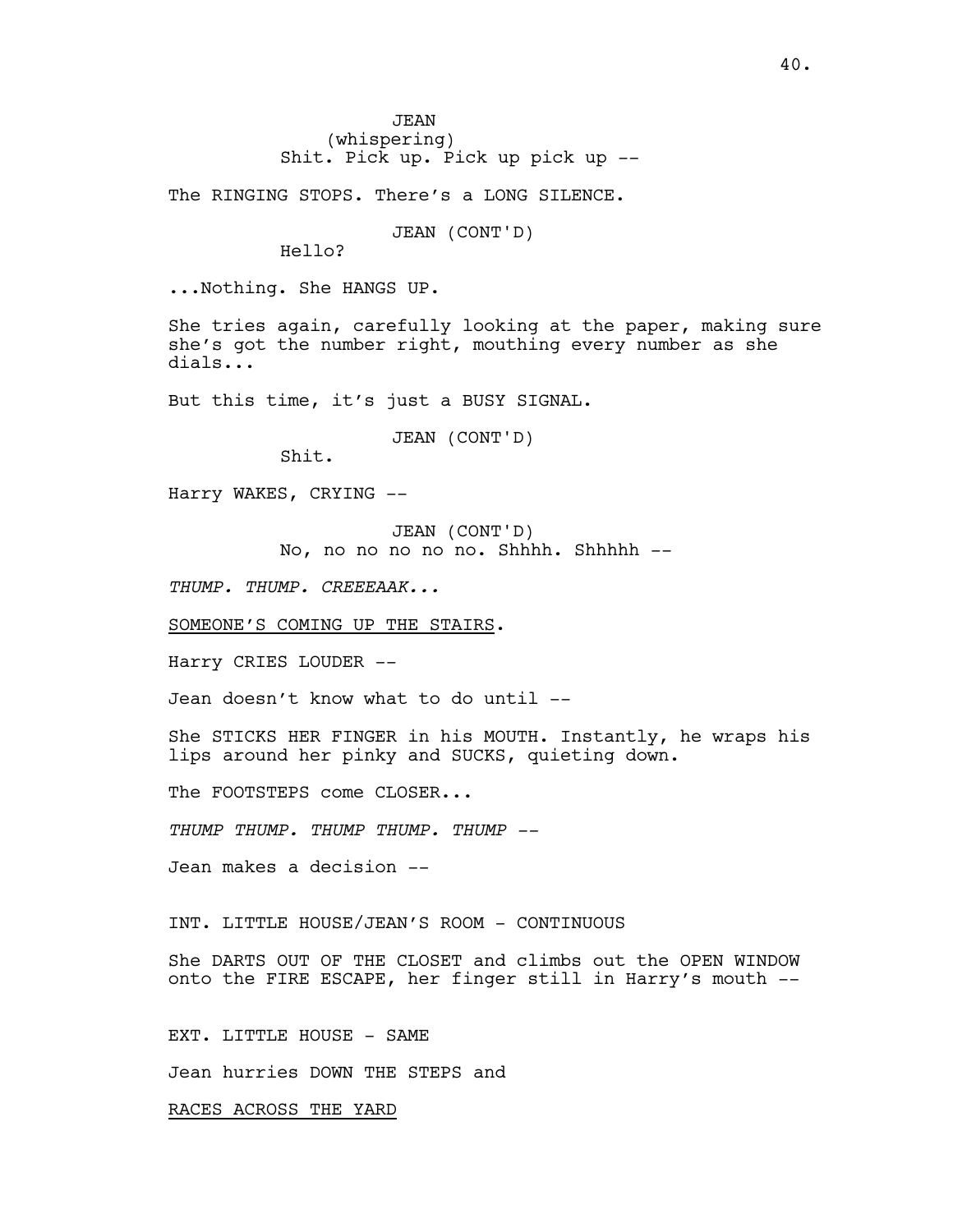JEAN
(whispering)
Shit. Pick up. Pick up pick up --

The RINGING STOPS. There's a LONG SILENCE.

JEAN (CONT'D)
Hello?

...Nothing. She HANGS UP.

She tries again, carefully looking at the paper, making sure she's got the number right, mouthing every number as she dials...

But this time, it's just a BUSY SIGNAL.

JEAN (CONT'D)
Shit.

Harry WAKES, CRYING --

JEAN (CONT'D)
No, no no no no no. Shhhh. Shhhhh --

*THUMP. THUMP. CREEEAAK...*

<u>SOMEONE'S COMING UP THE STAIRS</u>.

Harry CRIES LOUDER --

Jean doesn't know what to do until --

She STICKS HER FINGER in his MOUTH. Instantly, he wraps his lips around her pinky and SUCKS, quieting down.

The FOOTSTEPS come CLOSER...

*THUMP THUMP. THUMP THUMP. THUMP* --

Jean makes a decision --

INT. LITTLE HOUSE/JEAN'S ROOM - CONTINUOUS

She DARTS OUT OF THE CLOSET and climbs out the OPEN WINDOW onto the FIRE ESCAPE, her finger still in Harry's mouth --

EXT. LITTLE HOUSE - SAME

Jean hurries DOWN THE STEPS and

<u>RACES ACROSS THE YARD</u>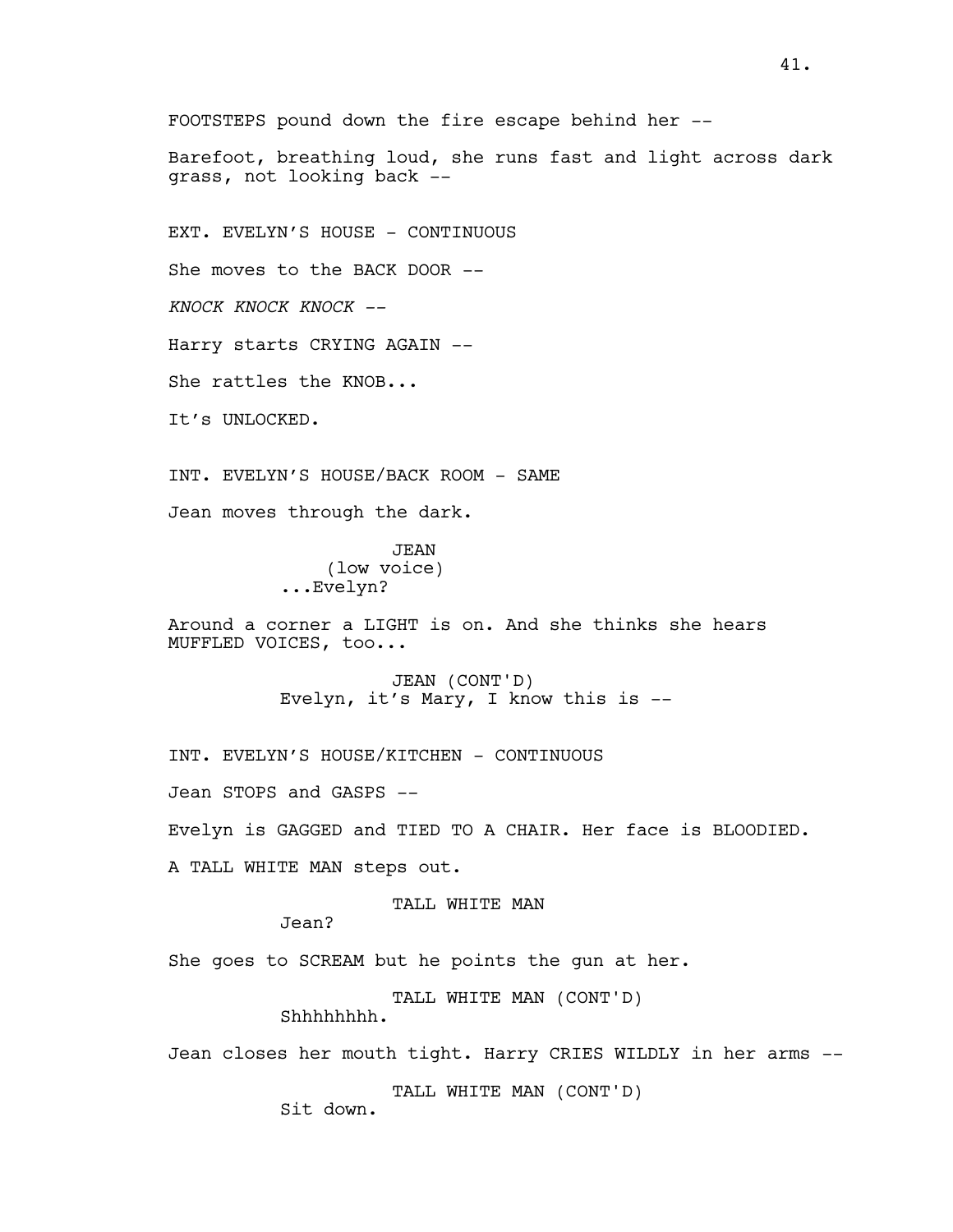FOOTSTEPS pound down the fire escape behind her --

Barefoot, breathing loud, she runs fast and light across dark grass, not looking back --

EXT. EVELYN'S HOUSE - CONTINUOUS

She moves to the BACK DOOR --

*KNOCK KNOCK KNOCK* --

Harry starts CRYING AGAIN --

She rattles the KNOB...

It's UNLOCKED.

INT. EVELYN'S HOUSE/BACK ROOM - SAME

Jean moves through the dark.

JEAN
(low voice)
...Evelyn?

Around a corner a LIGHT is on. And she thinks she hears MUFFLED VOICES, too...

JEAN (CONT'D)
Evelyn, it's Mary, I know this is --

INT. EVELYN'S HOUSE/KITCHEN - CONTINUOUS

Jean STOPS and GASPS --

Evelyn is GAGGED and TIED TO A CHAIR. Her face is BLOODIED.

A TALL WHITE MAN steps out.

TALL WHITE MAN
Jean?

She goes to SCREAM but he points the gun at her.

TALL WHITE MAN (CONT'D)
Shhhhhhhh.

Jean closes her mouth tight. Harry CRIES WILDLY in her arms --

TALL WHITE MAN (CONT'D)
Sit down.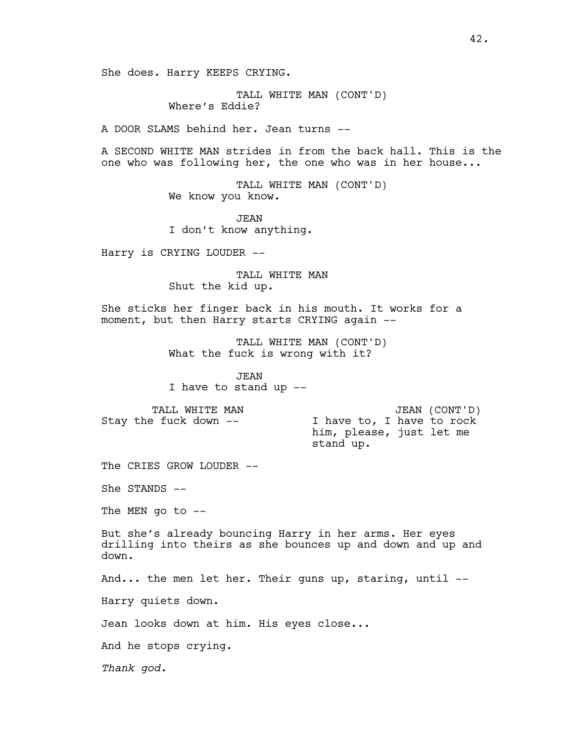She does. Harry KEEPS CRYING.

TALL WHITE MAN (CONT'D)
Where's Eddie?

A DOOR SLAMS behind her. Jean turns --

A SECOND WHITE MAN strides in from the back hall. This is the one who was following her, the one who was in her house...

TALL WHITE MAN (CONT'D)
We know you know.

JEAN
I don't know anything.

Harry is CRYING LOUDER --

TALL WHITE MAN
Shut the kid up.

She sticks her finger back in his mouth. It works for a moment, but then Harry starts CRYING again --

TALL WHITE MAN (CONT'D)
What the fuck is wrong with it?

JEAN
I have to stand up --

TALL WHITE MAN
Stay the fuck down --

JEAN (CONT'D)
I have to, I have to rock him, please, just let me stand up.

The CRIES GROW LOUDER --

She STANDS --

The MEN go to --

But she's already bouncing Harry in her arms. Her eyes drilling into theirs as she bounces up and down and up and down.

And... the men let her. Their guns up, staring, until --

Harry quiets down.

Jean looks down at him. His eyes close...

And he stops crying.

*Thank god.*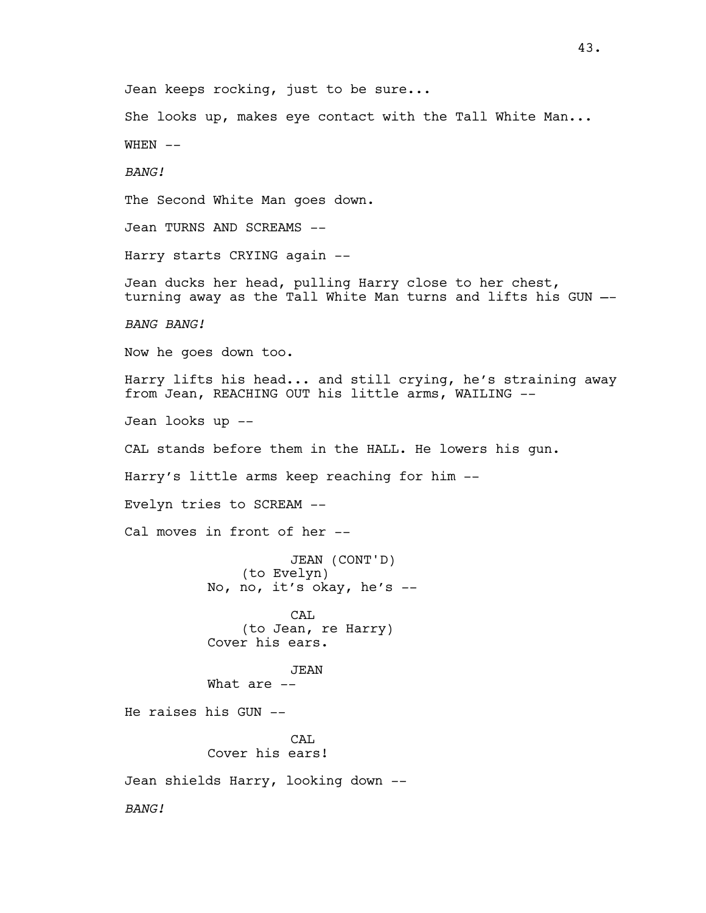Jean keeps rocking, just to be sure...

She looks up, makes eye contact with the Tall White Man...

WHEN --

*BANG!*

The Second White Man goes down.

Jean TURNS AND SCREAMS --

Harry starts CRYING again --

Jean ducks her head, pulling Harry close to her chest, turning away as the Tall White Man turns and lifts his GUN --

*BANG BANG!*

Now he goes down too.

Harry lifts his head... and still crying, he's straining away from Jean, REACHING OUT his little arms, WAILING --

Jean looks up --

CAL stands before them in the HALL. He lowers his gun.

Harry's little arms keep reaching for him --

Evelyn tries to SCREAM --

Cal moves in front of her --

JEAN (CONT'D)
(to Evelyn)
No, no, it's okay, he's --

CAL
(to Jean, re Harry)
Cover his ears.

JEAN
What are --

He raises his GUN --

CAL
Cover his ears!

Jean shields Harry, looking down --

*BANG!*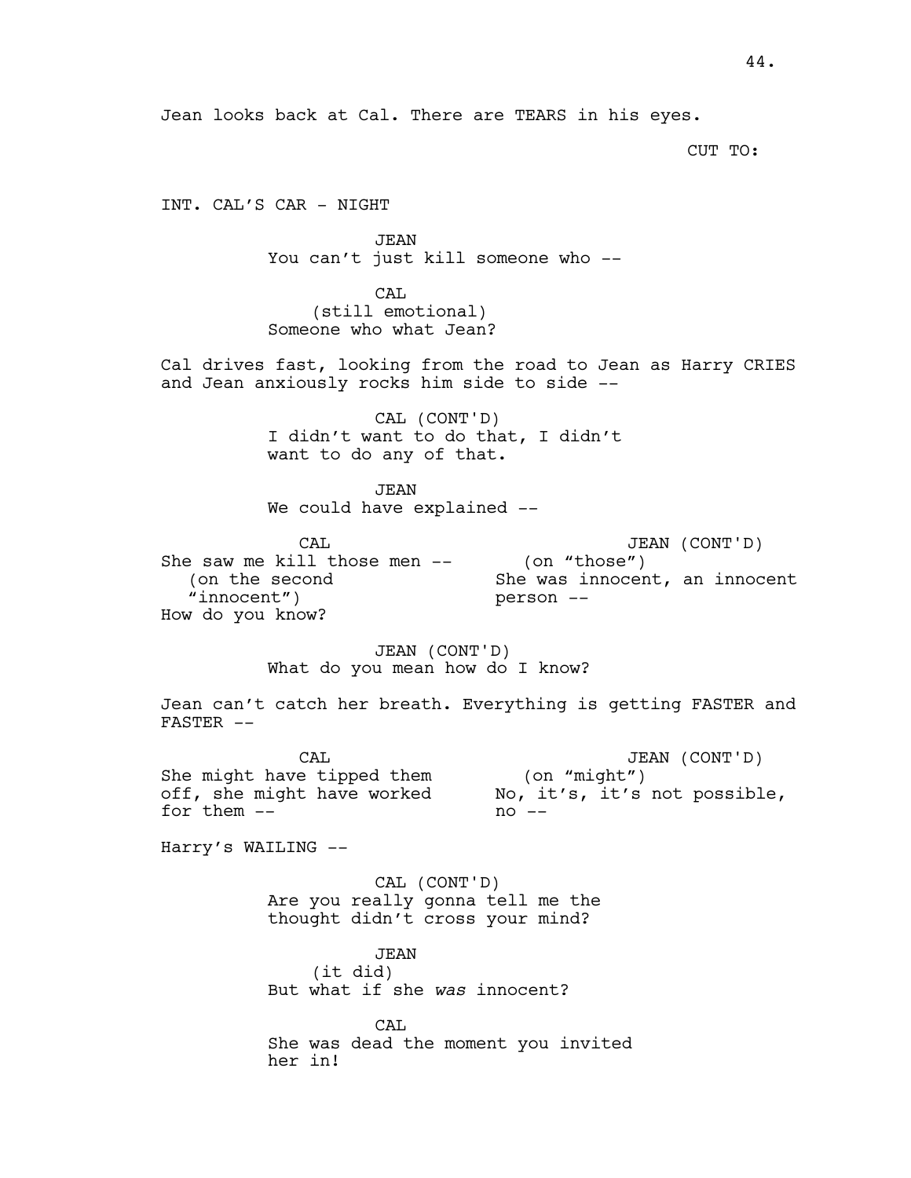Jean looks back at Cal. There are TEARS in his eyes.

CUT TO:

INT. CAL'S CAR - NIGHT

JEAN
You can't just kill someone who --

CAL
(still emotional)
Someone who what Jean?

Cal drives fast, looking from the road to Jean as Harry CRIES and Jean anxiously rocks him side to side --

CAL (CONT'D)
I didn't want to do that, I didn't want to do any of that.

JEAN
We could have explained --

CAL
She saw me kill those men --
(on the second "innocent")
How do you know?

JEAN (CONT'D)
(on "those")
She was innocent, an innocent person --

JEAN (CONT'D)
What do you mean how do I know?

Jean can't catch her breath. Everything is getting FASTER and FASTER --

CAL
She might have tipped them off, she might have worked for them --

JEAN (CONT'D)
(on "might")
No, it's, it's not possible, no --

Harry's WAILING --

CAL (CONT'D)
Are you really gonna tell me the thought didn't cross your mind?

JEAN
(it did)
But what if she *was* innocent?

CAL
She was dead the moment you invited her in!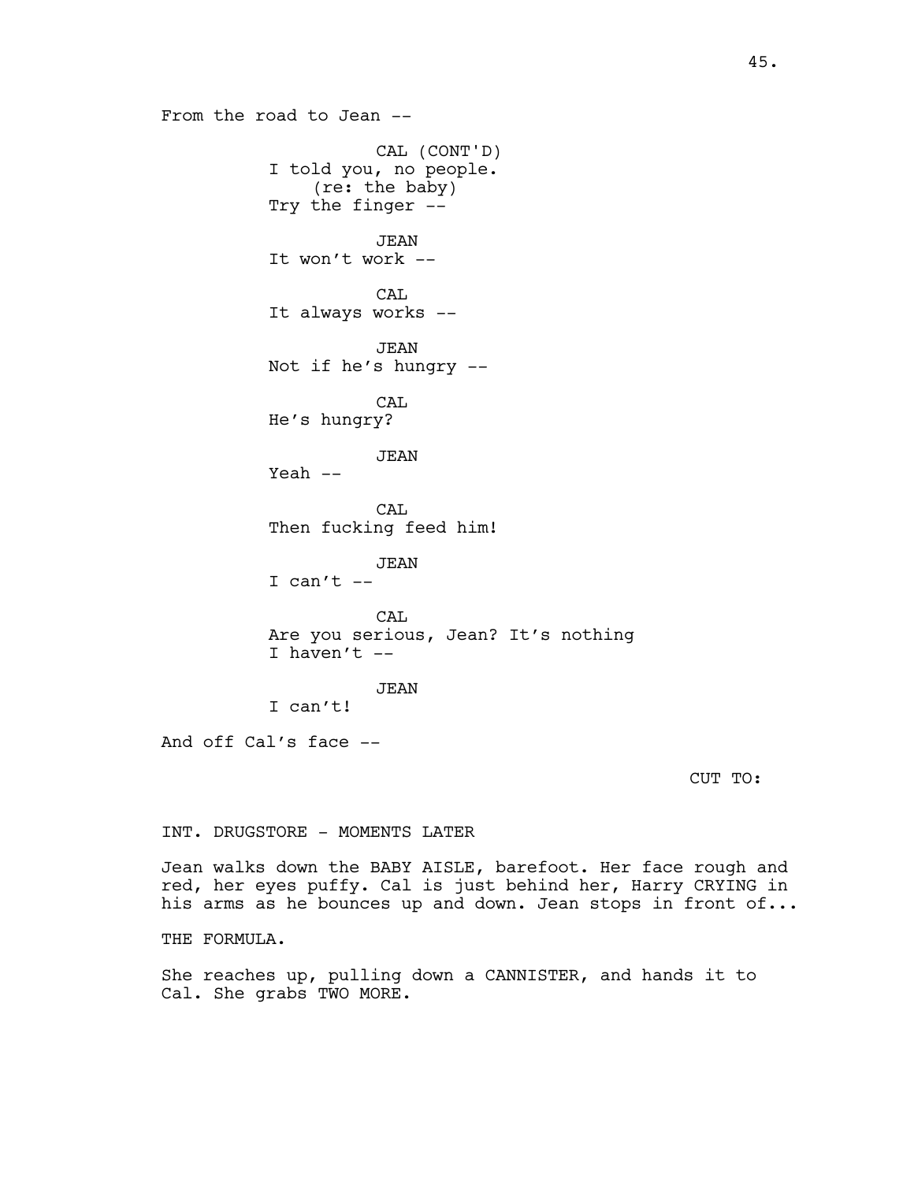From the road to Jean --

CAL (CONT'D)
I told you, no people.
(re: the baby)
Try the finger --

JEAN
It won't work --

CAL
It always works --

JEAN
Not if he's hungry --

CAL
He's hungry?

JEAN
Yeah --

CAL
Then fucking feed him!

JEAN
I can't --

CAL
Are you serious, Jean? It's nothing
I haven't --

JEAN
I can't!

And off Cal's face --

CUT TO:

INT. DRUGSTORE - MOMENTS LATER

Jean walks down the BABY AISLE, barefoot. Her face rough and red, her eyes puffy. Cal is just behind her, Harry CRYING in his arms as he bounces up and down. Jean stops in front of...

THE FORMULA.

She reaches up, pulling down a CANNISTER, and hands it to Cal. She grabs TWO MORE.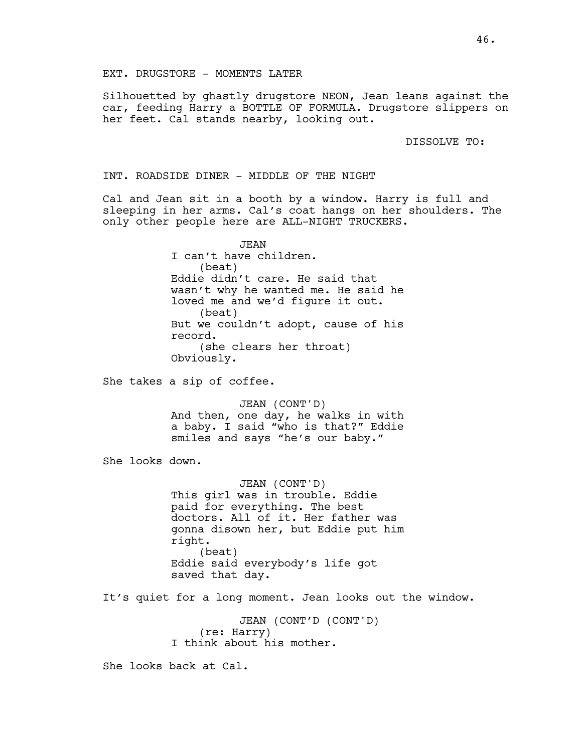EXT. DRUGSTORE - MOMENTS LATER

Silhouetted by ghastly drugstore NEON, Jean leans against the car, feeding Harry a BOTTLE OF FORMULA. Drugstore slippers on her feet. Cal stands nearby, looking out.

DISSOLVE TO:

INT. ROADSIDE DINER - MIDDLE OF THE NIGHT

Cal and Jean sit in a booth by a window. Harry is full and sleeping in her arms. Cal's coat hangs on her shoulders. The only other people here are ALL-NIGHT TRUCKERS.

JEAN
I can't have children.
(beat)
Eddie didn't care. He said that wasn't why he wanted me. He said he loved me and we'd figure it out.
(beat)
But we couldn't adopt, cause of his record.
(she clears her throat)
Obviously.

She takes a sip of coffee.

JEAN (CONT'D)
And then, one day, he walks in with a baby. I said "who is that?" Eddie smiles and says "he's our baby."

She looks down.

JEAN (CONT'D)
This girl was in trouble. Eddie paid for everything. The best doctors. All of it. Her father was gonna disown her, but Eddie put him right.
(beat)
Eddie said everybody's life got saved that day.

It's quiet for a long moment. Jean looks out the window.

JEAN (CONT'D (CONT'D)
(re: Harry)
I think about his mother.

She looks back at Cal.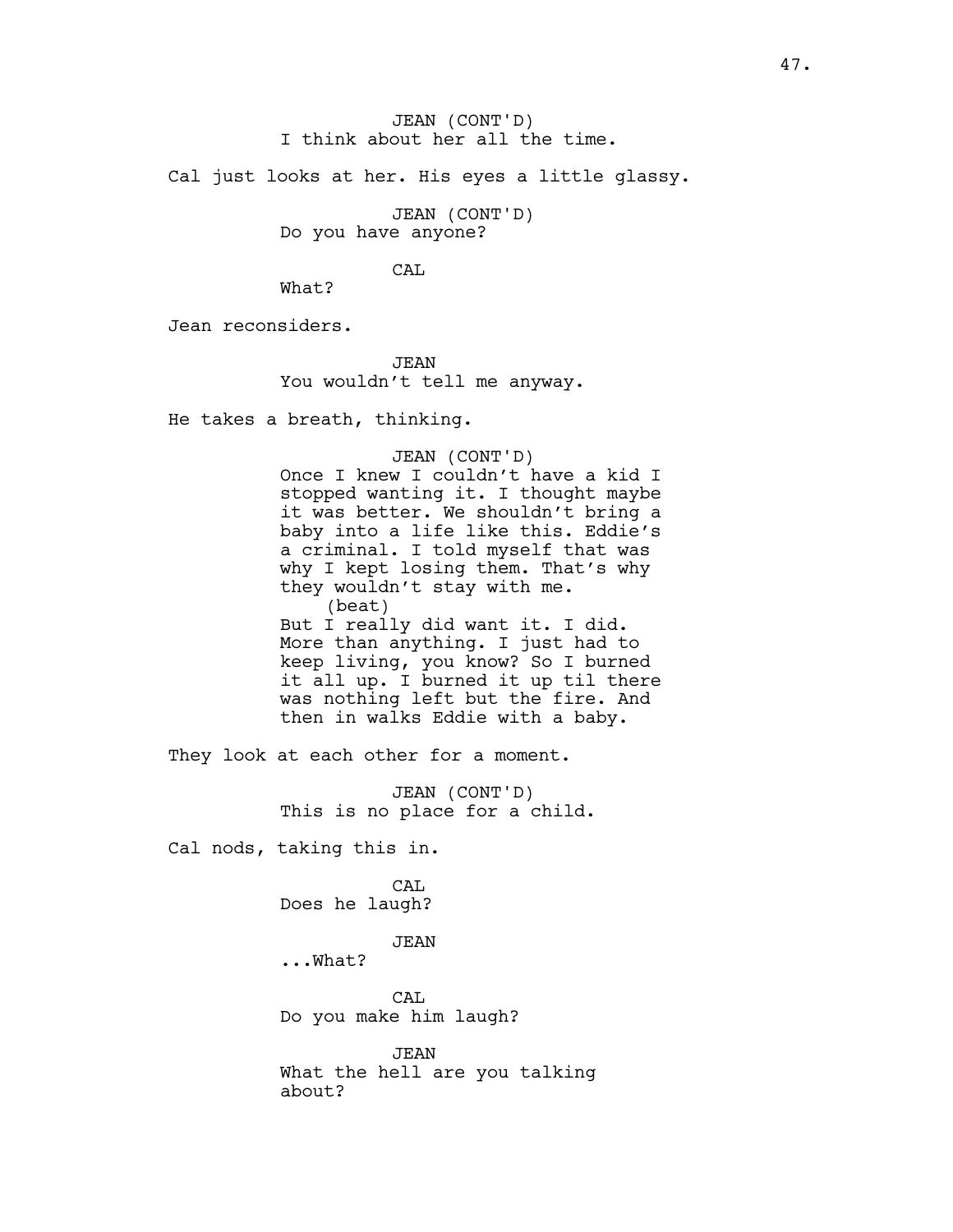JEAN (CONT'D)
I think about her all the time.

Cal just looks at her. His eyes a little glassy.

JEAN (CONT'D)
Do you have anyone?

CAL
What?

Jean reconsiders.

JEAN
You wouldn't tell me anyway.

He takes a breath, thinking.

JEAN (CONT'D)
Once I knew I couldn't have a kid I stopped wanting it. I thought maybe it was better. We shouldn't bring a baby into a life like this. Eddie's a criminal. I told myself that was why I kept losing them. That's why they wouldn't stay with me.
(beat)
But I really did want it. I did. More than anything. I just had to keep living, you know? So I burned it all up. I burned it up til there was nothing left but the fire. And then in walks Eddie with a baby.

They look at each other for a moment.

JEAN (CONT'D)
This is no place for a child.

Cal nods, taking this in.

CAL
Does he laugh?

JEAN
...What?

CAL
Do you make him laugh?

JEAN
What the hell are you talking about?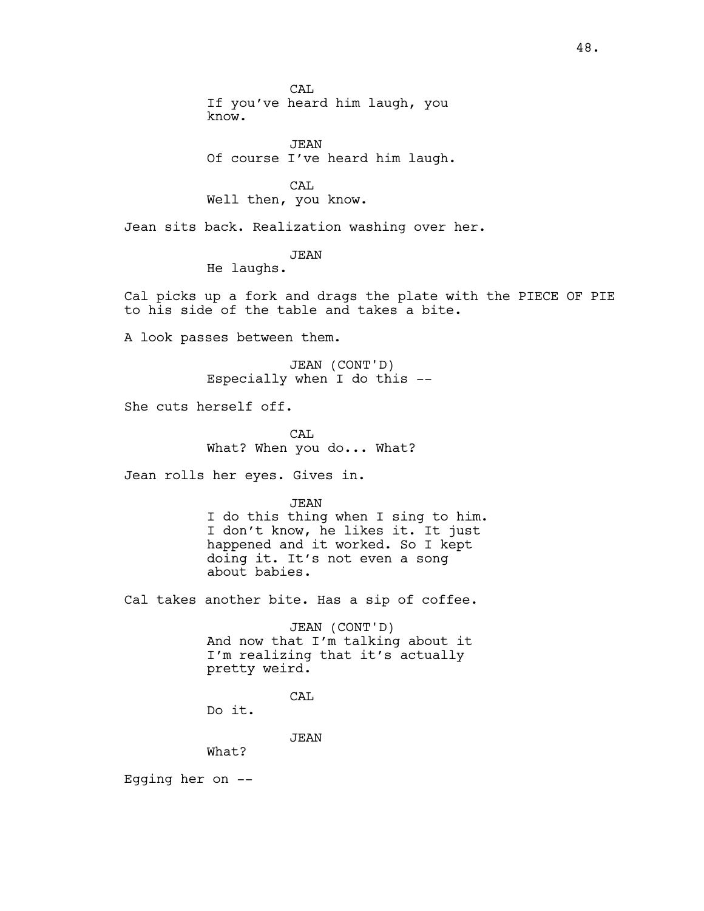CAL
If you've heard him laugh, you know.

JEAN
Of course I've heard him laugh.

CAL
Well then, you know.

Jean sits back. Realization washing over her.

JEAN
He laughs.

Cal picks up a fork and drags the plate with the PIECE OF PIE to his side of the table and takes a bite.

A look passes between them.

JEAN (CONT'D)
Especially when I do this --

She cuts herself off.

CAL
What? When you do... What?

Jean rolls her eyes. Gives in.

JEAN
I do this thing when I sing to him. I don't know, he likes it. It just happened and it worked. So I kept doing it. It's not even a song about babies.

Cal takes another bite. Has a sip of coffee.

JEAN (CONT'D)
And now that I'm talking about it I'm realizing that it's actually pretty weird.

CAL
Do it.

JEAN
What?

Egging her on --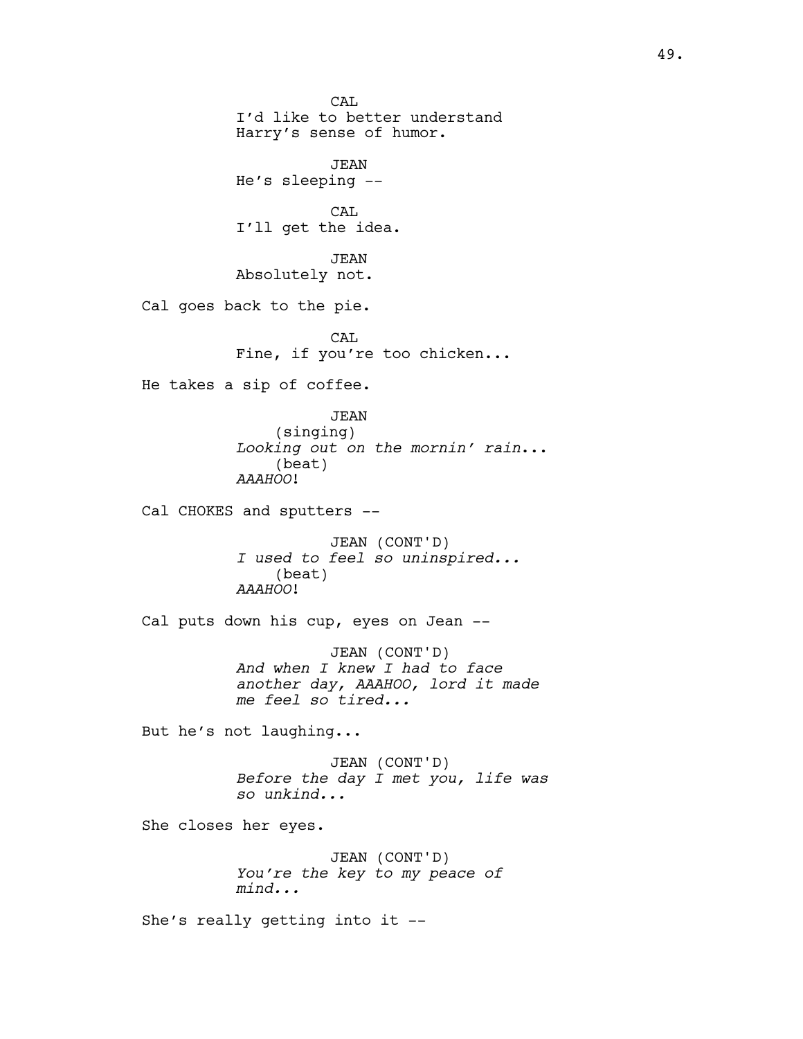CAL
I'd like to better understand Harry's sense of humor.

JEAN
He's sleeping --

CAL
I'll get the idea.

JEAN
Absolutely not.

Cal goes back to the pie.

CAL
Fine, if you're too chicken...

He takes a sip of coffee.

JEAN
(singing)
*Looking out on the mornin' rain*...
(beat)
*AAAHOO*!

Cal CHOKES and sputters --

JEAN (CONT'D)
*I used to feel so uninspired...*
(beat)
*AAAHOO*!

Cal puts down his cup, eyes on Jean --

JEAN (CONT'D)
*And when I knew I had to face another day, AAAHOO, lord it made me feel so tired...*

But he's not laughing...

JEAN (CONT'D)
*Before the day I met you, life was so unkind...*

She closes her eyes.

JEAN (CONT'D)
*You're the key to my peace of mind...*

She's really getting into it --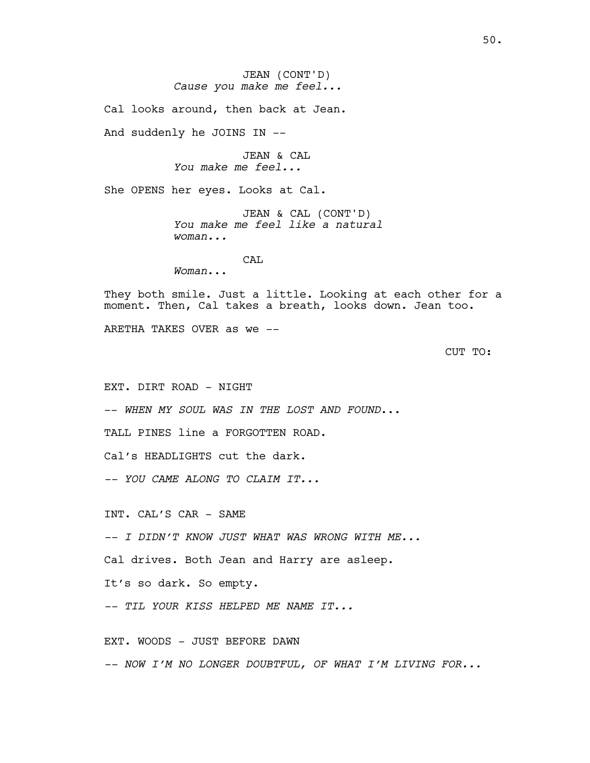JEAN (CONT'D)
*Cause you make me feel...*

Cal looks around, then back at Jean.

And suddenly he JOINS IN --

JEAN & CAL
*You make me feel...*

She OPENS her eyes. Looks at Cal.

JEAN & CAL (CONT'D)
*You make me feel like a natural woman...*

CAL
*Woman...*

They both smile. Just a little. Looking at each other for a moment. Then, Cal takes a breath, looks down. Jean too.

ARETHA TAKES OVER as we --

CUT TO:

EXT. DIRT ROAD - NIGHT

-- *WHEN MY SOUL WAS IN THE LOST AND FOUND...*

TALL PINES line a FORGOTTEN ROAD.

Cal's HEADLIGHTS cut the dark.

-- *YOU CAME ALONG TO CLAIM IT...*

INT. CAL'S CAR - SAME

-- *I DIDN'T KNOW JUST WHAT WAS WRONG WITH ME...*

Cal drives. Both Jean and Harry are asleep.

It's so dark. So empty.

-- *TIL YOUR KISS HELPED ME NAME IT...*

EXT. WOODS - JUST BEFORE DAWN

-- *NOW I'M NO LONGER DOUBTFUL, OF WHAT I'M LIVING FOR...*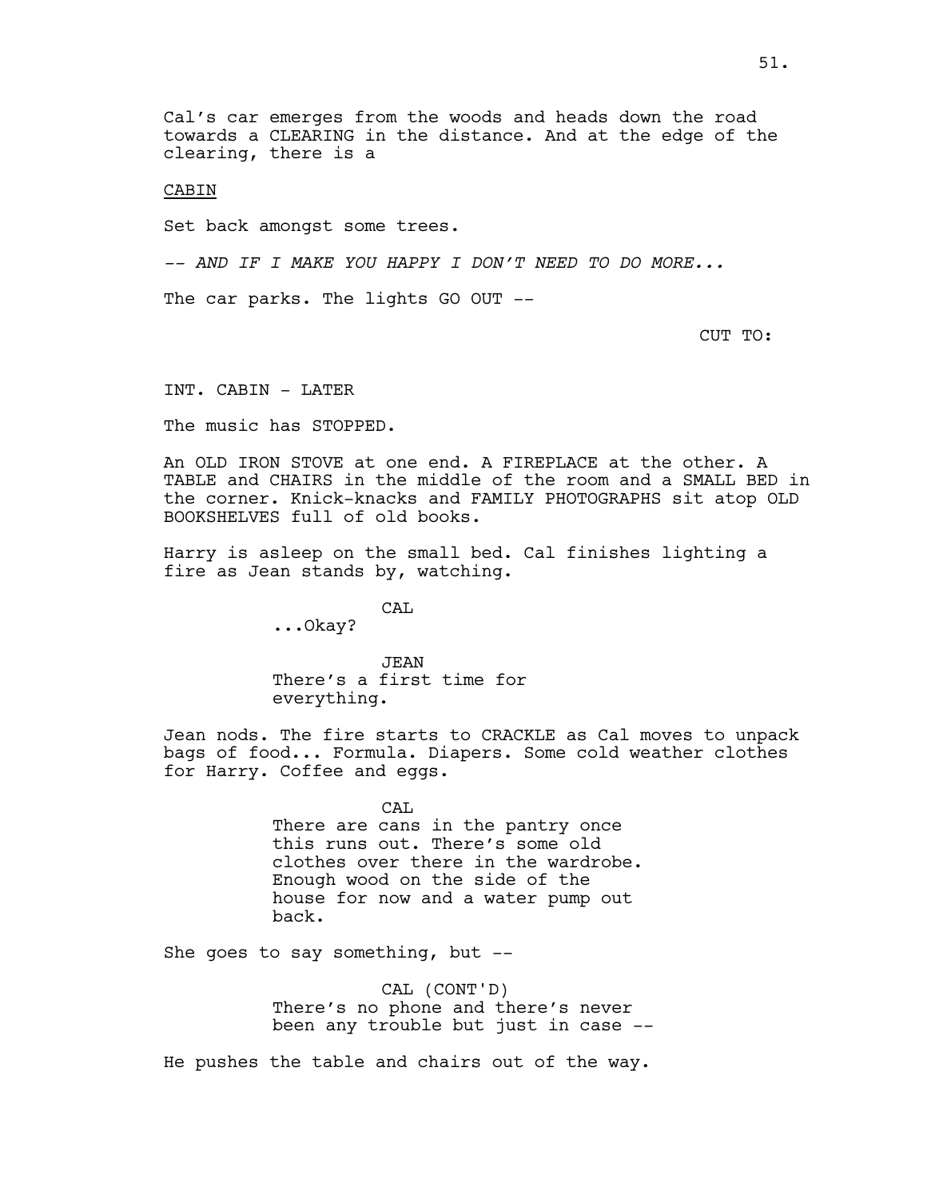Cal's car emerges from the woods and heads down the road towards a CLEARING in the distance. And at the edge of the clearing, there is a

CABIN

Set back amongst some trees.

*-- AND IF I MAKE YOU HAPPY I DON'T NEED TO DO MORE...*

The car parks. The lights GO OUT --

CUT TO:

INT. CABIN - LATER

The music has STOPPED.

An OLD IRON STOVE at one end. A FIREPLACE at the other. A TABLE and CHAIRS in the middle of the room and a SMALL BED in the corner. Knick-knacks and FAMILY PHOTOGRAPHS sit atop OLD BOOKSHELVES full of old books.

Harry is asleep on the small bed. Cal finishes lighting a fire as Jean stands by, watching.

CAL
...Okay?

JEAN
There's a first time for everything.

Jean nods. The fire starts to CRACKLE as Cal moves to unpack bags of food... Formula. Diapers. Some cold weather clothes for Harry. Coffee and eggs.

CAL
There are cans in the pantry once this runs out. There's some old clothes over there in the wardrobe. Enough wood on the side of the house for now and a water pump out back.

She goes to say something, but --

CAL (CONT'D)
There's no phone and there's never been any trouble but just in case --

He pushes the table and chairs out of the way.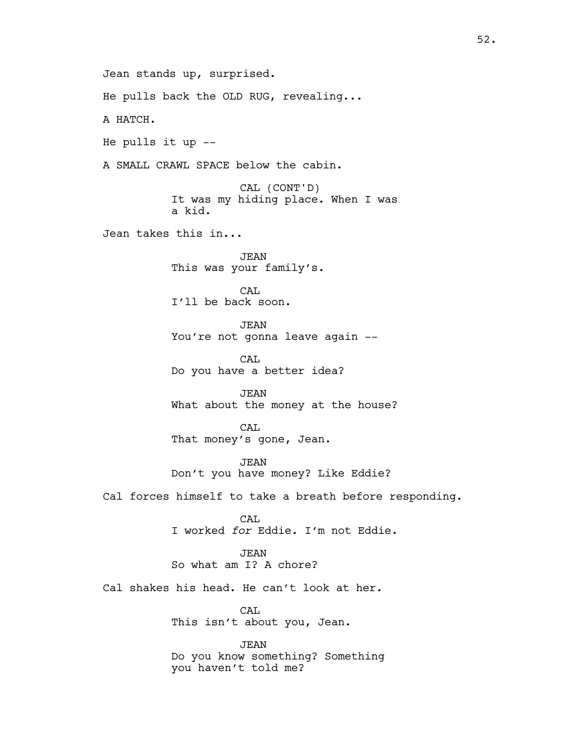Jean stands up, surprised.

He pulls back the OLD RUG, revealing...

A HATCH.

He pulls it up --

A SMALL CRAWL SPACE below the cabin.

CAL (CONT'D)
It was my hiding place. When I was a kid.

Jean takes this in...

JEAN
This was your family's.

CAL
I'll be back soon.

JEAN
You're not gonna leave again --

CAL
Do you have a better idea?

JEAN
What about the money at the house?

CAL
That money's gone, Jean.

JEAN
Don't you have money? Like Eddie?

Cal forces himself to take a breath before responding.

CAL
I worked *for* Eddie. I'm not Eddie.

JEAN
So what am I? A chore?

Cal shakes his head. He can't look at her.

CAL
This isn't about you, Jean.

JEAN
Do you know something? Something you haven't told me?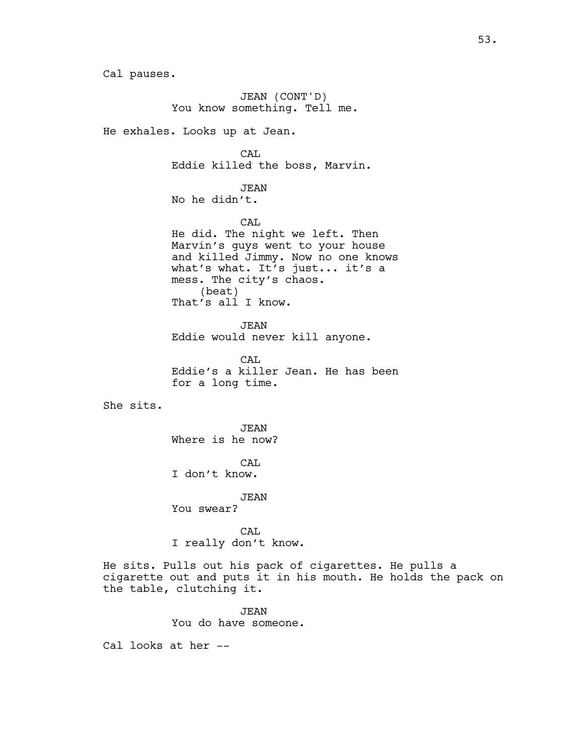Cal pauses.

JEAN (CONT'D)
You know something. Tell me.

He exhales. Looks up at Jean.

CAL
Eddie killed the boss, Marvin.

JEAN
No he didn't.

CAL
He did. The night we left. Then Marvin's guys went to your house and killed Jimmy. Now no one knows what's what. It's just... it's a mess. The city's chaos.
(beat)
That's all I know.

JEAN
Eddie would never kill anyone.

CAL
Eddie's a killer Jean. He has been for a long time.

She sits.

JEAN
Where is he now?

CAL
I don't know.

JEAN
You swear?

CAL
I really don't know.

He sits. Pulls out his pack of cigarettes. He pulls a cigarette out and puts it in his mouth. He holds the pack on the table, clutching it.

JEAN
You do have someone.

Cal looks at her --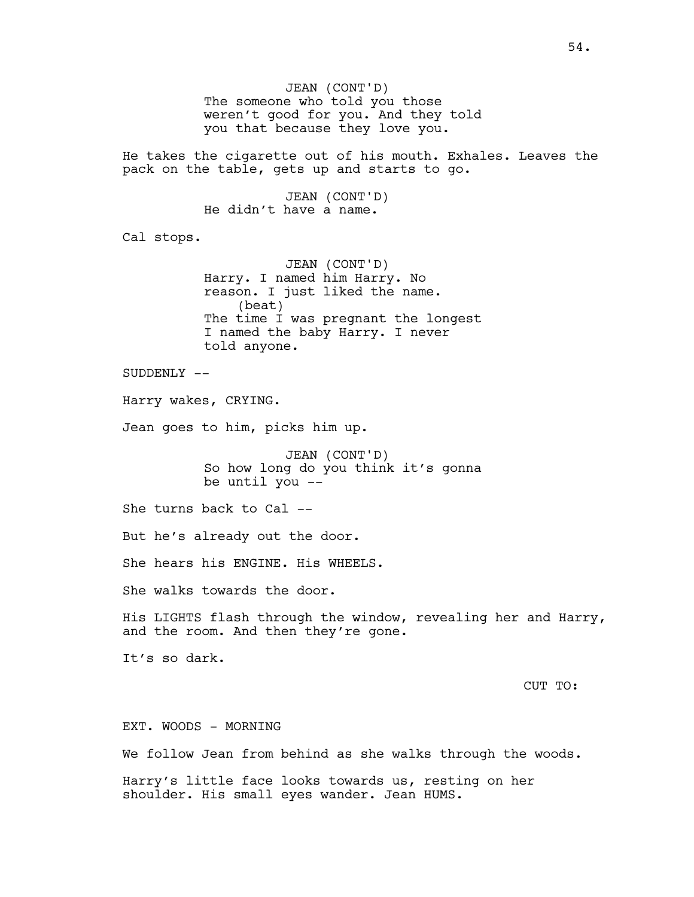JEAN (CONT'D)
The someone who told you those weren't good for you. And they told you that because they love you.

He takes the cigarette out of his mouth. Exhales. Leaves the pack on the table, gets up and starts to go.

JEAN (CONT'D)
He didn't have a name.

Cal stops.

JEAN (CONT'D)
Harry. I named him Harry. No reason. I just liked the name.
(beat)
The time I was pregnant the longest I named the baby Harry. I never told anyone.

SUDDENLY --

Harry wakes, CRYING.

Jean goes to him, picks him up.

JEAN (CONT'D)
So how long do you think it's gonna be until you --

She turns back to Cal --

But he's already out the door.

She hears his ENGINE. His WHEELS.

She walks towards the door.

His LIGHTS flash through the window, revealing her and Harry, and the room. And then they're gone.

It's so dark.

CUT TO:

EXT. WOODS - MORNING

We follow Jean from behind as she walks through the woods.

Harry's little face looks towards us, resting on her shoulder. His small eyes wander. Jean HUMS.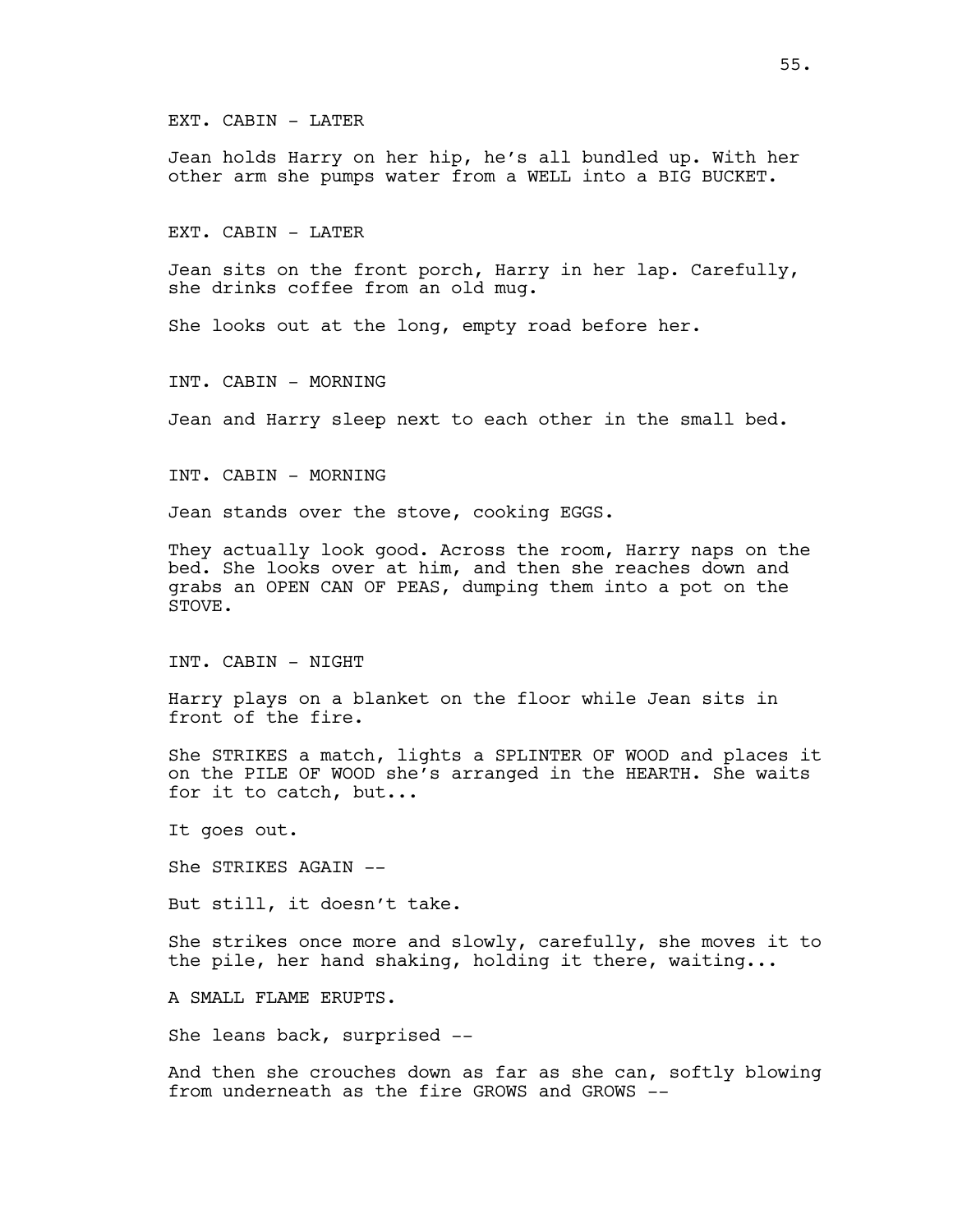EXT. CABIN - LATER

Jean holds Harry on her hip, he's all bundled up. With her other arm she pumps water from a WELL into a BIG BUCKET.

EXT. CABIN - LATER

Jean sits on the front porch, Harry in her lap. Carefully, she drinks coffee from an old mug.

She looks out at the long, empty road before her.

INT. CABIN - MORNING

Jean and Harry sleep next to each other in the small bed.

INT. CABIN - MORNING

Jean stands over the stove, cooking EGGS.

They actually look good. Across the room, Harry naps on the bed. She looks over at him, and then she reaches down and grabs an OPEN CAN OF PEAS, dumping them into a pot on the STOVE.

INT. CABIN - NIGHT

Harry plays on a blanket on the floor while Jean sits in front of the fire.

She STRIKES a match, lights a SPLINTER OF WOOD and places it on the PILE OF WOOD she's arranged in the HEARTH. She waits for it to catch, but...

It goes out.

She STRIKES AGAIN --

But still, it doesn't take.

She strikes once more and slowly, carefully, she moves it to the pile, her hand shaking, holding it there, waiting...

A SMALL FLAME ERUPTS.

She leans back, surprised --

And then she crouches down as far as she can, softly blowing from underneath as the fire GROWS and GROWS --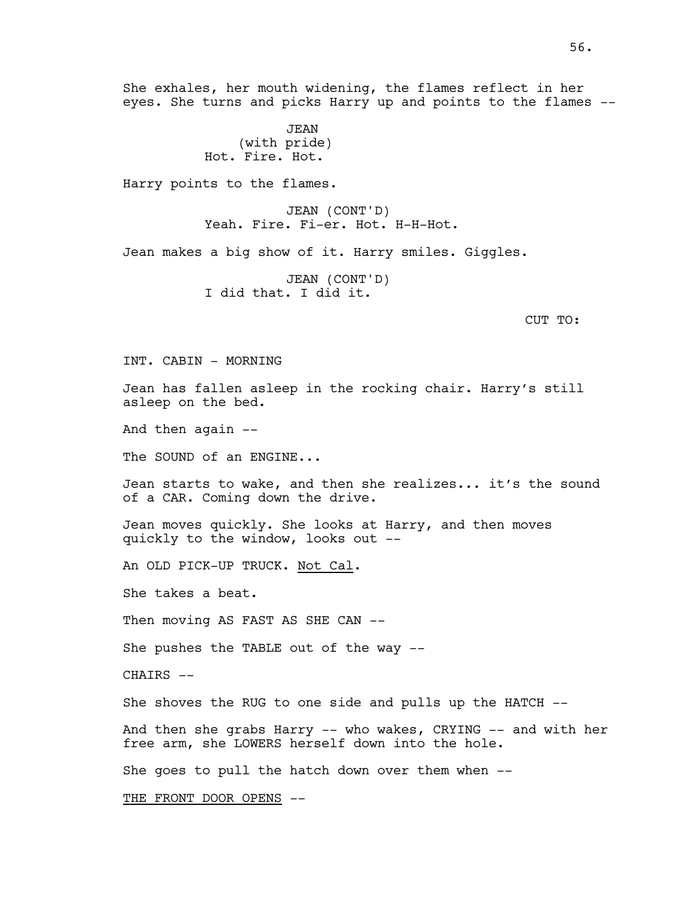She exhales, her mouth widening, the flames reflect in her eyes. She turns and picks Harry up and points to the flames --

JEAN
(with pride)
Hot. Fire. Hot.

Harry points to the flames.

JEAN (CONT'D)
Yeah. Fire. Fi-er. Hot. H-H-Hot.

Jean makes a big show of it. Harry smiles. Giggles.

JEAN (CONT'D)
I did that. I did it.

CUT TO:

INT. CABIN - MORNING

Jean has fallen asleep in the rocking chair. Harry's still asleep on the bed.

And then again --

The SOUND of an ENGINE...

Jean starts to wake, and then she realizes... it's the sound of a CAR. Coming down the drive.

Jean moves quickly. She looks at Harry, and then moves quickly to the window, looks out --

An OLD PICK-UP TRUCK. <u>Not Cal</u>.

She takes a beat.

Then moving AS FAST AS SHE CAN --

She pushes the TABLE out of the way --

CHAIRS --

She shoves the RUG to one side and pulls up the HATCH --

And then she grabs Harry -- who wakes, CRYING -- and with her free arm, she LOWERS herself down into the hole.

She goes to pull the hatch down over them when --

<u>THE FRONT DOOR OPENS</u> --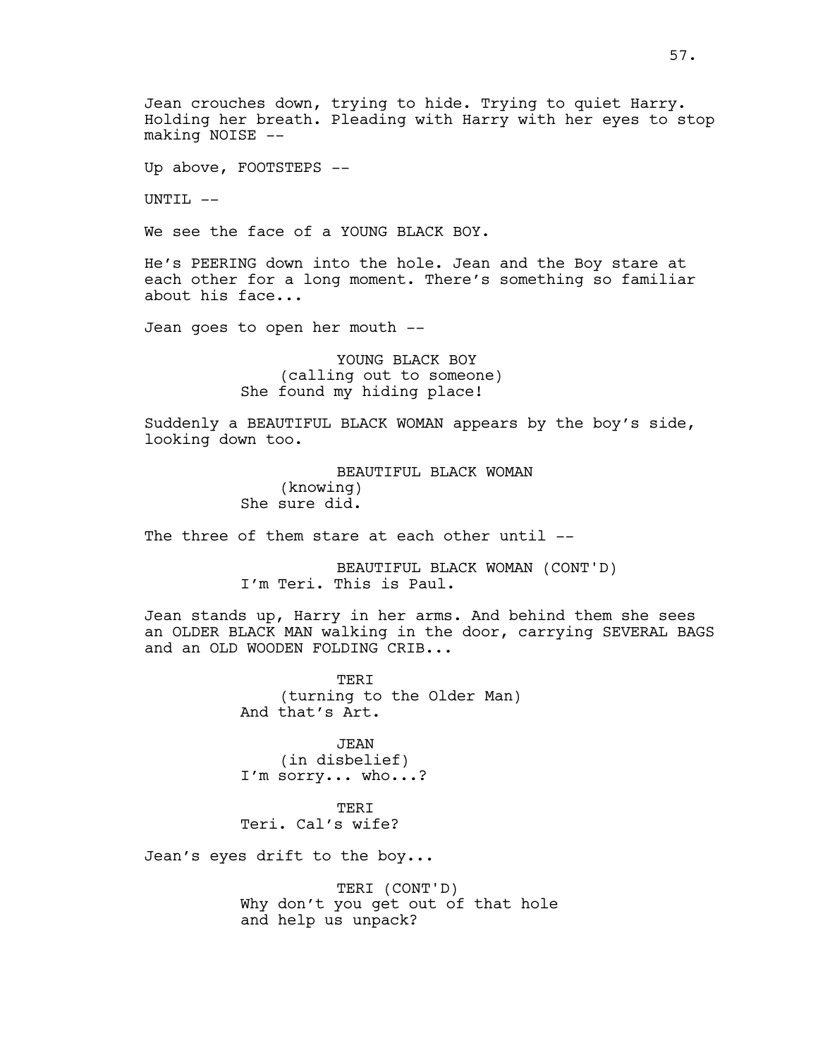Jean crouches down, trying to hide. Trying to quiet Harry. Holding her breath. Pleading with Harry with her eyes to stop making NOISE --

Up above, FOOTSTEPS --

UNTIL --

We see the face of a YOUNG BLACK BOY.

He's PEERING down into the hole. Jean and the Boy stare at each other for a long moment. There's something so familiar about his face...

Jean goes to open her mouth --

YOUNG BLACK BOY
(calling out to someone)
She found my hiding place!

Suddenly a BEAUTIFUL BLACK WOMAN appears by the boy's side, looking down too.

BEAUTIFUL BLACK WOMAN
(knowing)
She sure did.

The three of them stare at each other until --

BEAUTIFUL BLACK WOMAN (CONT'D)
I'm Teri. This is Paul.

Jean stands up, Harry in her arms. And behind them she sees an OLDER BLACK MAN walking in the door, carrying SEVERAL BAGS and an OLD WOODEN FOLDING CRIB...

TERI
(turning to the Older Man)
And that's Art.

JEAN
(in disbelief)
I'm sorry... who...?

TERI
Teri. Cal's wife?

Jean's eyes drift to the boy...

TERI (CONT'D)
Why don't you get out of that hole and help us unpack?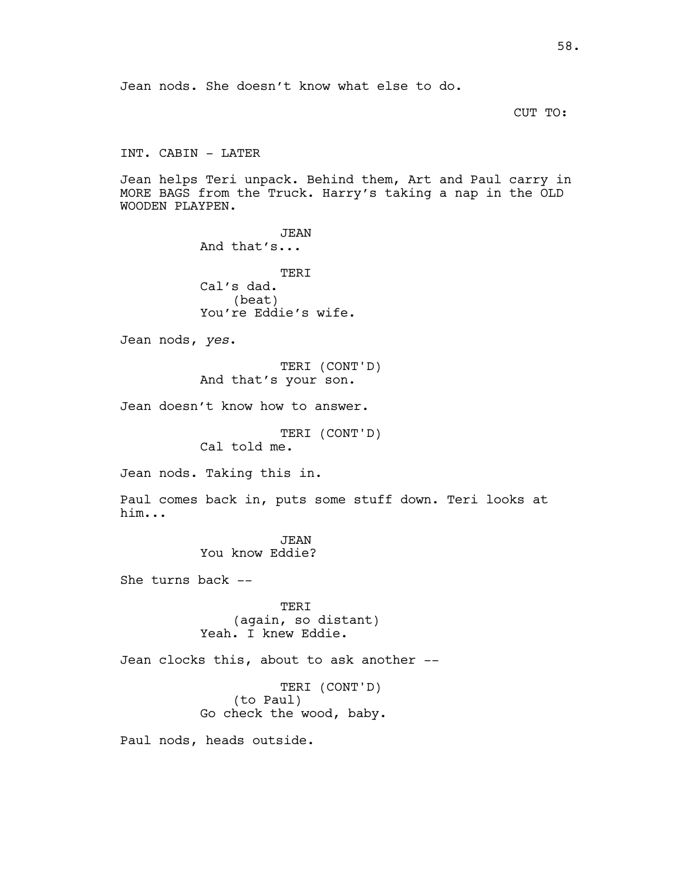Jean nods. She doesn't know what else to do.

CUT TO:

INT. CABIN - LATER

Jean helps Teri unpack. Behind them, Art and Paul carry in MORE BAGS from the Truck. Harry's taking a nap in the OLD WOODEN PLAYPEN.

JEAN
And that's...

TERI
Cal's dad.
(beat)
You're Eddie's wife.

Jean nods, *yes*.

TERI (CONT'D)
And that's your son.

Jean doesn't know how to answer.

TERI (CONT'D)
Cal told me.

Jean nods. Taking this in.

Paul comes back in, puts some stuff down. Teri looks at him...

JEAN
You know Eddie?

She turns back --

TERI
(again, so distant)
Yeah. I knew Eddie.

Jean clocks this, about to ask another --

TERI (CONT'D)
(to Paul)
Go check the wood, baby.

Paul nods, heads outside.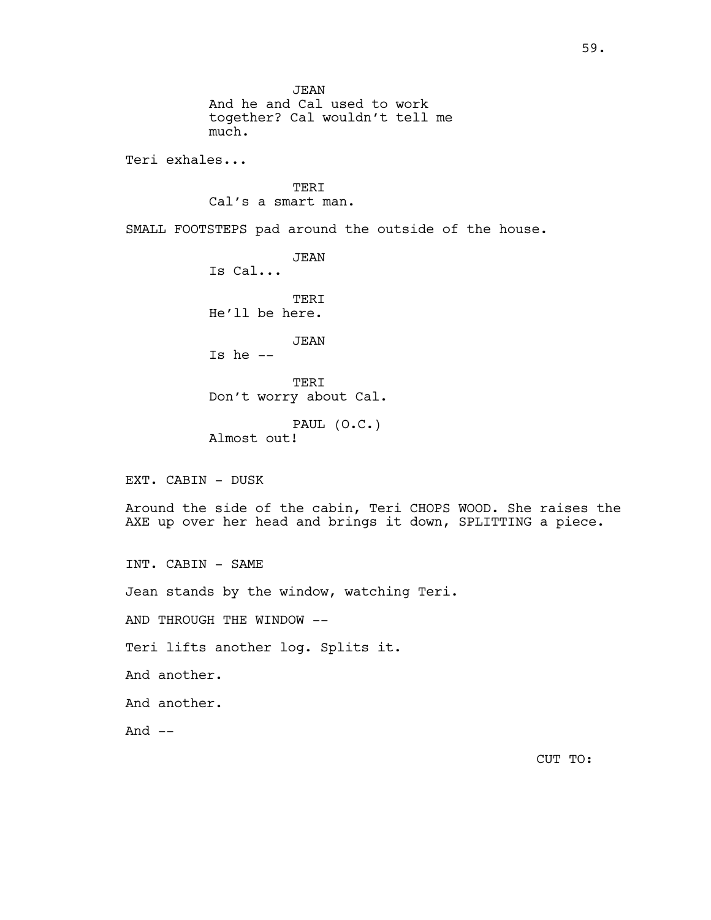JEAN
And he and Cal used to work together? Cal wouldn't tell me much.

Teri exhales...

TERI
Cal's a smart man.

SMALL FOOTSTEPS pad around the outside of the house.

JEAN
Is Cal...

TERI
He'll be here.

JEAN
Is he --

TERI
Don't worry about Cal.

PAUL (O.C.)
Almost out!

EXT. CABIN - DUSK

Around the side of the cabin, Teri CHOPS WOOD. She raises the AXE up over her head and brings it down, SPLITTING a piece.

INT. CABIN - SAME

Jean stands by the window, watching Teri.

AND THROUGH THE WINDOW --

Teri lifts another log. Splits it.

And another.

And another.

And --

CUT TO: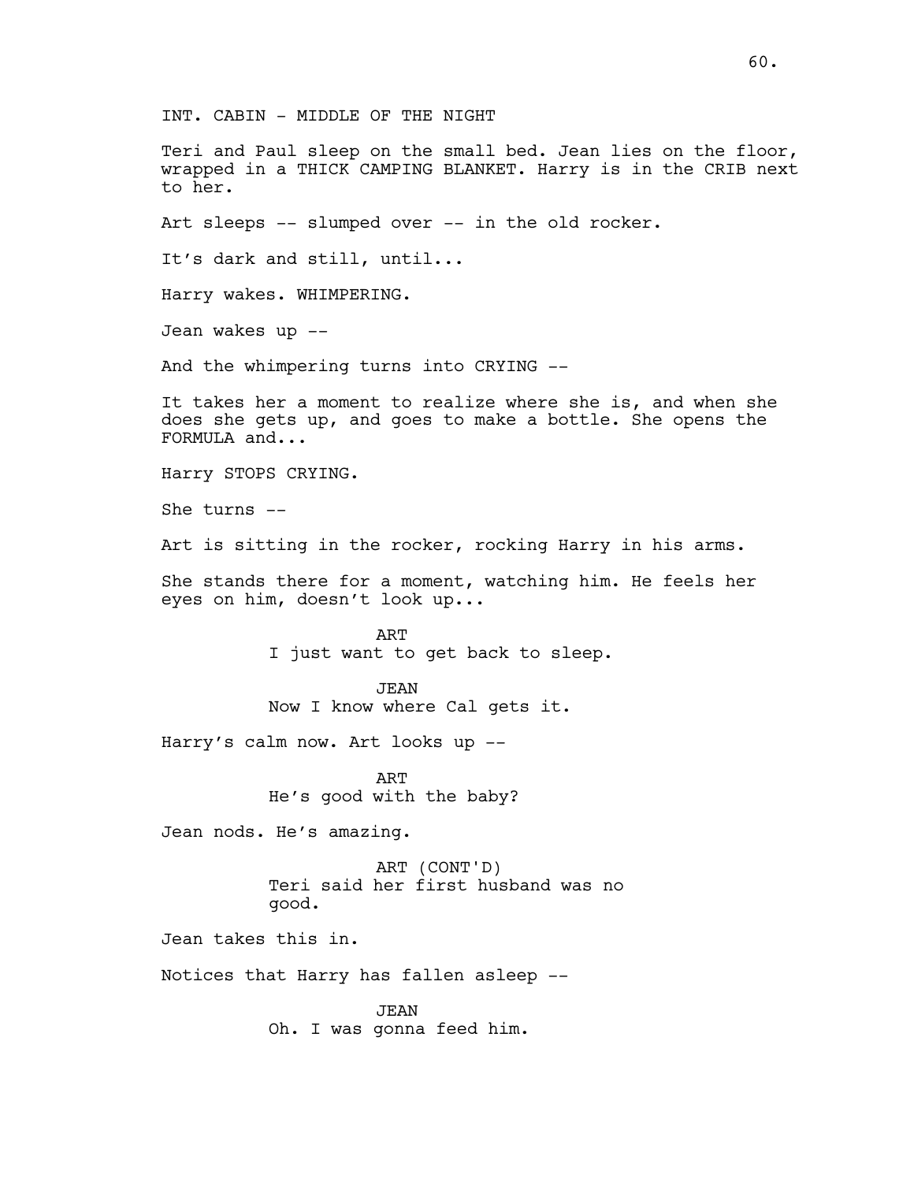INT. CABIN - MIDDLE OF THE NIGHT

Teri and Paul sleep on the small bed. Jean lies on the floor, wrapped in a THICK CAMPING BLANKET. Harry is in the CRIB next to her.

Art sleeps -- slumped over -- in the old rocker.

It's dark and still, until...

Harry wakes. WHIMPERING.

Jean wakes up --

And the whimpering turns into CRYING --

It takes her a moment to realize where she is, and when she does she gets up, and goes to make a bottle. She opens the FORMULA and...

Harry STOPS CRYING.

She turns --

Art is sitting in the rocker, rocking Harry in his arms.

She stands there for a moment, watching him. He feels her eyes on him, doesn't look up...

ART
I just want to get back to sleep.

JEAN
Now I know where Cal gets it.

Harry's calm now. Art looks up --

ART
He's good with the baby?

Jean nods. He's amazing.

ART (CONT'D)
Teri said her first husband was no good.

Jean takes this in.

Notices that Harry has fallen asleep --

JEAN
Oh. I was gonna feed him.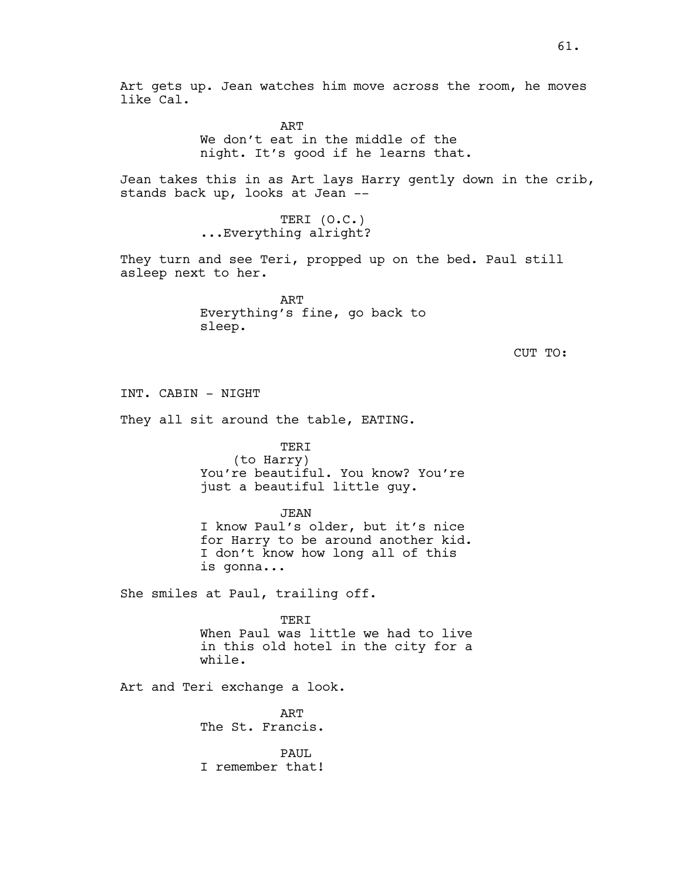Art gets up. Jean watches him move across the room, he moves like Cal.

ART
We don't eat in the middle of the night. It's good if he learns that.

Jean takes this in as Art lays Harry gently down in the crib, stands back up, looks at Jean --

TERI (O.C.)
...Everything alright?

They turn and see Teri, propped up on the bed. Paul still asleep next to her.

ART
Everything's fine, go back to sleep.

CUT TO:

INT. CABIN - NIGHT

They all sit around the table, EATING.

TERI
(to Harry)
You're beautiful. You know? You're just a beautiful little guy.

JEAN
I know Paul's older, but it's nice for Harry to be around another kid. I don't know how long all of this is gonna...

She smiles at Paul, trailing off.

TERI
When Paul was little we had to live in this old hotel in the city for a while.

Art and Teri exchange a look.

ART
The St. Francis.

PAUL
I remember that!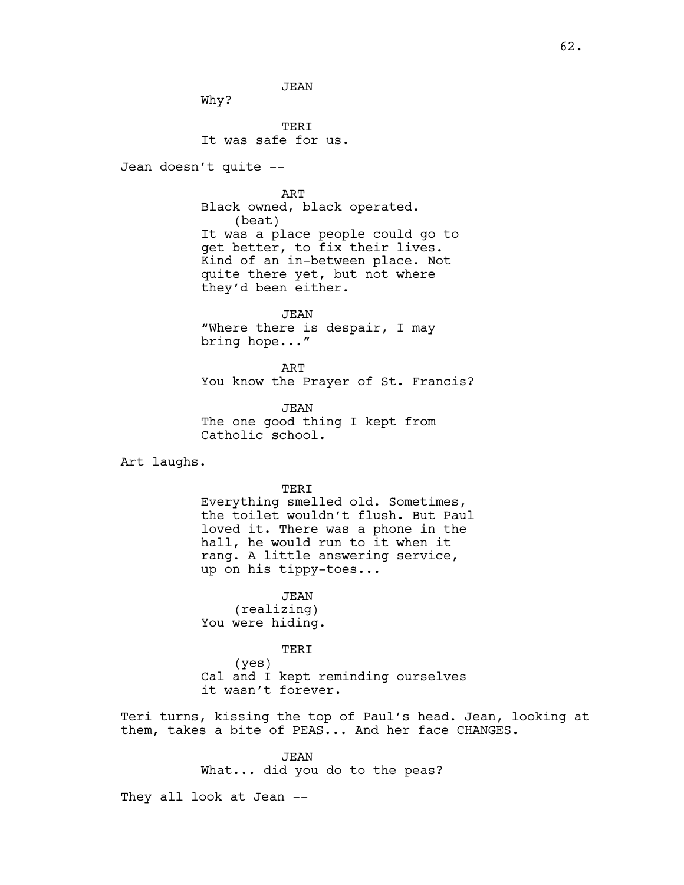JEAN
Why?

TERI
It was safe for us.

Jean doesn't quite --

ART
Black owned, black operated.
(beat)
It was a place people could go to get better, to fix their lives. Kind of an in-between place. Not quite there yet, but not where they'd been either.

JEAN
"Where there is despair, I may bring hope..."

ART
You know the Prayer of St. Francis?

JEAN
The one good thing I kept from Catholic school.

Art laughs.

TERI
Everything smelled old. Sometimes, the toilet wouldn't flush. But Paul loved it. There was a phone in the hall, he would run to it when it rang. A little answering service, up on his tippy-toes...

JEAN
(realizing)
You were hiding.

TERI
(yes)
Cal and I kept reminding ourselves it wasn't forever.

Teri turns, kissing the top of Paul's head. Jean, looking at them, takes a bite of PEAS... And her face CHANGES.

JEAN
What... did you do to the peas?

They all look at Jean --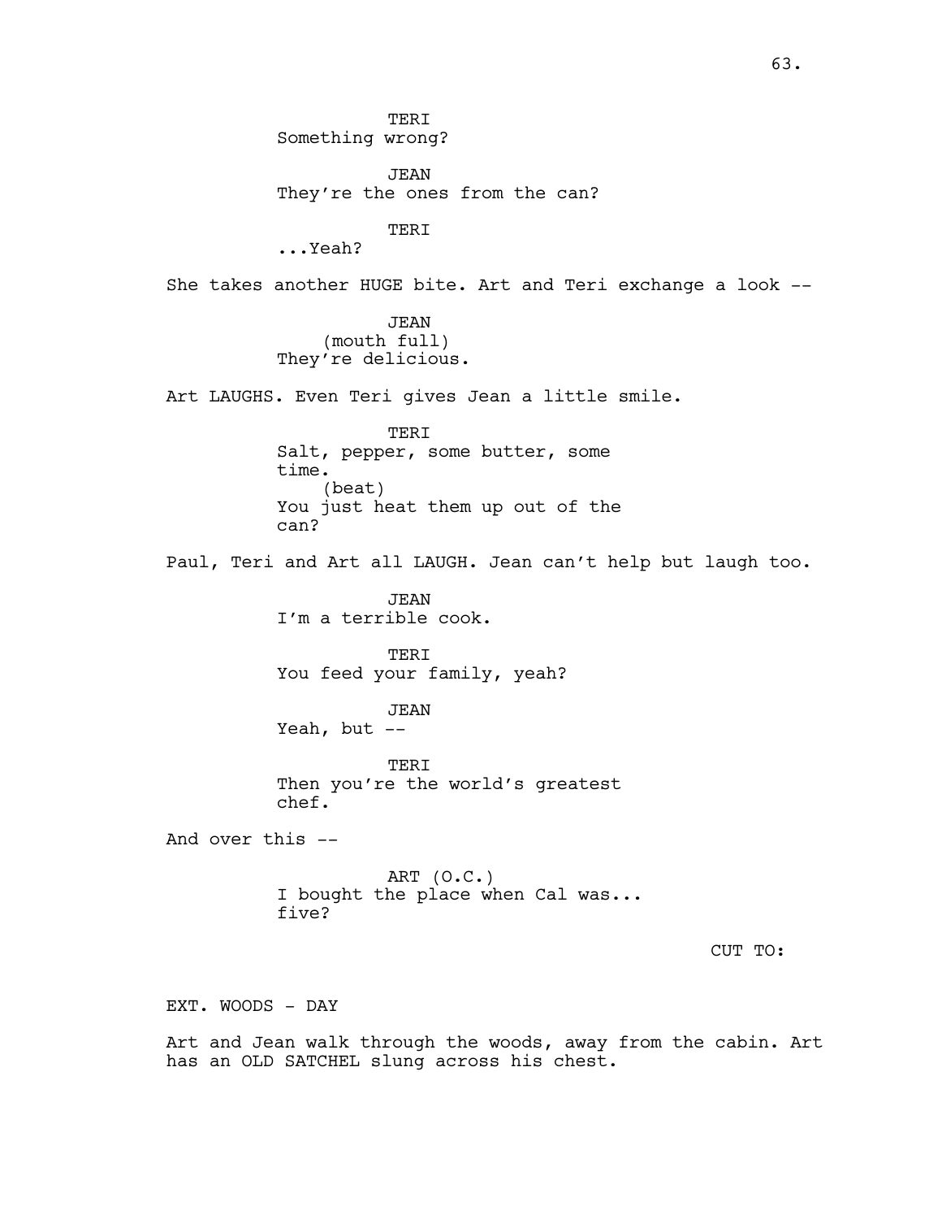TERI
Something wrong?

JEAN
They're the ones from the can?

TERI
...Yeah?

She takes another HUGE bite. Art and Teri exchange a look --

JEAN
(mouth full)
They're delicious.

Art LAUGHS. Even Teri gives Jean a little smile.

TERI
Salt, pepper, some butter, some time.
(beat)
You just heat them up out of the can?

Paul, Teri and Art all LAUGH. Jean can't help but laugh too.

JEAN
I'm a terrible cook.

TERI
You feed your family, yeah?

JEAN
Yeah, but --

TERI
Then you're the world's greatest chef.

And over this --

ART (O.C.)
I bought the place when Cal was... five?

CUT TO:

EXT. WOODS - DAY

Art and Jean walk through the woods, away from the cabin. Art has an OLD SATCHEL slung across his chest.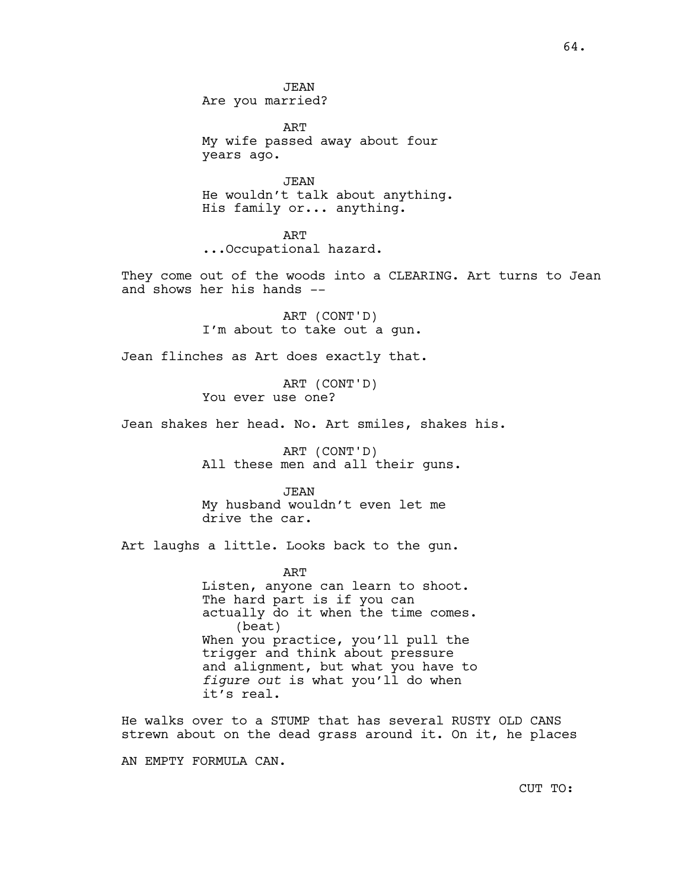JEAN
Are you married?

ART
My wife passed away about four years ago.

JEAN
He wouldn't talk about anything. His family or... anything.

ART
...Occupational hazard.

They come out of the woods into a CLEARING. Art turns to Jean and shows her his hands --

ART (CONT'D)
I'm about to take out a gun.

Jean flinches as Art does exactly that.

ART (CONT'D)
You ever use one?

Jean shakes her head. No. Art smiles, shakes his.

ART (CONT'D)
All these men and all their guns.

JEAN
My husband wouldn't even let me drive the car.

Art laughs a little. Looks back to the gun.

ART
Listen, anyone can learn to shoot. The hard part is if you can actually do it when the time comes.
(beat)
When you practice, you'll pull the trigger and think about pressure and alignment, but what you have to *figure out* is what you'll do when it's real.

He walks over to a STUMP that has several RUSTY OLD CANS strewn about on the dead grass around it. On it, he places

AN EMPTY FORMULA CAN.

CUT TO: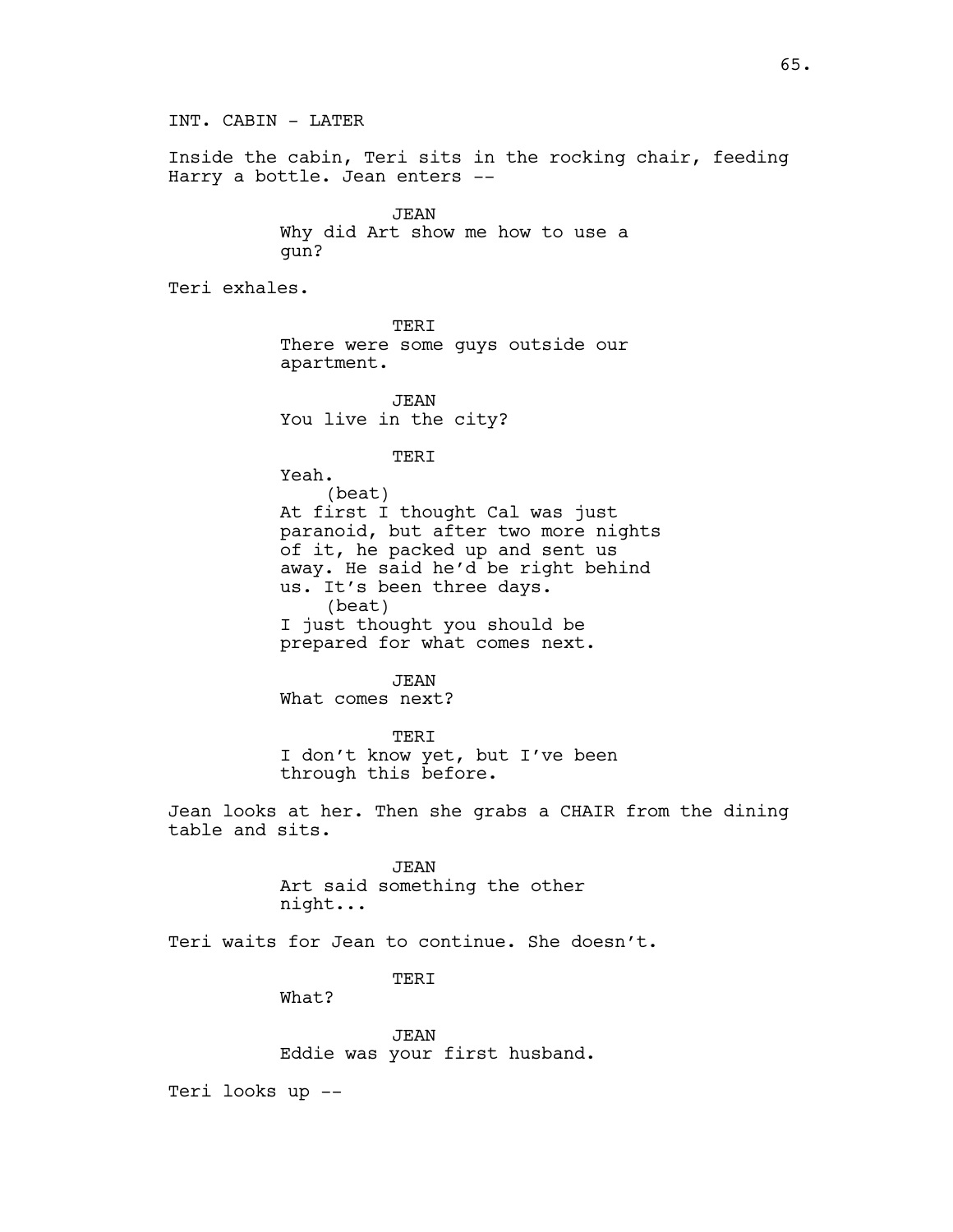INT. CABIN - LATER

Inside the cabin, Teri sits in the rocking chair, feeding Harry a bottle. Jean enters --

JEAN
Why did Art show me how to use a gun?

Teri exhales.

TERI
There were some guys outside our apartment.

JEAN
You live in the city?

TERI
Yeah.
(beat)
At first I thought Cal was just paranoid, but after two more nights of it, he packed up and sent us away. He said he'd be right behind us. It's been three days.
(beat)
I just thought you should be prepared for what comes next.

JEAN
What comes next?

TERI
I don't know yet, but I've been through this before.

Jean looks at her. Then she grabs a CHAIR from the dining table and sits.

JEAN
Art said something the other night...

Teri waits for Jean to continue. She doesn't.

TERI
What?

JEAN
Eddie was your first husband.

Teri looks up --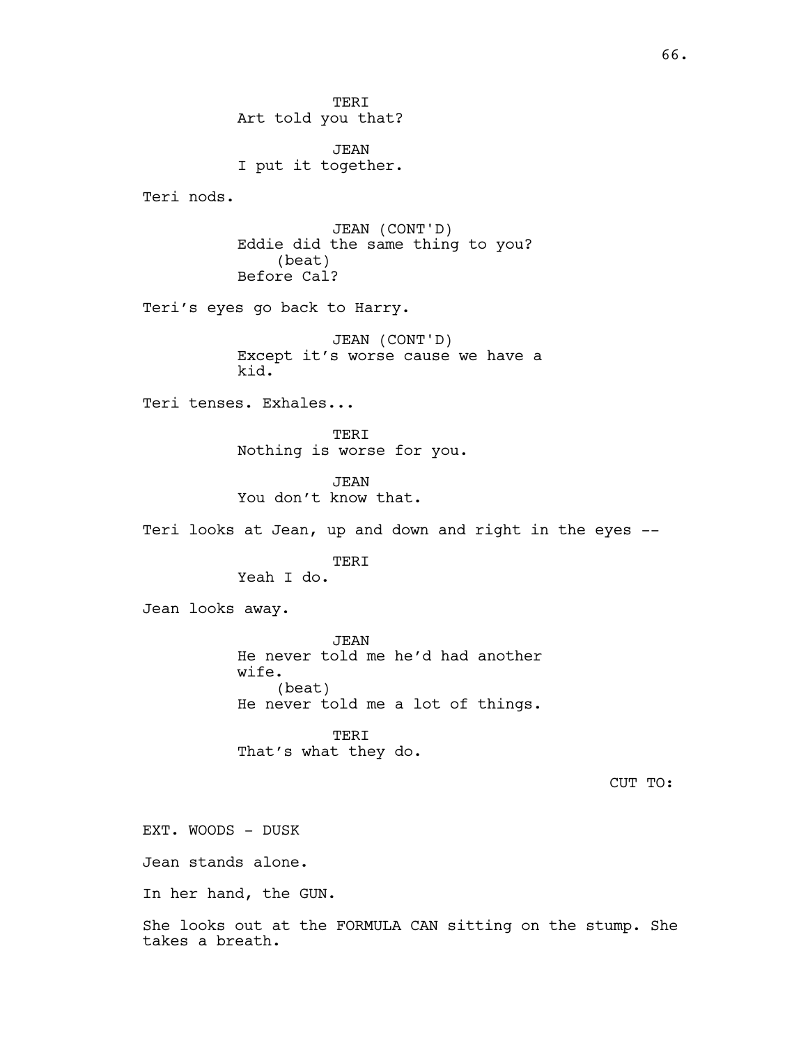TERI
Art told you that?

JEAN
I put it together.

Teri nods.

JEAN (CONT'D)
Eddie did the same thing to you?
(beat)
Before Cal?

Teri's eyes go back to Harry.

JEAN (CONT'D)
Except it's worse cause we have a kid.

Teri tenses. Exhales...

TERI
Nothing is worse for you.

JEAN
You don't know that.

Teri looks at Jean, up and down and right in the eyes --

TERI
Yeah I do.

Jean looks away.

JEAN
He never told me he'd had another wife.
(beat)
He never told me a lot of things.

TERI
That's what they do.

CUT TO:

EXT. WOODS - DUSK

Jean stands alone.

In her hand, the GUN.

She looks out at the FORMULA CAN sitting on the stump. She takes a breath.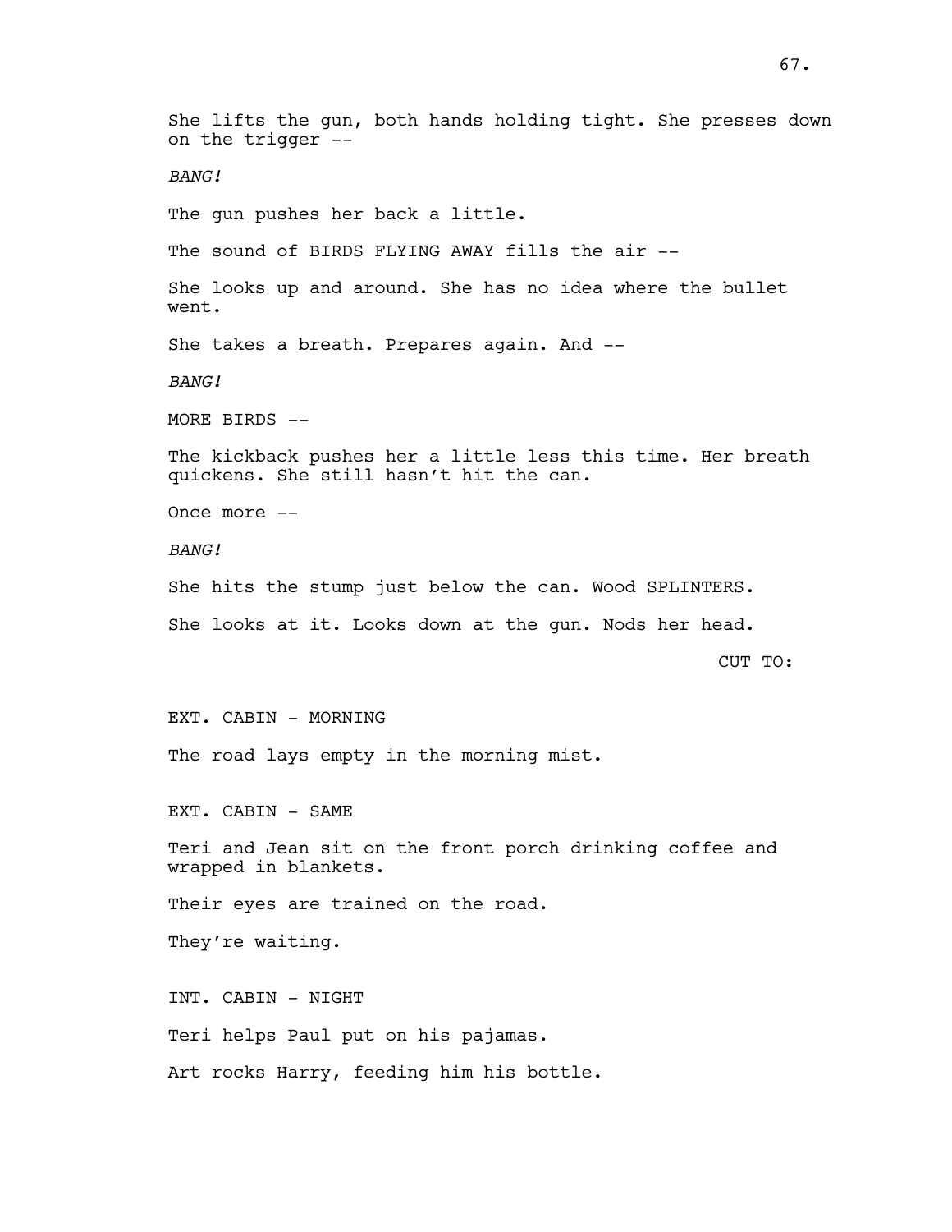She lifts the gun, both hands holding tight. She presses down on the trigger --

*BANG!*

The gun pushes her back a little.

The sound of BIRDS FLYING AWAY fills the air --

She looks up and around. She has no idea where the bullet went.

She takes a breath. Prepares again. And --

*BANG!*

MORE BIRDS --

The kickback pushes her a little less this time. Her breath quickens. She still hasn't hit the can.

Once more --

*BANG!*

She hits the stump just below the can. Wood SPLINTERS.

She looks at it. Looks down at the gun. Nods her head.

CUT TO:

EXT. CABIN - MORNING

The road lays empty in the morning mist.

EXT. CABIN - SAME

Teri and Jean sit on the front porch drinking coffee and wrapped in blankets.

Their eyes are trained on the road.

They're waiting.

INT. CABIN - NIGHT

Teri helps Paul put on his pajamas.

Art rocks Harry, feeding him his bottle.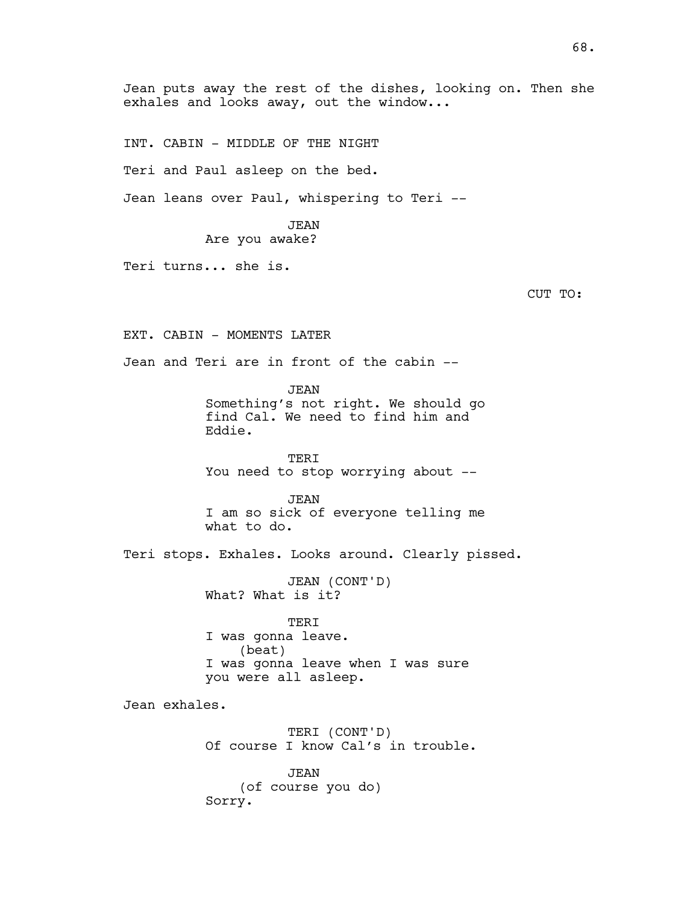Jean puts away the rest of the dishes, looking on. Then she exhales and looks away, out the window...

INT. CABIN - MIDDLE OF THE NIGHT

Teri and Paul asleep on the bed.

Jean leans over Paul, whispering to Teri --

JEAN
Are you awake?

Teri turns... she is.

CUT TO:

EXT. CABIN - MOMENTS LATER

Jean and Teri are in front of the cabin --

JEAN
Something's not right. We should go find Cal. We need to find him and Eddie.

TERI
You need to stop worrying about --

JEAN
I am so sick of everyone telling me what to do.

Teri stops. Exhales. Looks around. Clearly pissed.

JEAN (CONT'D)
What? What is it?

TERI
I was gonna leave.
(beat)
I was gonna leave when I was sure you were all asleep.

Jean exhales.

TERI (CONT'D)
Of course I know Cal's in trouble.

JEAN
(of course you do)
Sorry.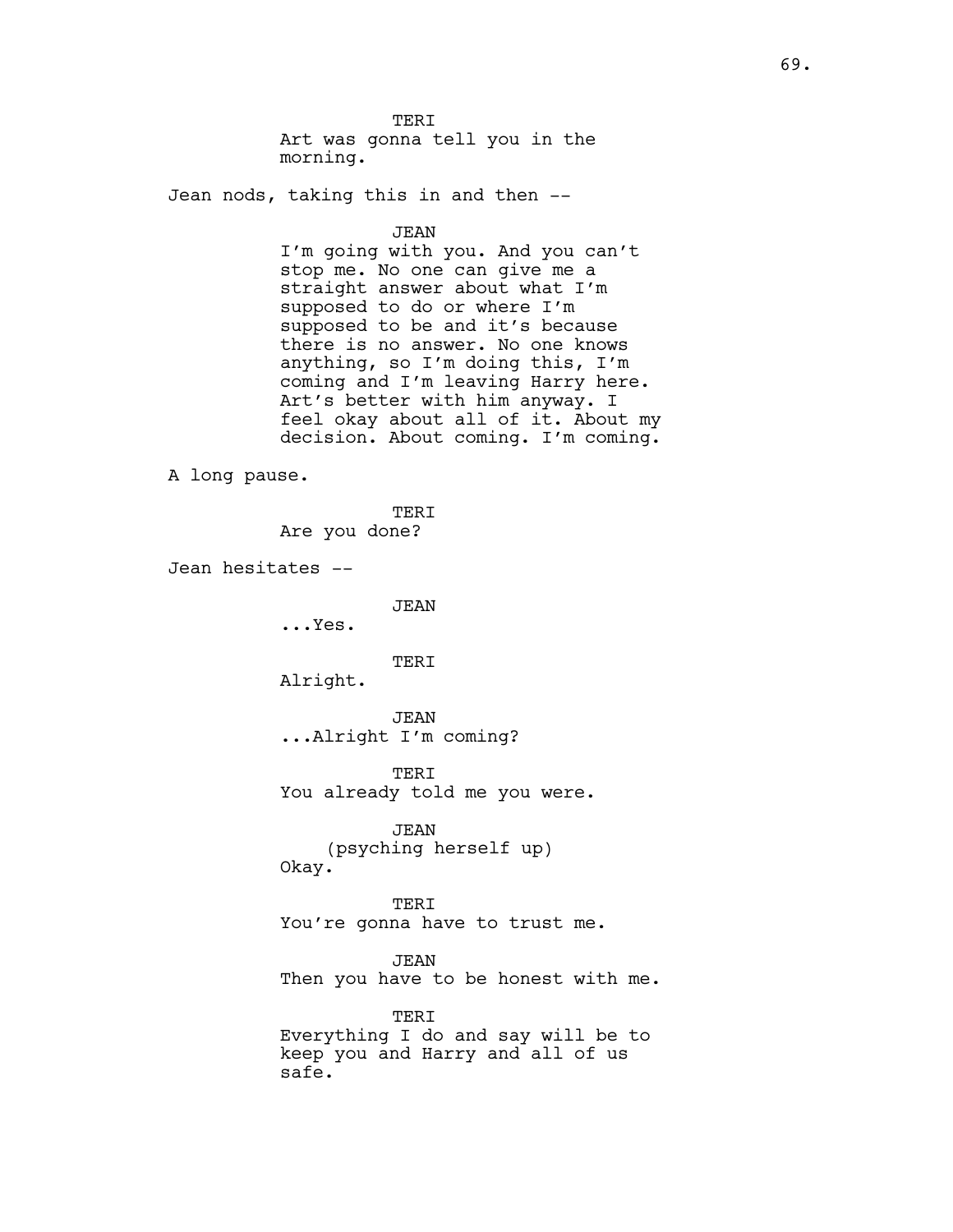TERI
Art was gonna tell you in the morning.

Jean nods, taking this in and then --

JEAN
I'm going with you. And you can't stop me. No one can give me a straight answer about what I'm supposed to do or where I'm supposed to be and it's because there is no answer. No one knows anything, so I'm doing this, I'm coming and I'm leaving Harry here. Art's better with him anyway. I feel okay about all of it. About my decision. About coming. I'm coming.

A long pause.

TERI
Are you done?

Jean hesitates --

JEAN
...Yes.

TERI
Alright.

JEAN
...Alright I'm coming?

TERI
You already told me you were.

JEAN
(psyching herself up)
Okay.

TERI
You're gonna have to trust me.

JEAN
Then you have to be honest with me.

TERI
Everything I do and say will be to keep you and Harry and all of us safe.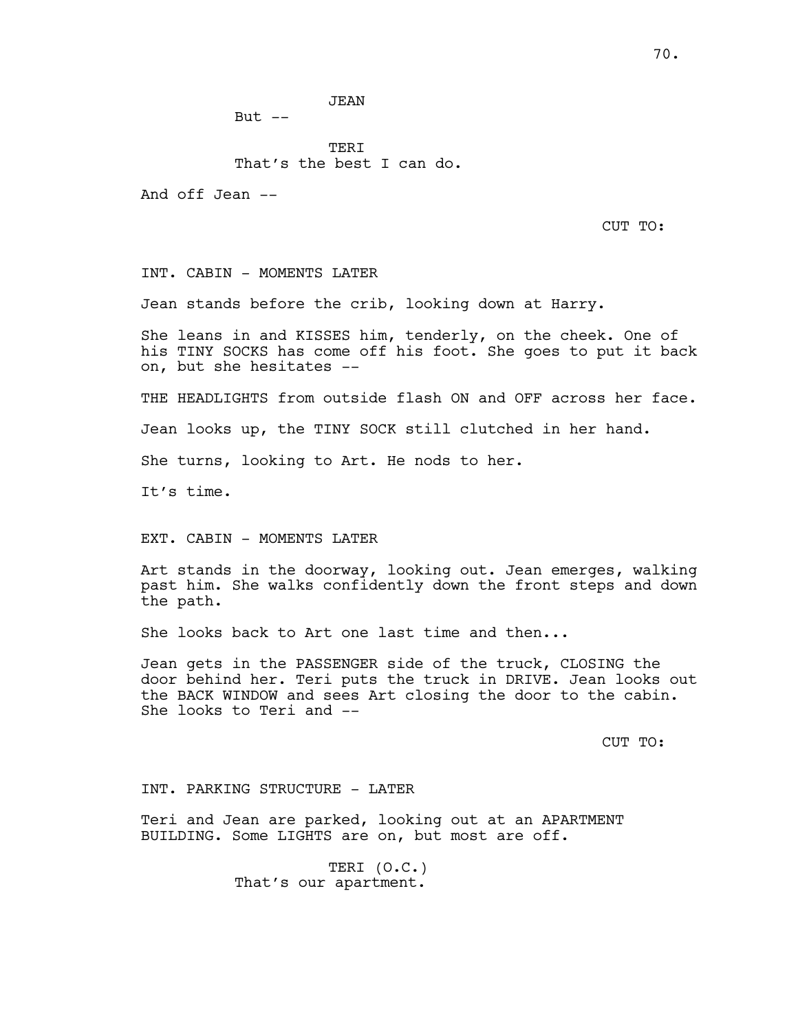JEAN
But --

TERI
That's the best I can do.

And off Jean --

CUT TO:

INT. CABIN - MOMENTS LATER

Jean stands before the crib, looking down at Harry.

She leans in and KISSES him, tenderly, on the cheek. One of his TINY SOCKS has come off his foot. She goes to put it back on, but she hesitates --

THE HEADLIGHTS from outside flash ON and OFF across her face.

Jean looks up, the TINY SOCK still clutched in her hand.

She turns, looking to Art. He nods to her.

It's time.

EXT. CABIN - MOMENTS LATER

Art stands in the doorway, looking out. Jean emerges, walking past him. She walks confidently down the front steps and down the path.

She looks back to Art one last time and then...

Jean gets in the PASSENGER side of the truck, CLOSING the door behind her. Teri puts the truck in DRIVE. Jean looks out the BACK WINDOW and sees Art closing the door to the cabin. She looks to Teri and --

CUT TO:

INT. PARKING STRUCTURE - LATER

Teri and Jean are parked, looking out at an APARTMENT BUILDING. Some LIGHTS are on, but most are off.

TERI (O.C.)
That's our apartment.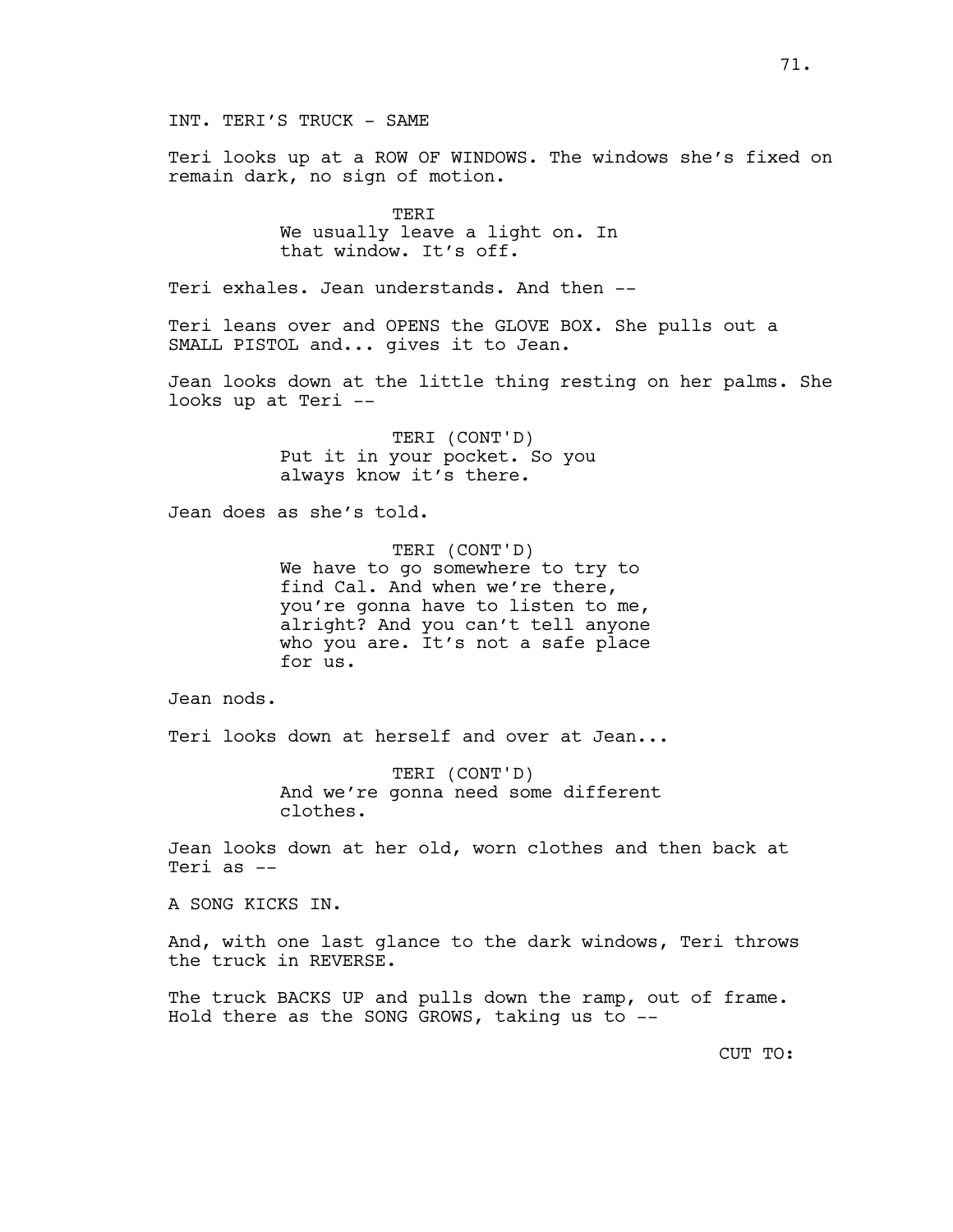INT. TERI'S TRUCK - SAME

Teri looks up at a ROW OF WINDOWS. The windows she's fixed on remain dark, no sign of motion.

TERI
We usually leave a light on. In that window. It's off.

Teri exhales. Jean understands. And then --

Teri leans over and OPENS the GLOVE BOX. She pulls out a SMALL PISTOL and... gives it to Jean.

Jean looks down at the little thing resting on her palms. She looks up at Teri --

TERI (CONT'D)
Put it in your pocket. So you always know it's there.

Jean does as she's told.

TERI (CONT'D)
We have to go somewhere to try to find Cal. And when we're there, you're gonna have to listen to me, alright? And you can't tell anyone who you are. It's not a safe place for us.

Jean nods.

Teri looks down at herself and over at Jean...

TERI (CONT'D)
And we're gonna need some different clothes.

Jean looks down at her old, worn clothes and then back at Teri as --

A SONG KICKS IN.

And, with one last glance to the dark windows, Teri throws the truck in REVERSE.

The truck BACKS UP and pulls down the ramp, out of frame. Hold there as the SONG GROWS, taking us to --

CUT TO: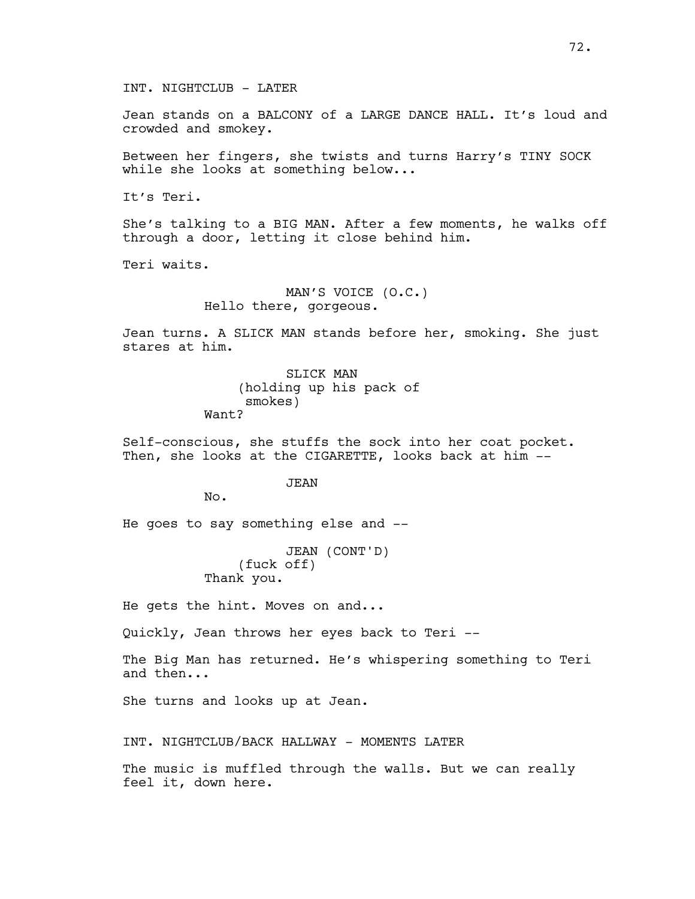INT. NIGHTCLUB - LATER

Jean stands on a BALCONY of a LARGE DANCE HALL. It's loud and crowded and smokey.

Between her fingers, she twists and turns Harry's TINY SOCK while she looks at something below...

It's Teri.

She's talking to a BIG MAN. After a few moments, he walks off through a door, letting it close behind him.

Teri waits.

MAN'S VOICE (O.C.)
Hello there, gorgeous.

Jean turns. A SLICK MAN stands before her, smoking. She just stares at him.

SLICK MAN
(holding up his pack of smokes)
Want?

Self-conscious, she stuffs the sock into her coat pocket. Then, she looks at the CIGARETTE, looks back at him --

JEAN
No.

He goes to say something else and --

JEAN (CONT'D)
(fuck off)
Thank you.

He gets the hint. Moves on and...

Quickly, Jean throws her eyes back to Teri --

The Big Man has returned. He's whispering something to Teri and then...

She turns and looks up at Jean.

INT. NIGHTCLUB/BACK HALLWAY - MOMENTS LATER

The music is muffled through the walls. But we can really feel it, down here.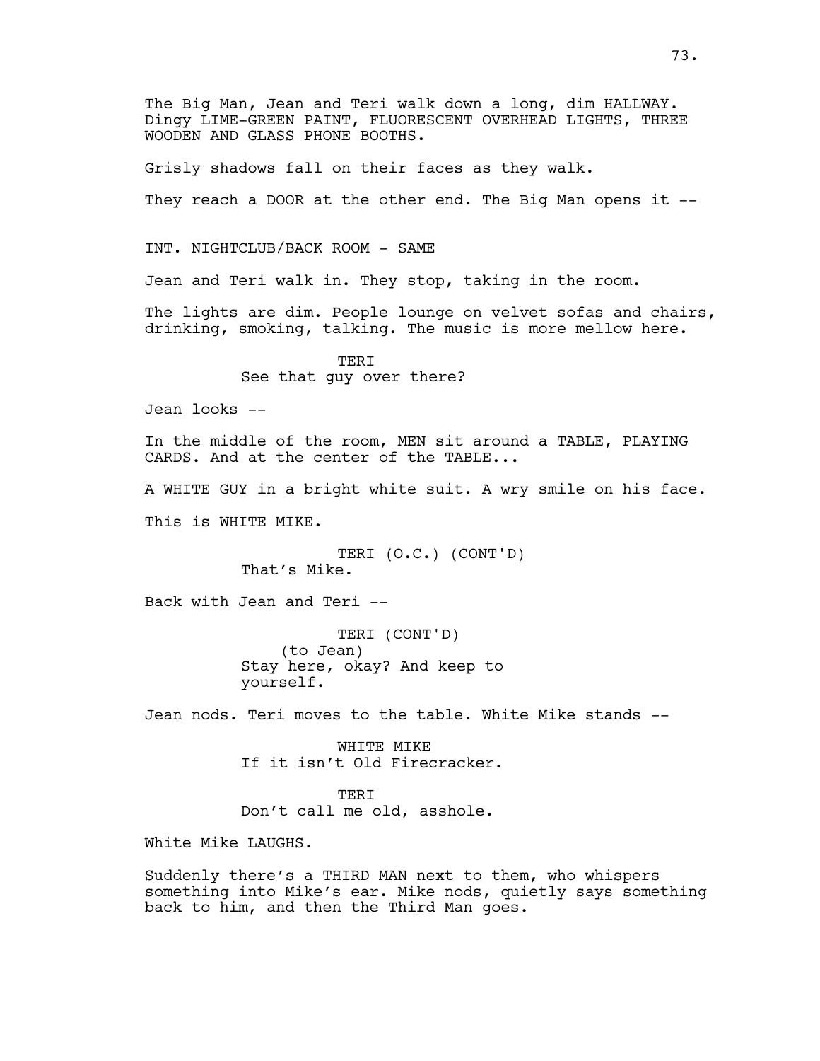The Big Man, Jean and Teri walk down a long, dim HALLWAY. Dingy LIME-GREEN PAINT, FLUORESCENT OVERHEAD LIGHTS, THREE WOODEN AND GLASS PHONE BOOTHS.

Grisly shadows fall on their faces as they walk.

They reach a DOOR at the other end. The Big Man opens it --

INT. NIGHTCLUB/BACK ROOM - SAME

Jean and Teri walk in. They stop, taking in the room.

The lights are dim. People lounge on velvet sofas and chairs, drinking, smoking, talking. The music is more mellow here.

TERI
See that guy over there?

Jean looks --

In the middle of the room, MEN sit around a TABLE, PLAYING CARDS. And at the center of the TABLE...

A WHITE GUY in a bright white suit. A wry smile on his face.

This is WHITE MIKE.

TERI (O.C.) (CONT'D)
That's Mike.

Back with Jean and Teri --

TERI (CONT'D)
(to Jean)
Stay here, okay? And keep to yourself.

Jean nods. Teri moves to the table. White Mike stands --

WHITE MIKE
If it isn't Old Firecracker.

TERI
Don't call me old, asshole.

White Mike LAUGHS.

Suddenly there's a THIRD MAN next to them, who whispers something into Mike's ear. Mike nods, quietly says something back to him, and then the Third Man goes.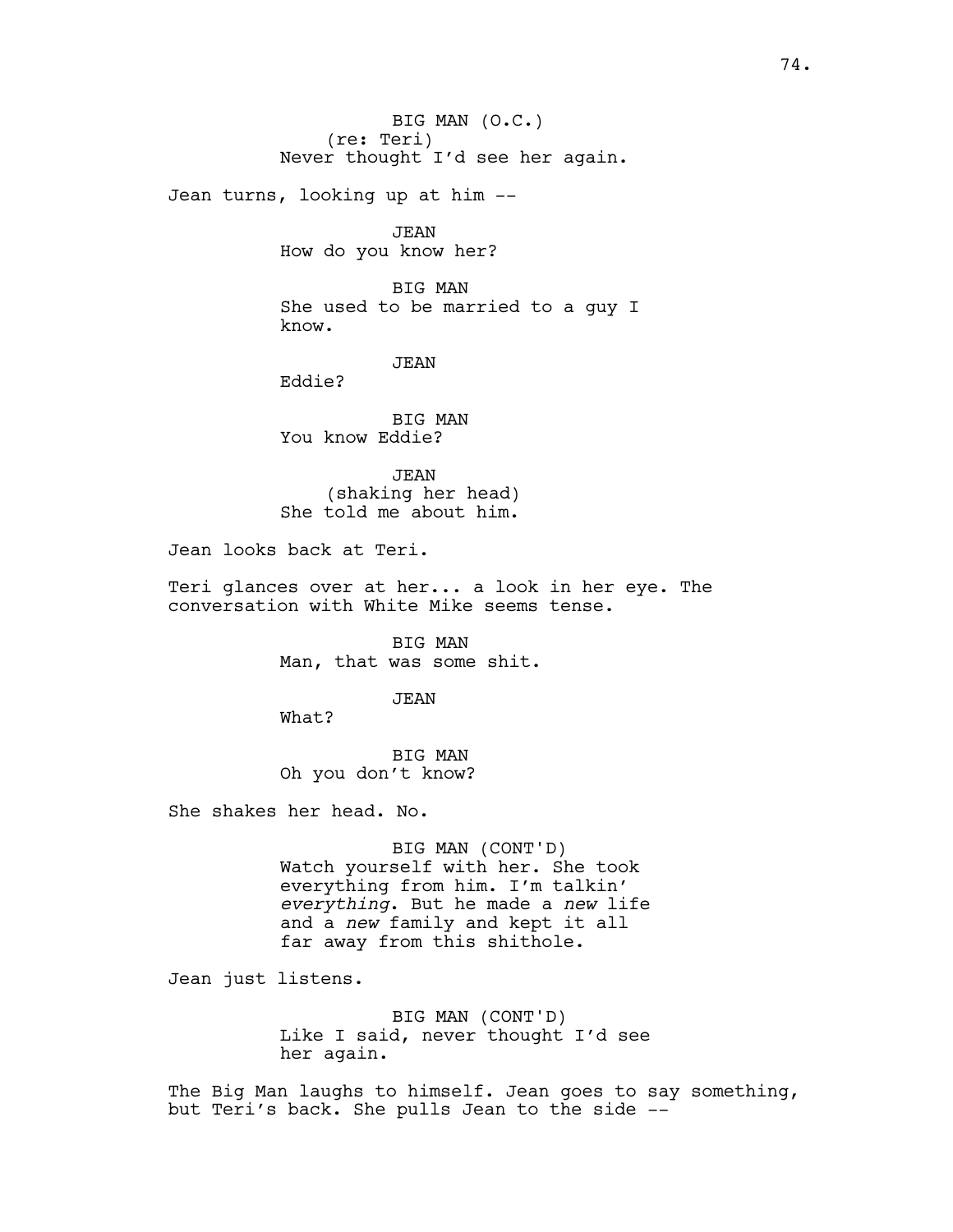BIG MAN (O.C.)
(re: Teri)
Never thought I'd see her again.

Jean turns, looking up at him --

JEAN
How do you know her?

BIG MAN
She used to be married to a guy I know.

JEAN
Eddie?

BIG MAN
You know Eddie?

JEAN
(shaking her head)
She told me about him.

Jean looks back at Teri.

Teri glances over at her... a look in her eye. The conversation with White Mike seems tense.

BIG MAN
Man, that was some shit.

JEAN
What?

BIG MAN
Oh you don't know?

She shakes her head. No.

BIG MAN (CONT'D)
Watch yourself with her. She took everything from him. I'm talkin' *everything*. But he made a *new* life and a *new* family and kept it all far away from this shithole.

Jean just listens.

BIG MAN (CONT'D)
Like I said, never thought I'd see her again.

The Big Man laughs to himself. Jean goes to say something, but Teri's back. She pulls Jean to the side --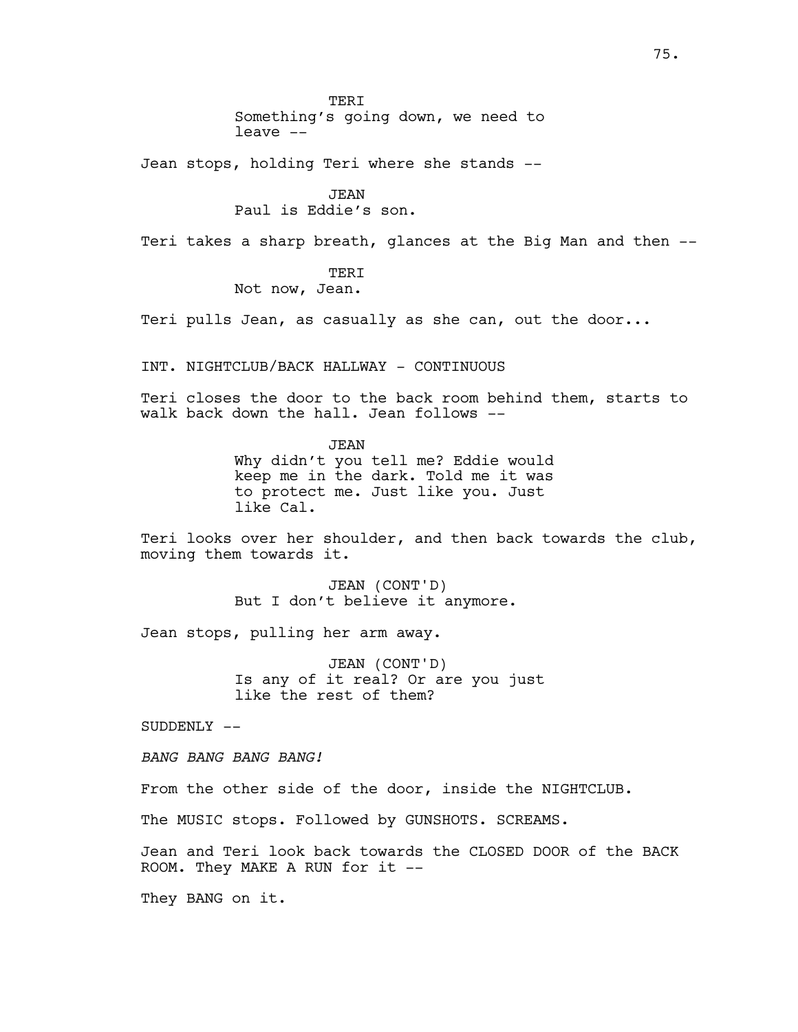TERI
Something's going down, we need to leave --

Jean stops, holding Teri where she stands --

JEAN
Paul is Eddie's son.

Teri takes a sharp breath, glances at the Big Man and then --

TERI
Not now, Jean.

Teri pulls Jean, as casually as she can, out the door...

INT. NIGHTCLUB/BACK HALLWAY - CONTINUOUS

Teri closes the door to the back room behind them, starts to walk back down the hall. Jean follows --

JEAN
Why didn't you tell me? Eddie would keep me in the dark. Told me it was to protect me. Just like you. Just like Cal.

Teri looks over her shoulder, and then back towards the club, moving them towards it.

JEAN (CONT'D)
But I don't believe it anymore.

Jean stops, pulling her arm away.

JEAN (CONT'D)
Is any of it real? Or are you just like the rest of them?

SUDDENLY --

*BANG BANG BANG BANG!*

From the other side of the door, inside the NIGHTCLUB.

The MUSIC stops. Followed by GUNSHOTS. SCREAMS.

Jean and Teri look back towards the CLOSED DOOR of the BACK ROOM. They MAKE A RUN for it --

They BANG on it.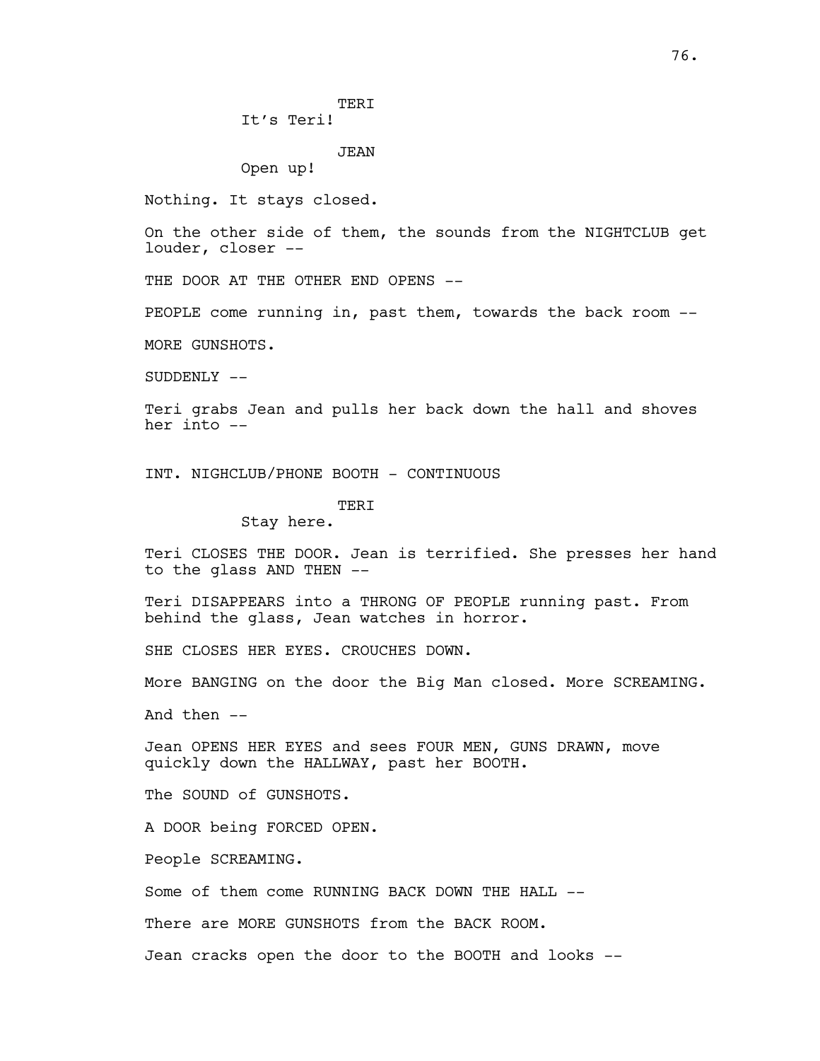TERI
It's Teri!

JEAN
Open up!

Nothing. It stays closed.

On the other side of them, the sounds from the NIGHTCLUB get louder, closer --

THE DOOR AT THE OTHER END OPENS --

PEOPLE come running in, past them, towards the back room --

MORE GUNSHOTS.

SUDDENLY --

Teri grabs Jean and pulls her back down the hall and shoves her into --

INT. NIGHCLUB/PHONE BOOTH - CONTINUOUS

TERI
Stay here.

Teri CLOSES THE DOOR. Jean is terrified. She presses her hand to the glass AND THEN --

Teri DISAPPEARS into a THRONG OF PEOPLE running past. From behind the glass, Jean watches in horror.

SHE CLOSES HER EYES. CROUCHES DOWN.

More BANGING on the door the Big Man closed. More SCREAMING.

And then --

Jean OPENS HER EYES and sees FOUR MEN, GUNS DRAWN, move quickly down the HALLWAY, past her BOOTH.

The SOUND of GUNSHOTS.

A DOOR being FORCED OPEN.

People SCREAMING.

Some of them come RUNNING BACK DOWN THE HALL --

There are MORE GUNSHOTS from the BACK ROOM.

Jean cracks open the door to the BOOTH and looks --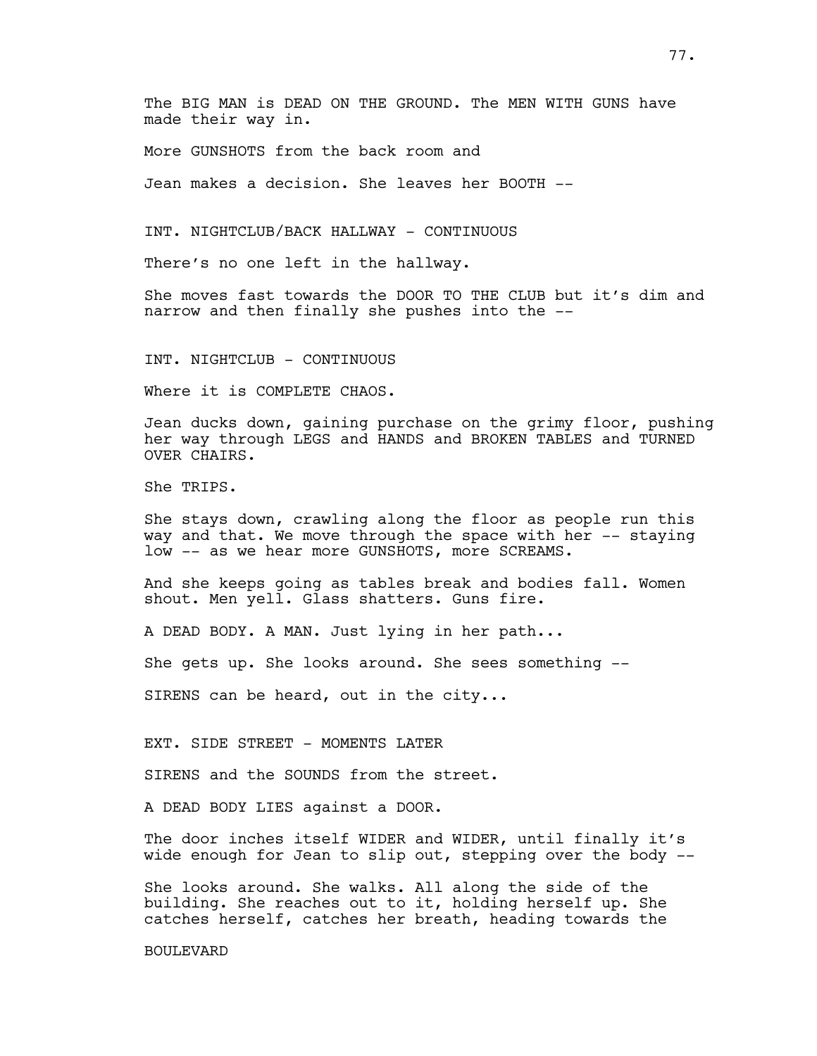The BIG MAN is DEAD ON THE GROUND. The MEN WITH GUNS have made their way in.

More GUNSHOTS from the back room and

Jean makes a decision. She leaves her BOOTH --

INT. NIGHTCLUB/BACK HALLWAY - CONTINUOUS

There's no one left in the hallway.

She moves fast towards the DOOR TO THE CLUB but it's dim and narrow and then finally she pushes into the --

INT. NIGHTCLUB - CONTINUOUS

Where it is COMPLETE CHAOS.

Jean ducks down, gaining purchase on the grimy floor, pushing her way through LEGS and HANDS and BROKEN TABLES and TURNED OVER CHAIRS.

She TRIPS.

She stays down, crawling along the floor as people run this way and that. We move through the space with her -- staying low -- as we hear more GUNSHOTS, more SCREAMS.

And she keeps going as tables break and bodies fall. Women shout. Men yell. Glass shatters. Guns fire.

A DEAD BODY. A MAN. Just lying in her path...

She gets up. She looks around. She sees something --

SIRENS can be heard, out in the city...

EXT. SIDE STREET - MOMENTS LATER

SIRENS and the SOUNDS from the street.

A DEAD BODY LIES against a DOOR.

The door inches itself WIDER and WIDER, until finally it's wide enough for Jean to slip out, stepping over the body --

She looks around. She walks. All along the side of the building. She reaches out to it, holding herself up. She catches herself, catches her breath, heading towards the

BOULEVARD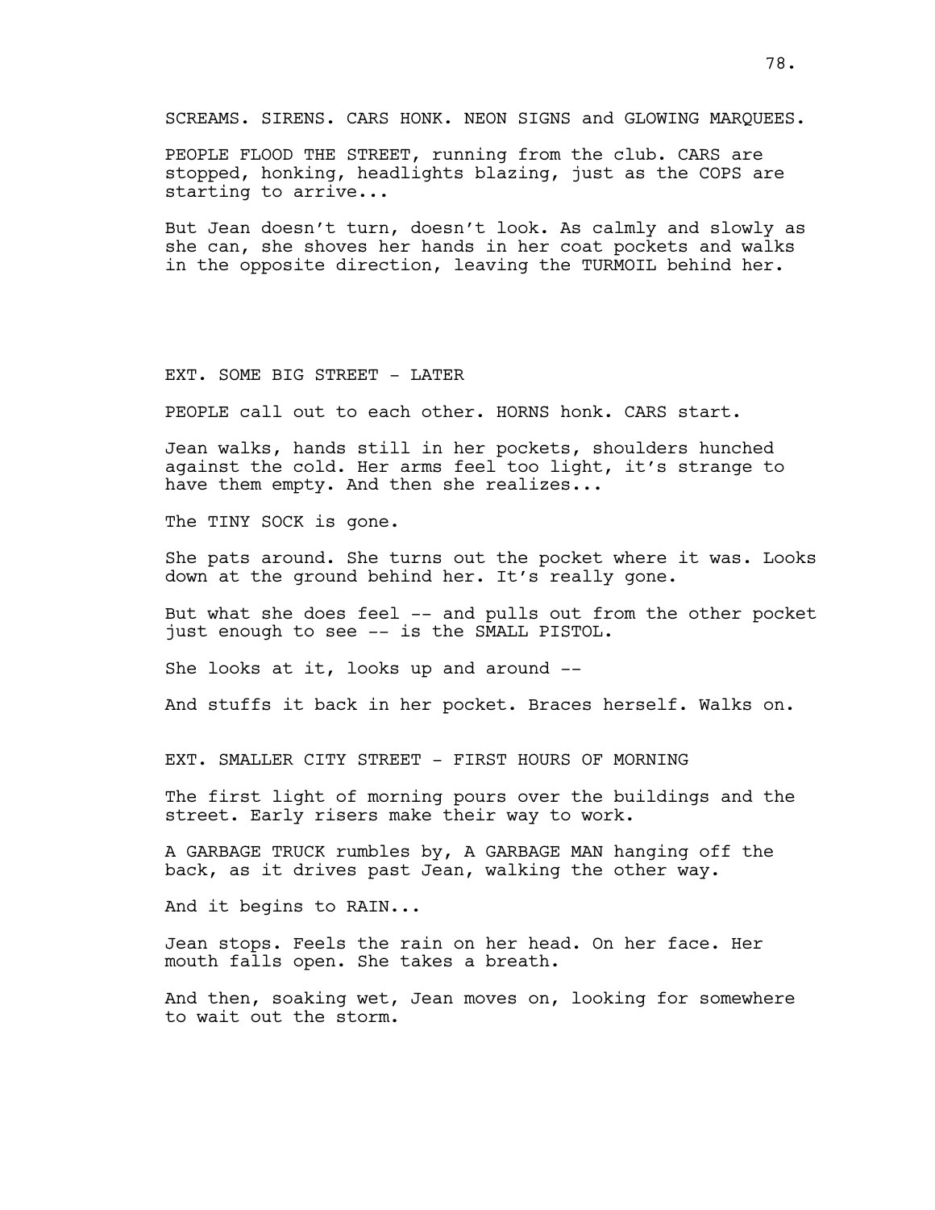SCREAMS. SIRENS. CARS HONK. NEON SIGNS and GLOWING MARQUEES.

PEOPLE FLOOD THE STREET, running from the club. CARS are stopped, honking, headlights blazing, just as the COPS are starting to arrive...

But Jean doesn't turn, doesn't look. As calmly and slowly as she can, she shoves her hands in her coat pockets and walks in the opposite direction, leaving the TURMOIL behind her.

EXT. SOME BIG STREET - LATER

PEOPLE call out to each other. HORNS honk. CARS start.

Jean walks, hands still in her pockets, shoulders hunched against the cold. Her arms feel too light, it's strange to have them empty. And then she realizes...

The TINY SOCK is gone.

She pats around. She turns out the pocket where it was. Looks down at the ground behind her. It's really gone.

But what she does feel -- and pulls out from the other pocket just enough to see -- is the SMALL PISTOL.

She looks at it, looks up and around --

And stuffs it back in her pocket. Braces herself. Walks on.

EXT. SMALLER CITY STREET - FIRST HOURS OF MORNING

The first light of morning pours over the buildings and the street. Early risers make their way to work.

A GARBAGE TRUCK rumbles by, A GARBAGE MAN hanging off the back, as it drives past Jean, walking the other way.

And it begins to RAIN...

Jean stops. Feels the rain on her head. On her face. Her mouth falls open. She takes a breath.

And then, soaking wet, Jean moves on, looking for somewhere to wait out the storm.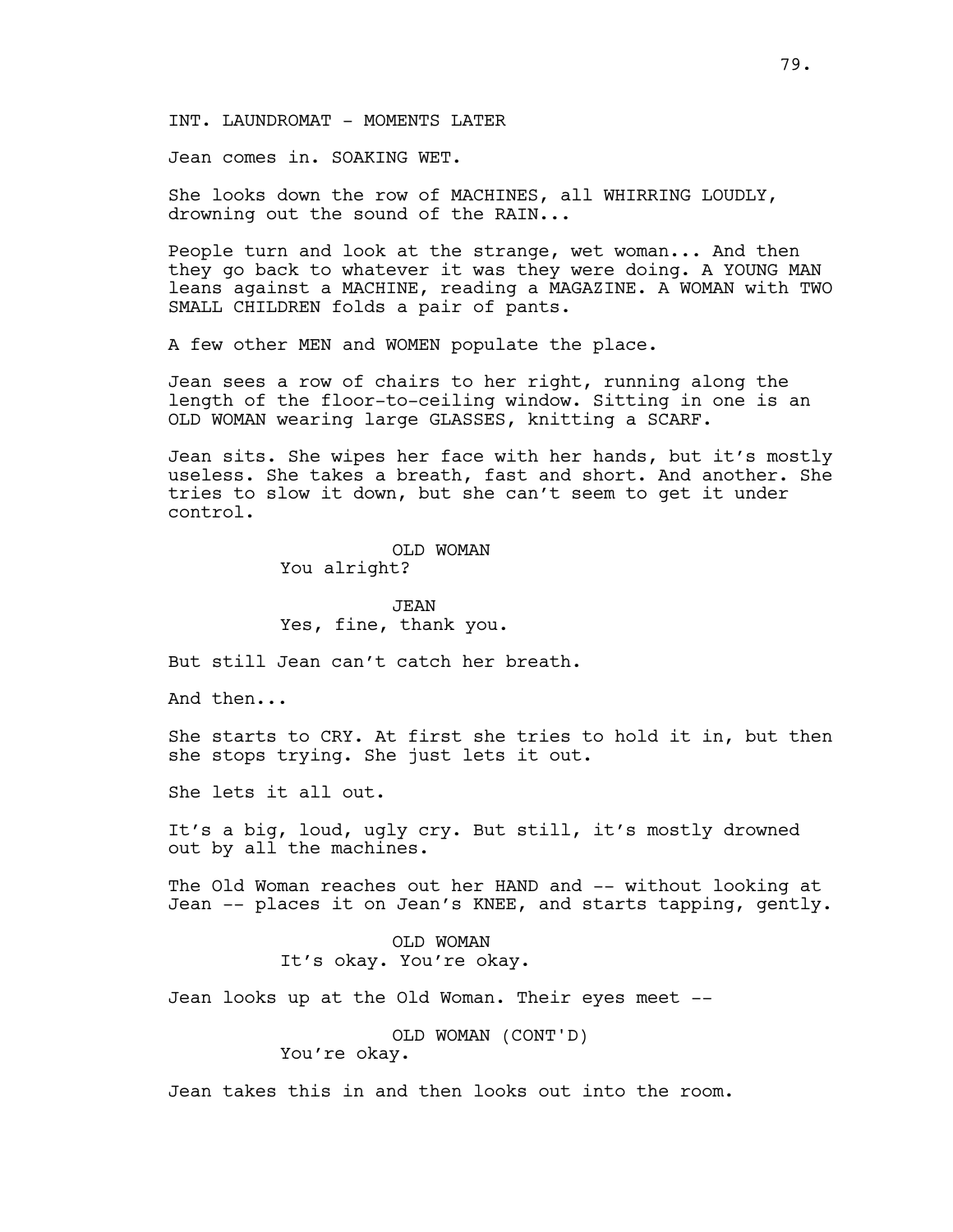INT. LAUNDROMAT - MOMENTS LATER

Jean comes in. SOAKING WET.

She looks down the row of MACHINES, all WHIRRING LOUDLY, drowning out the sound of the RAIN...

People turn and look at the strange, wet woman... And then they go back to whatever it was they were doing. A YOUNG MAN leans against a MACHINE, reading a MAGAZINE. A WOMAN with TWO SMALL CHILDREN folds a pair of pants.

A few other MEN and WOMEN populate the place.

Jean sees a row of chairs to her right, running along the length of the floor-to-ceiling window. Sitting in one is an OLD WOMAN wearing large GLASSES, knitting a SCARF.

Jean sits. She wipes her face with her hands, but it's mostly useless. She takes a breath, fast and short. And another. She tries to slow it down, but she can't seem to get it under control.

OLD WOMAN
You alright?

JEAN
Yes, fine, thank you.

But still Jean can't catch her breath.

And then...

She starts to CRY. At first she tries to hold it in, but then she stops trying. She just lets it out.

She lets it all out.

It's a big, loud, ugly cry. But still, it's mostly drowned out by all the machines.

The Old Woman reaches out her HAND and -- without looking at Jean -- places it on Jean's KNEE, and starts tapping, gently.

OLD WOMAN
It's okay. You're okay.

Jean looks up at the Old Woman. Their eyes meet --

OLD WOMAN (CONT'D)
You're okay.

Jean takes this in and then looks out into the room.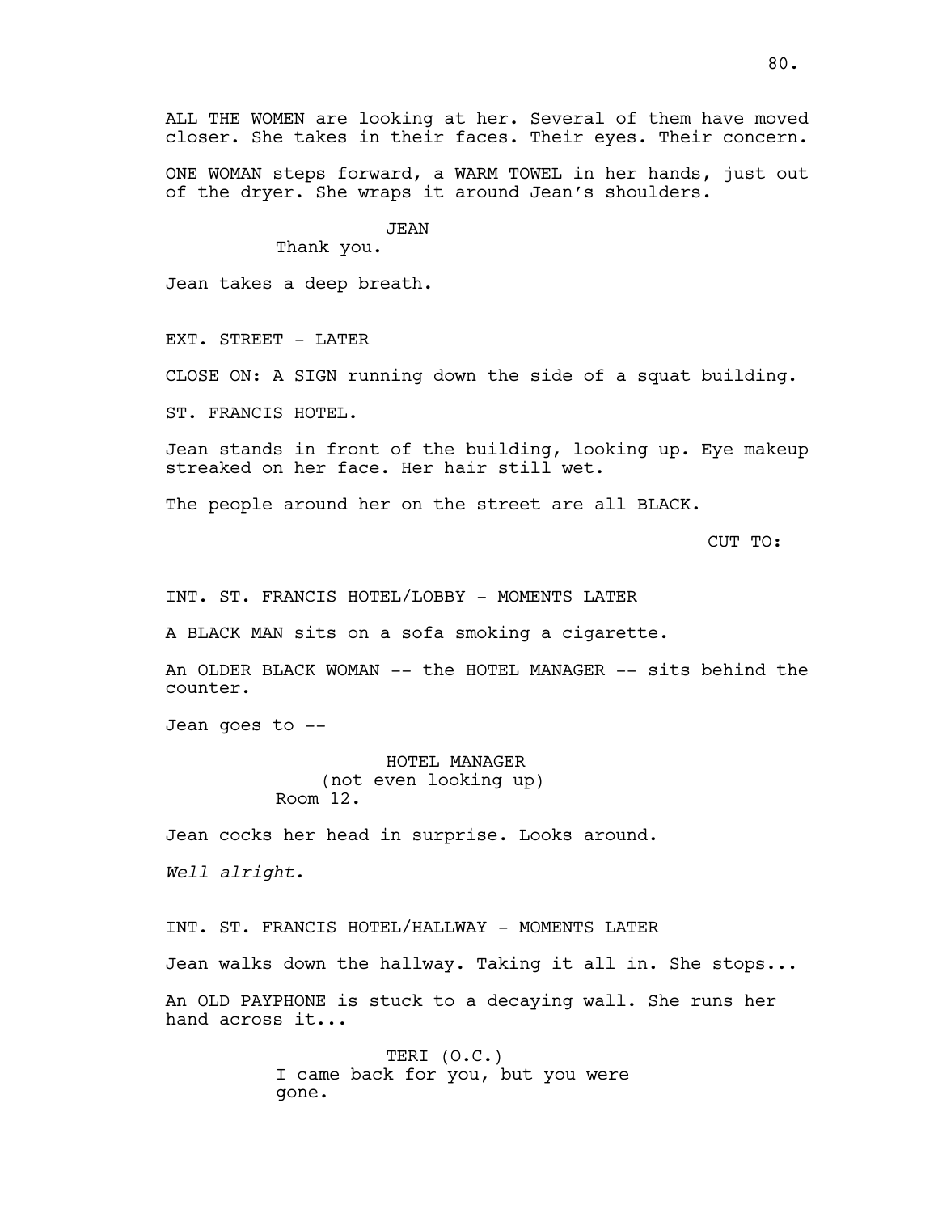ALL THE WOMEN are looking at her. Several of them have moved closer. She takes in their faces. Their eyes. Their concern.

ONE WOMAN steps forward, a WARM TOWEL in her hands, just out of the dryer. She wraps it around Jean's shoulders.

JEAN
Thank you.

Jean takes a deep breath.

EXT. STREET - LATER

CLOSE ON: A SIGN running down the side of a squat building.

ST. FRANCIS HOTEL.

Jean stands in front of the building, looking up. Eye makeup streaked on her face. Her hair still wet.

The people around her on the street are all BLACK.

CUT TO:

INT. ST. FRANCIS HOTEL/LOBBY - MOMENTS LATER

A BLACK MAN sits on a sofa smoking a cigarette.

An OLDER BLACK WOMAN -- the HOTEL MANAGER -- sits behind the counter.

Jean goes to --

HOTEL MANAGER
(not even looking up)
Room 12.

Jean cocks her head in surprise. Looks around.

*Well alright.*

INT. ST. FRANCIS HOTEL/HALLWAY - MOMENTS LATER

Jean walks down the hallway. Taking it all in. She stops...

An OLD PAYPHONE is stuck to a decaying wall. She runs her hand across it...

TERI (O.C.)
I came back for you, but you were gone.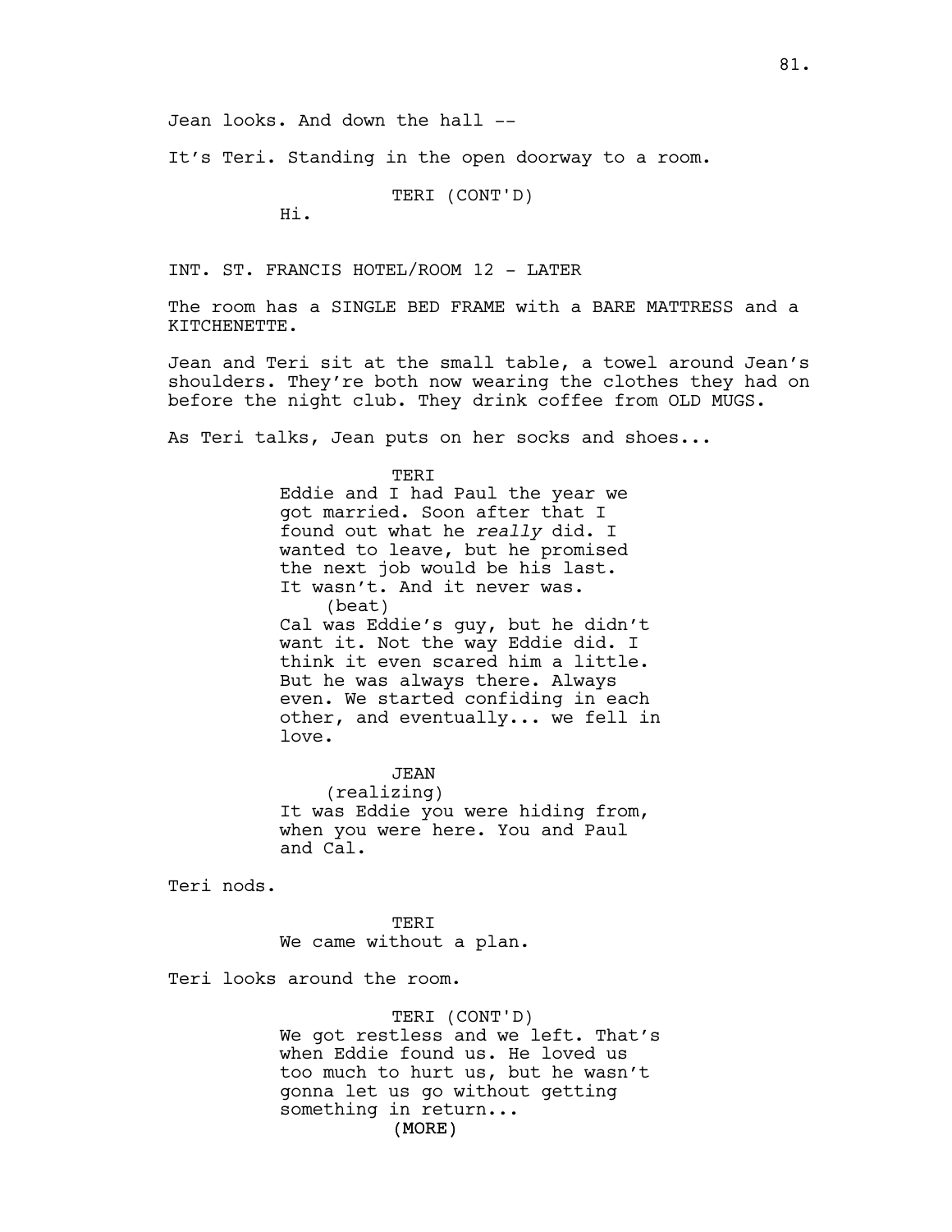Jean looks. And down the hall --

It's Teri. Standing in the open doorway to a room.

TERI (CONT'D)
Hi.

INT. ST. FRANCIS HOTEL/ROOM 12 - LATER

The room has a SINGLE BED FRAME with a BARE MATTRESS and a KITCHENETTE.

Jean and Teri sit at the small table, a towel around Jean's shoulders. They're both now wearing the clothes they had on before the night club. They drink coffee from OLD MUGS.

As Teri talks, Jean puts on her socks and shoes...

TERI
Eddie and I had Paul the year we got married. Soon after that I found out what he *really* did. I wanted to leave, but he promised the next job would be his last. It wasn't. And it never was.
(beat)
Cal was Eddie's guy, but he didn't want it. Not the way Eddie did. I think it even scared him a little. But he was always there. Always even. We started confiding in each other, and eventually... we fell in love.

JEAN
(realizing)
It was Eddie you were hiding from, when you were here. You and Paul and Cal.

Teri nods.

TERI
We came without a plan.

Teri looks around the room.

TERI (CONT'D)
We got restless and we left. That's when Eddie found us. He loved us too much to hurt us, but he wasn't gonna let us go without getting something in return...
(MORE)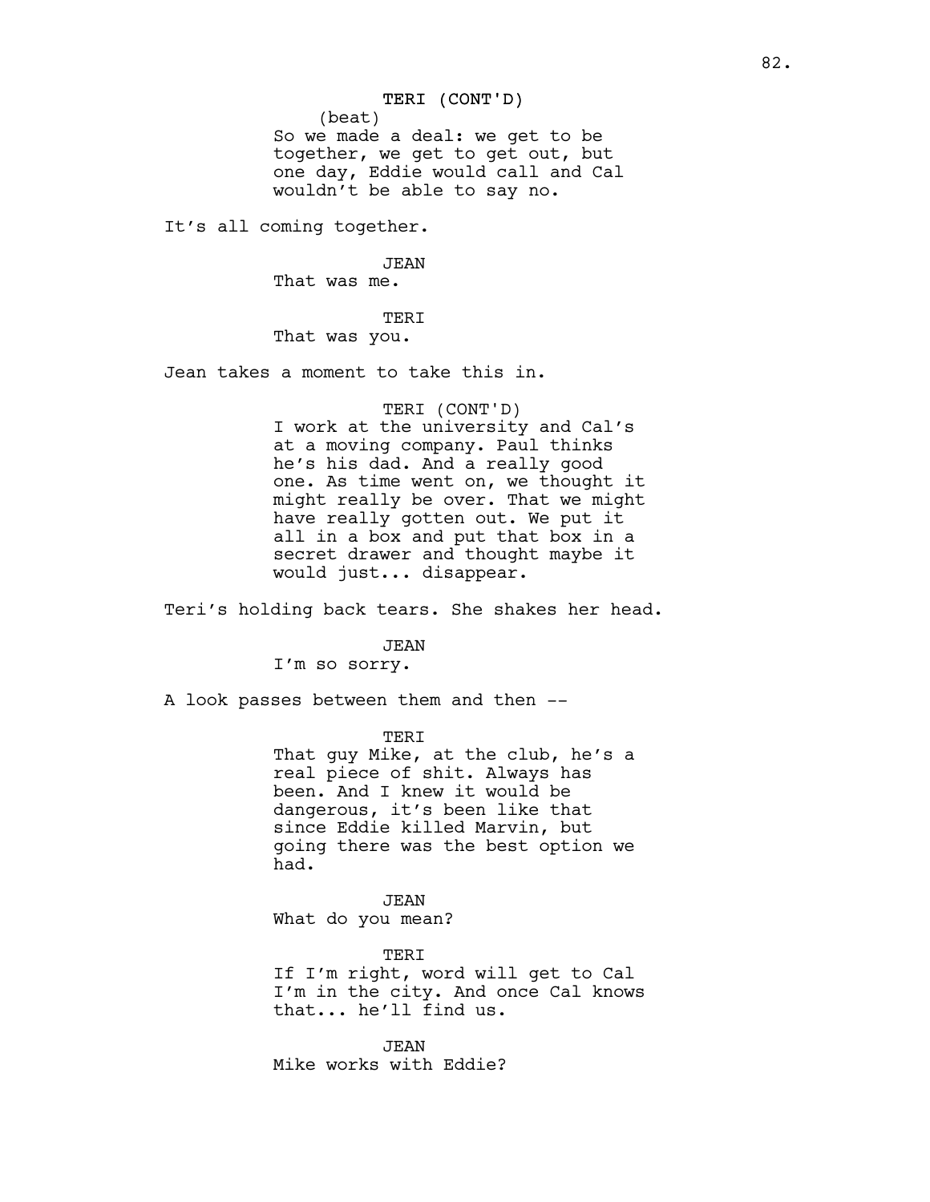TERI (CONT'D)
(beat)
So we made a deal: we get to be together, we get to get out, but one day, Eddie would call and Cal wouldn't be able to say no.

It's all coming together.

JEAN
That was me.

TERI
That was you.

Jean takes a moment to take this in.

TERI (CONT'D)
I work at the university and Cal's at a moving company. Paul thinks he's his dad. And a really good one. As time went on, we thought it might really be over. That we might have really gotten out. We put it all in a box and put that box in a secret drawer and thought maybe it would just... disappear.

Teri's holding back tears. She shakes her head.

JEAN
I'm so sorry.

A look passes between them and then --

TERI
That guy Mike, at the club, he's a real piece of shit. Always has been. And I knew it would be dangerous, it's been like that since Eddie killed Marvin, but going there was the best option we had.

JEAN
What do you mean?

TERI
If I'm right, word will get to Cal I'm in the city. And once Cal knows that... he'll find us.

JEAN
Mike works with Eddie?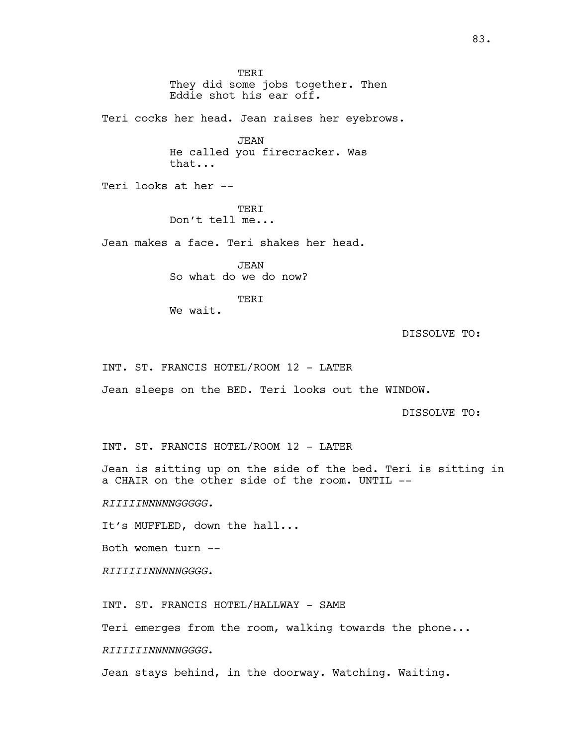TERI
They did some jobs together. Then
Eddie shot his ear off.

Teri cocks her head. Jean raises her eyebrows.

JEAN
He called you firecracker. Was
that...

Teri looks at her --

TERI
Don't tell me...

Jean makes a face. Teri shakes her head.

JEAN
So what do we do now?

TERI
We wait.

DISSOLVE TO:

INT. ST. FRANCIS HOTEL/ROOM 12 - LATER

Jean sleeps on the BED. Teri looks out the WINDOW.

DISSOLVE TO:

INT. ST. FRANCIS HOTEL/ROOM 12 - LATER

Jean is sitting up on the side of the bed. Teri is sitting in a CHAIR on the other side of the room. UNTIL --

*RIIIIINNNNNGGGGG.*

It's MUFFLED, down the hall...

Both women turn --

*RIIIIIINNNNNGGGG*.

INT. ST. FRANCIS HOTEL/HALLWAY - SAME

Teri emerges from the room, walking towards the phone...

*RIIIIIINNNNNGGGG*.

Jean stays behind, in the doorway. Watching. Waiting.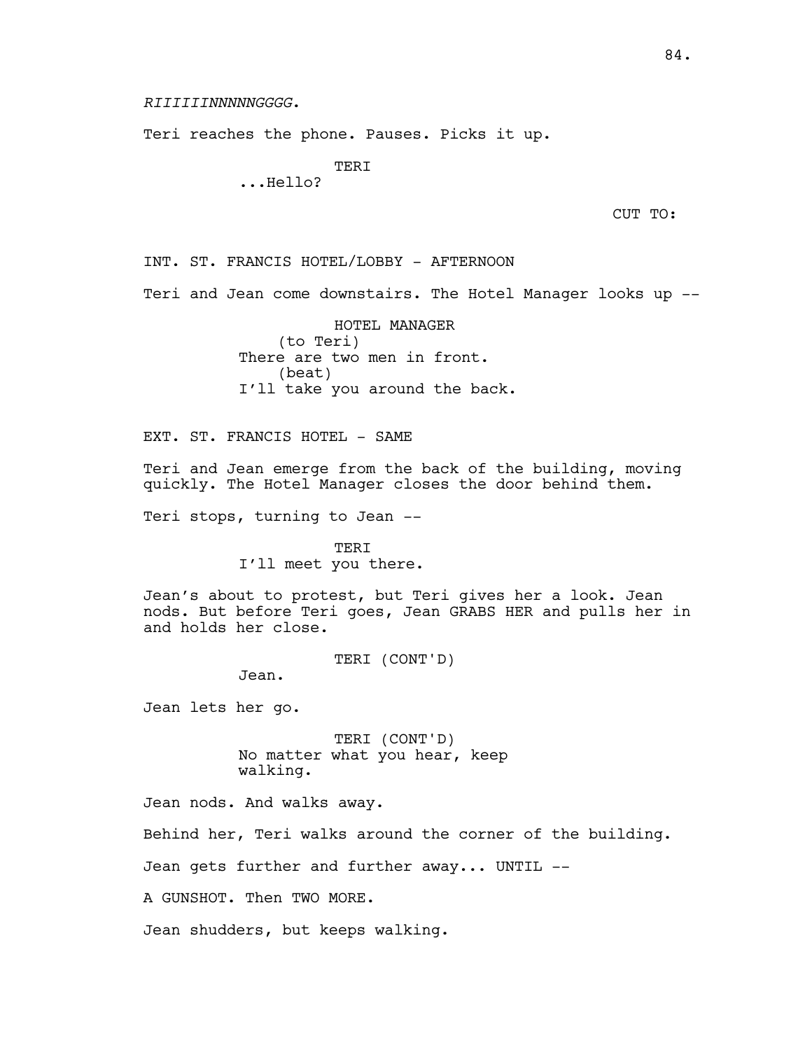*RIIIIIINNNNNGGGG.*

Teri reaches the phone. Pauses. Picks it up.

TERI
...Hello?

CUT TO:

INT. ST. FRANCIS HOTEL/LOBBY - AFTERNOON

Teri and Jean come downstairs. The Hotel Manager looks up --

HOTEL MANAGER
(to Teri)
There are two men in front.
(beat)
I'll take you around the back.

EXT. ST. FRANCIS HOTEL - SAME

Teri and Jean emerge from the back of the building, moving quickly. The Hotel Manager closes the door behind them.

Teri stops, turning to Jean --

TERI
I'll meet you there.

Jean's about to protest, but Teri gives her a look. Jean nods. But before Teri goes, Jean GRABS HER and pulls her in and holds her close.

TERI (CONT'D)
Jean.

Jean lets her go.

TERI (CONT'D)
No matter what you hear, keep walking.

Jean nods. And walks away.

Behind her, Teri walks around the corner of the building.

Jean gets further and further away... UNTIL --

A GUNSHOT. Then TWO MORE.

Jean shudders, but keeps walking.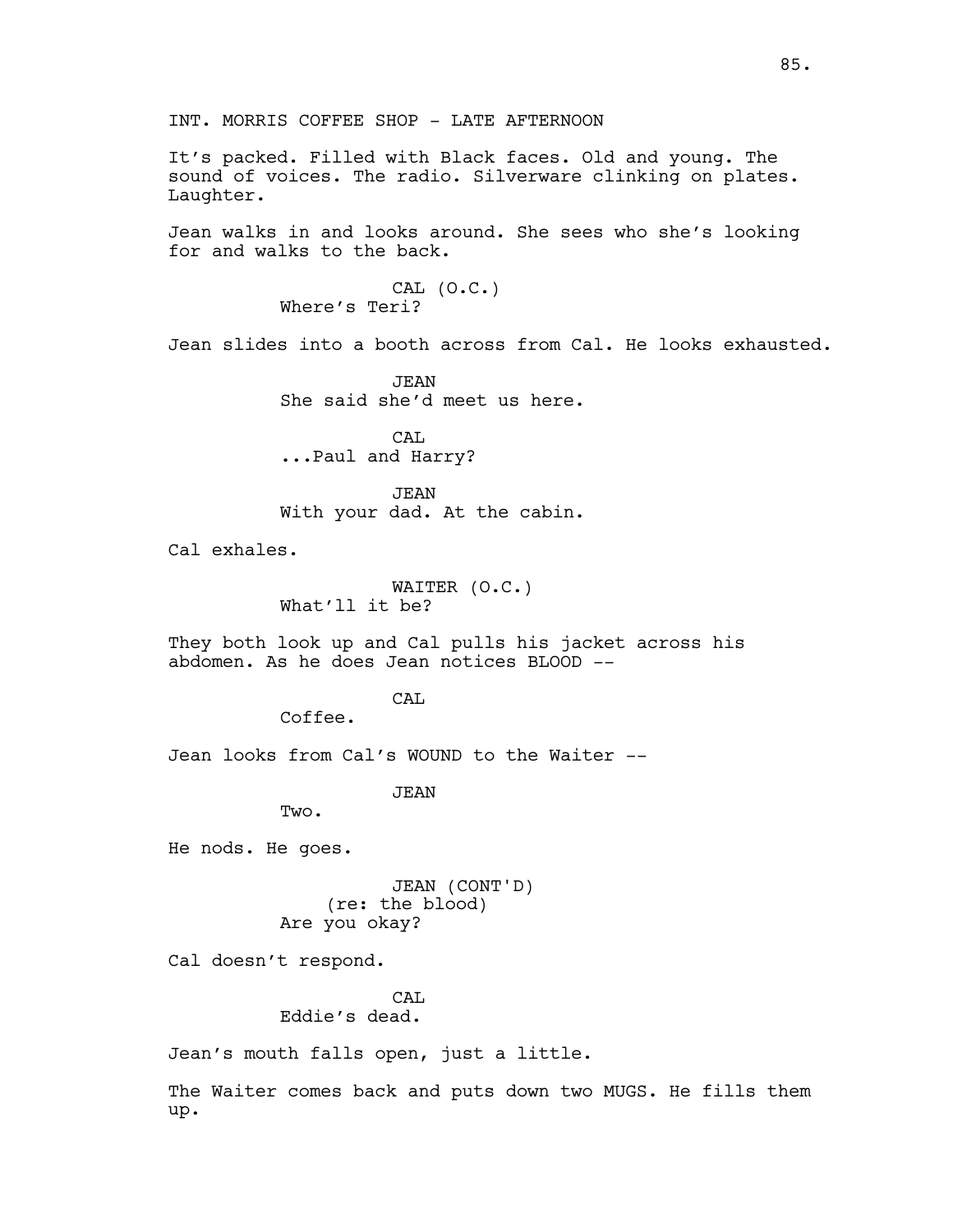INT. MORRIS COFFEE SHOP - LATE AFTERNOON

It's packed. Filled with Black faces. Old and young. The sound of voices. The radio. Silverware clinking on plates. Laughter.

Jean walks in and looks around. She sees who she's looking for and walks to the back.

CAL (O.C.)
Where's Teri?

Jean slides into a booth across from Cal. He looks exhausted.

JEAN
She said she'd meet us here.

CAL
...Paul and Harry?

JEAN
With your dad. At the cabin.

Cal exhales.

WAITER (O.C.)
What'll it be?

They both look up and Cal pulls his jacket across his abdomen. As he does Jean notices BLOOD --

CAL
Coffee.

Jean looks from Cal's WOUND to the Waiter --

JEAN
Two.

He nods. He goes.

JEAN (CONT'D)
(re: the blood)
Are you okay?

Cal doesn't respond.

CAL
Eddie's dead.

Jean's mouth falls open, just a little.

The Waiter comes back and puts down two MUGS. He fills them up.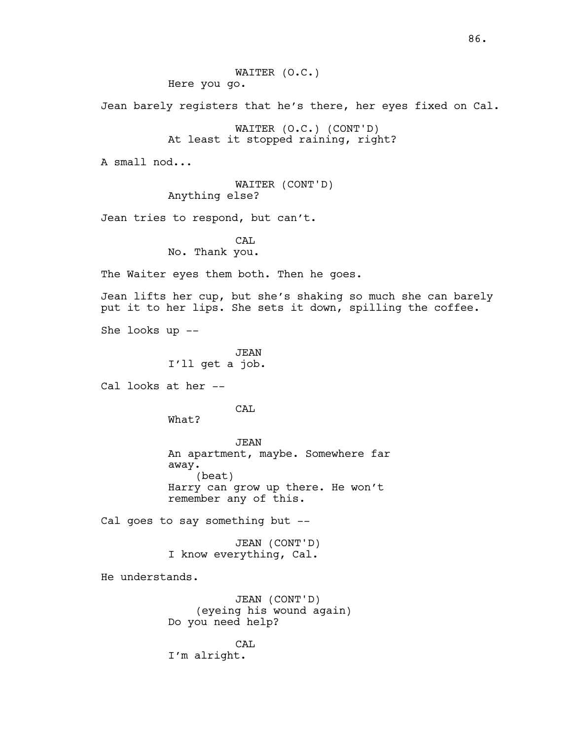WAITER (O.C.)
Here you go.

Jean barely registers that he's there, her eyes fixed on Cal.

WAITER (O.C.) (CONT'D)
At least it stopped raining, right?

A small nod...

WAITER (CONT'D)
Anything else?

Jean tries to respond, but can't.

CAL
No. Thank you.

The Waiter eyes them both. Then he goes.

Jean lifts her cup, but she's shaking so much she can barely put it to her lips. She sets it down, spilling the coffee.

She looks up --

JEAN
I'll get a job.

Cal looks at her --

CAL
What?

JEAN
An apartment, maybe. Somewhere far away.
(beat)
Harry can grow up there. He won't remember any of this.

Cal goes to say something but --

JEAN (CONT'D)
I know everything, Cal.

He understands.

JEAN (CONT'D)
(eyeing his wound again)
Do you need help?

CAL
I'm alright.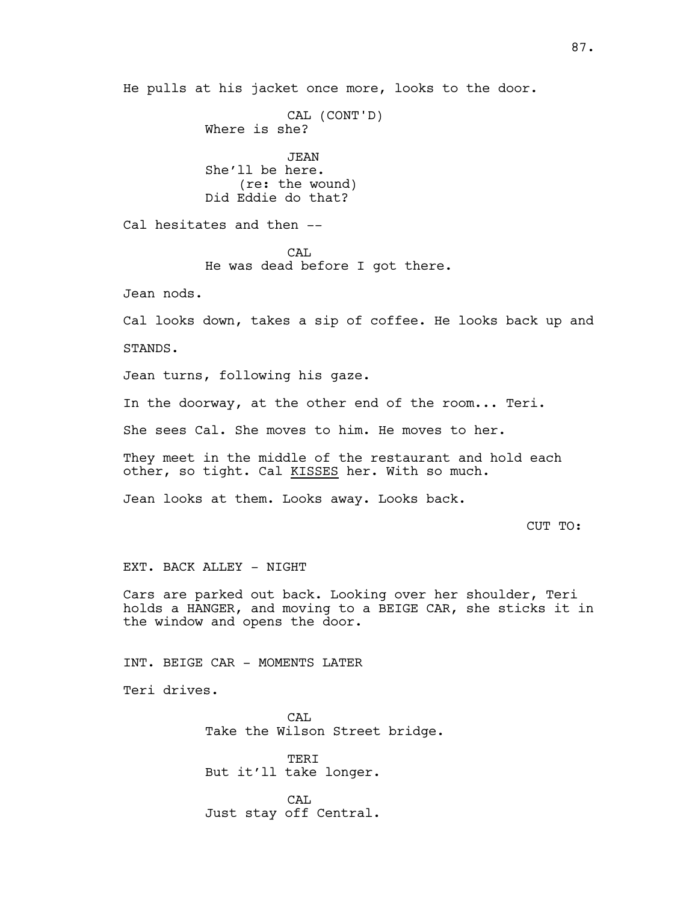He pulls at his jacket once more, looks to the door.

CAL (CONT'D)
Where is she?

JEAN
She'll be here.
(re: the wound)
Did Eddie do that?

Cal hesitates and then --

CAL
He was dead before I got there.

Jean nods.

Cal looks down, takes a sip of coffee. He looks back up and

STANDS.

Jean turns, following his gaze.

In the doorway, at the other end of the room... Teri.

She sees Cal. She moves to him. He moves to her.

They meet in the middle of the restaurant and hold each other, so tight. Cal <u>KISSES</u> her. With so much.

Jean looks at them. Looks away. Looks back.

CUT TO:

EXT. BACK ALLEY - NIGHT

Cars are parked out back. Looking over her shoulder, Teri holds a HANGER, and moving to a BEIGE CAR, she sticks it in the window and opens the door.

INT. BEIGE CAR - MOMENTS LATER

Teri drives.

CAL
Take the Wilson Street bridge.

TERI
But it'll take longer.

CAL
Just stay off Central.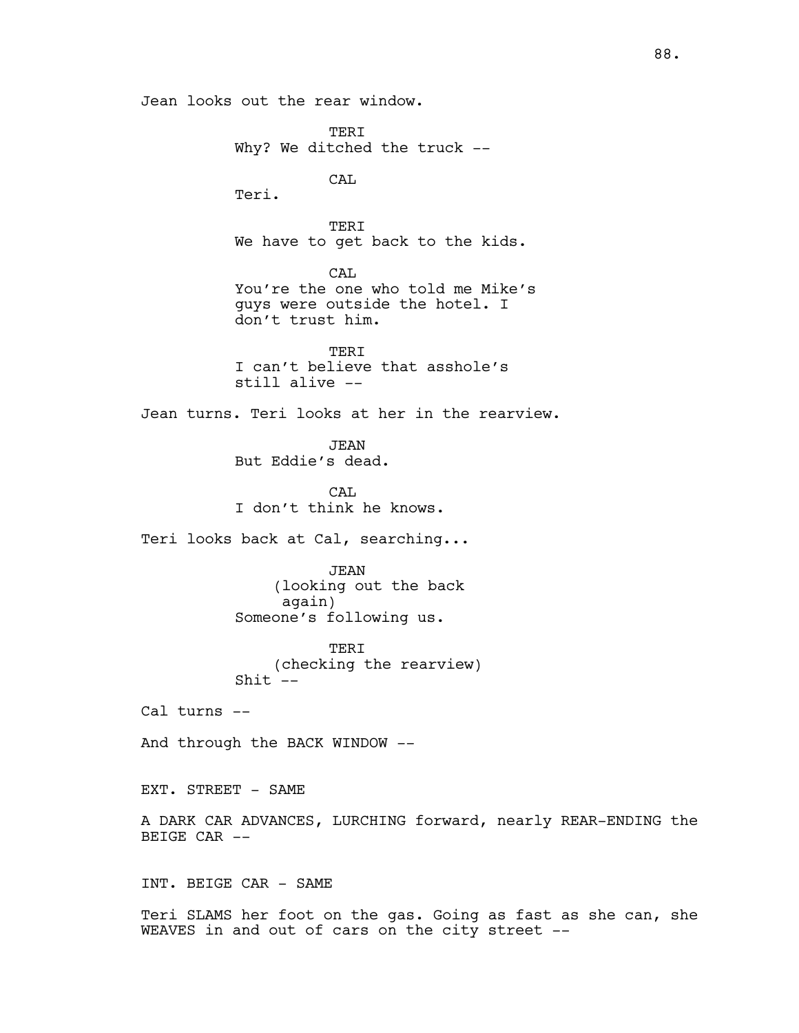Jean looks out the rear window.

TERI
Why? We ditched the truck --

CAL
Teri.

TERI
We have to get back to the kids.

CAL
You're the one who told me Mike's guys were outside the hotel. I don't trust him.

TERI
I can't believe that asshole's still alive --

Jean turns. Teri looks at her in the rearview.

JEAN
But Eddie's dead.

CAL
I don't think he knows.

Teri looks back at Cal, searching...

JEAN
(looking out the back again)
Someone's following us.

TERI
(checking the rearview)
Shit --

Cal turns --

And through the BACK WINDOW --

EXT. STREET - SAME

A DARK CAR ADVANCES, LURCHING forward, nearly REAR-ENDING the BEIGE CAR --

INT. BEIGE CAR - SAME

Teri SLAMS her foot on the gas. Going as fast as she can, she WEAVES in and out of cars on the city street --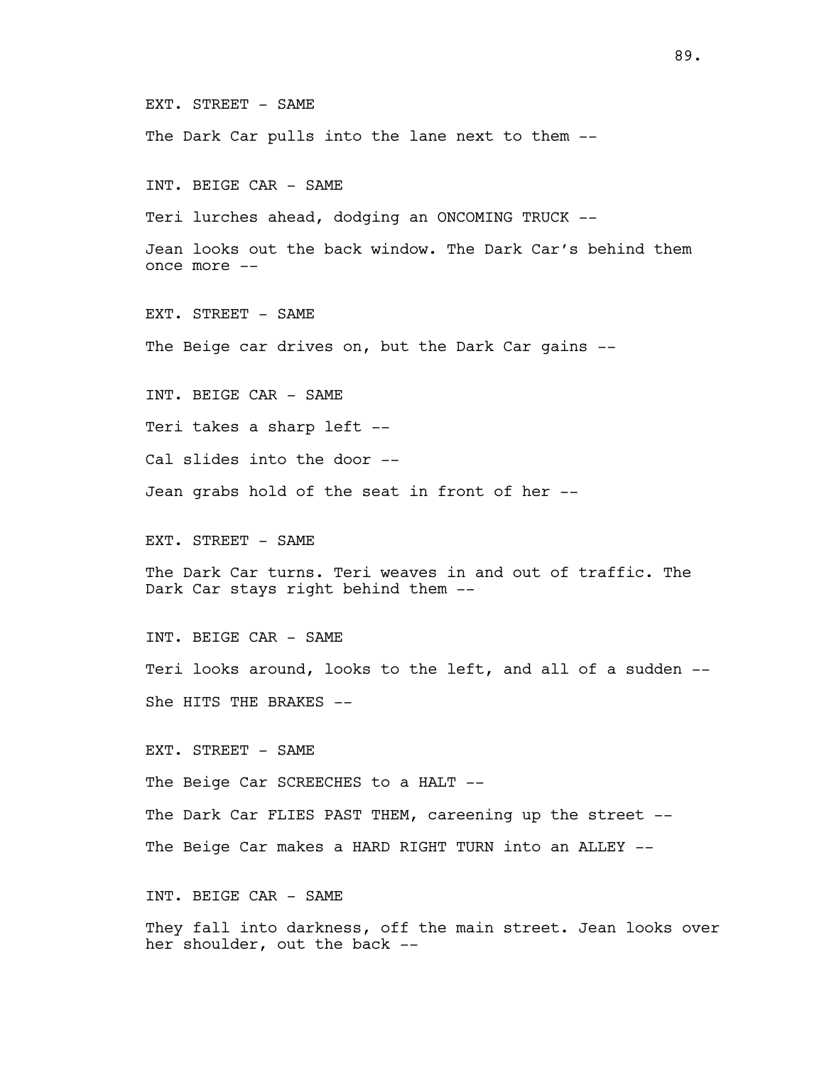EXT. STREET - SAME

The Dark Car pulls into the lane next to them --

INT. BEIGE CAR - SAME

Teri lurches ahead, dodging an ONCOMING TRUCK --

Jean looks out the back window. The Dark Car's behind them once more --

EXT. STREET - SAME

The Beige car drives on, but the Dark Car gains --

INT. BEIGE CAR - SAME

Teri takes a sharp left --

Cal slides into the door --

Jean grabs hold of the seat in front of her --

EXT. STREET - SAME

The Dark Car turns. Teri weaves in and out of traffic. The Dark Car stays right behind them --

INT. BEIGE CAR - SAME

Teri looks around, looks to the left, and all of a sudden --

She HITS THE BRAKES --

EXT. STREET - SAME

The Beige Car SCREECHES to a HALT --

The Dark Car FLIES PAST THEM, careening up the street --

The Beige Car makes a HARD RIGHT TURN into an ALLEY --

INT. BEIGE CAR - SAME

They fall into darkness, off the main street. Jean looks over her shoulder, out the back --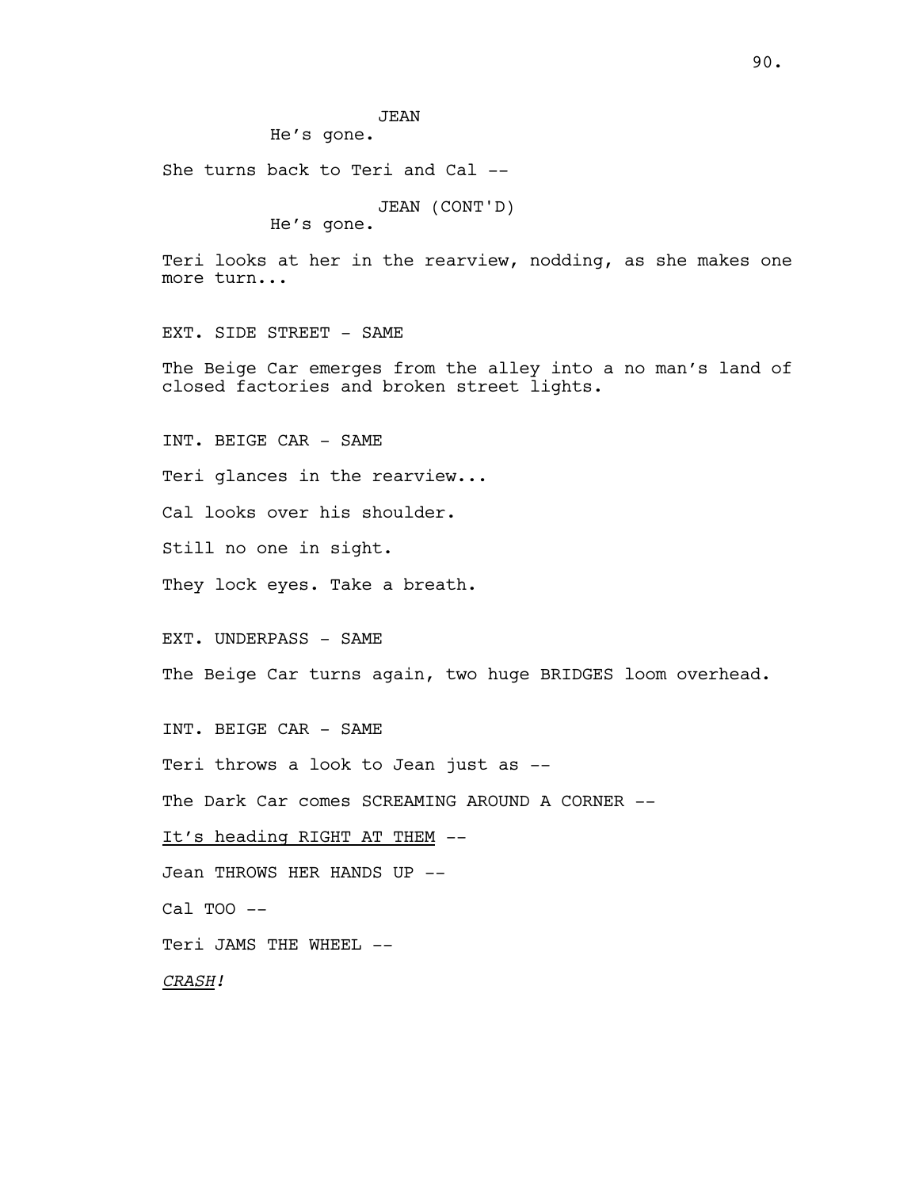JEAN
He's gone.

She turns back to Teri and Cal --

JEAN (CONT'D)
He's gone.

Teri looks at her in the rearview, nodding, as she makes one more turn...

EXT. SIDE STREET - SAME

The Beige Car emerges from the alley into a no man's land of closed factories and broken street lights.

INT. BEIGE CAR - SAME

Teri glances in the rearview...

Cal looks over his shoulder.

Still no one in sight.

They lock eyes. Take a breath.

EXT. UNDERPASS - SAME

The Beige Car turns again, two huge BRIDGES loom overhead.

INT. BEIGE CAR - SAME

Teri throws a look to Jean just as --

The Dark Car comes SCREAMING AROUND A CORNER --

<u>It's heading RIGHT AT THEM</u> --

Jean THROWS HER HANDS UP --

Cal TOO --

Teri JAMS THE WHEEL --

*<u>CRASH</u>!*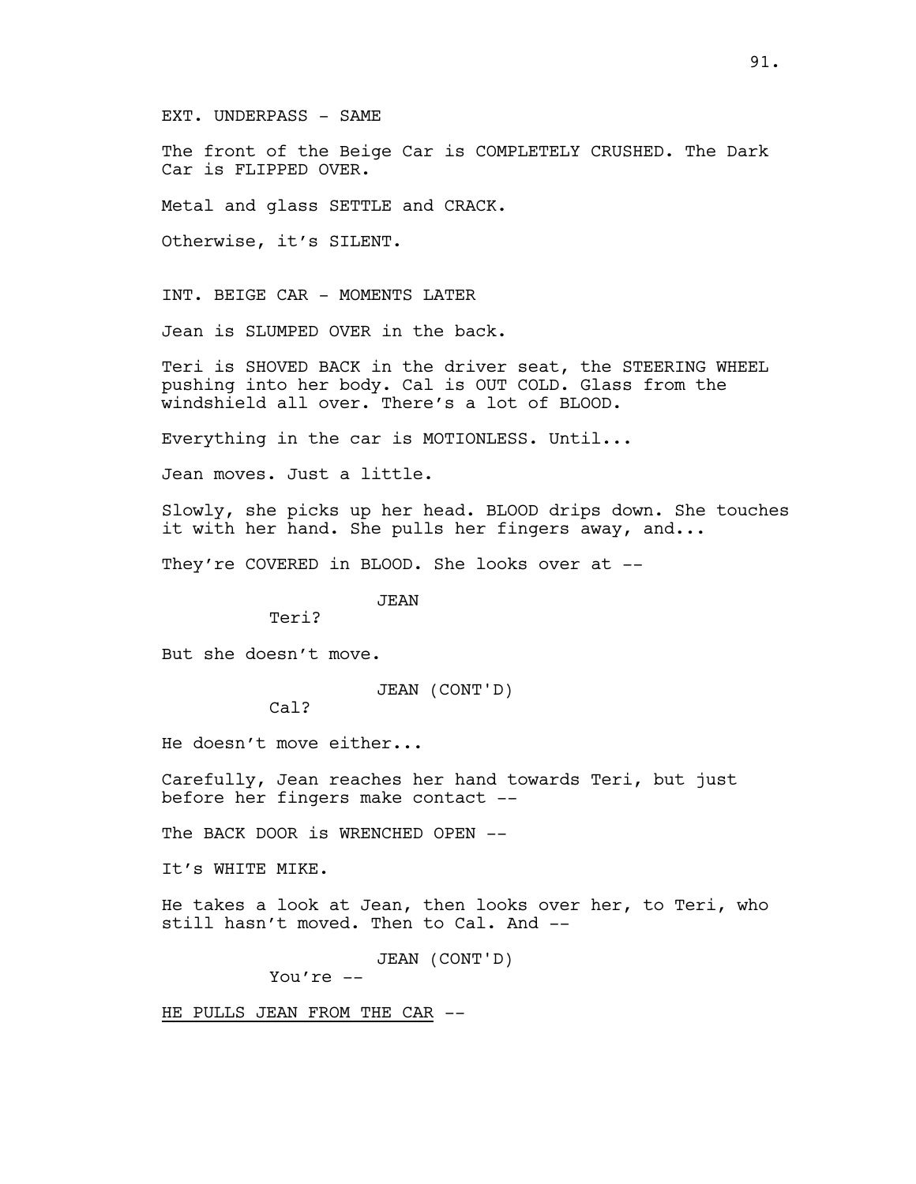EXT. UNDERPASS - SAME

The front of the Beige Car is COMPLETELY CRUSHED. The Dark Car is FLIPPED OVER.

Metal and glass SETTLE and CRACK.

Otherwise, it's SILENT.

INT. BEIGE CAR - MOMENTS LATER

Jean is SLUMPED OVER in the back.

Teri is SHOVED BACK in the driver seat, the STEERING WHEEL pushing into her body. Cal is OUT COLD. Glass from the windshield all over. There's a lot of BLOOD.

Everything in the car is MOTIONLESS. Until...

Jean moves. Just a little.

Slowly, she picks up her head. BLOOD drips down. She touches it with her hand. She pulls her fingers away, and...

They're COVERED in BLOOD. She looks over at --

JEAN
Teri?

But she doesn't move.

JEAN (CONT'D)
Cal?

He doesn't move either...

Carefully, Jean reaches her hand towards Teri, but just before her fingers make contact --

The BACK DOOR is WRENCHED OPEN --

It's WHITE MIKE.

He takes a look at Jean, then looks over her, to Teri, who still hasn't moved. Then to Cal. And --

JEAN (CONT'D)
You're --

<u>HE PULLS JEAN FROM THE CAR</u> --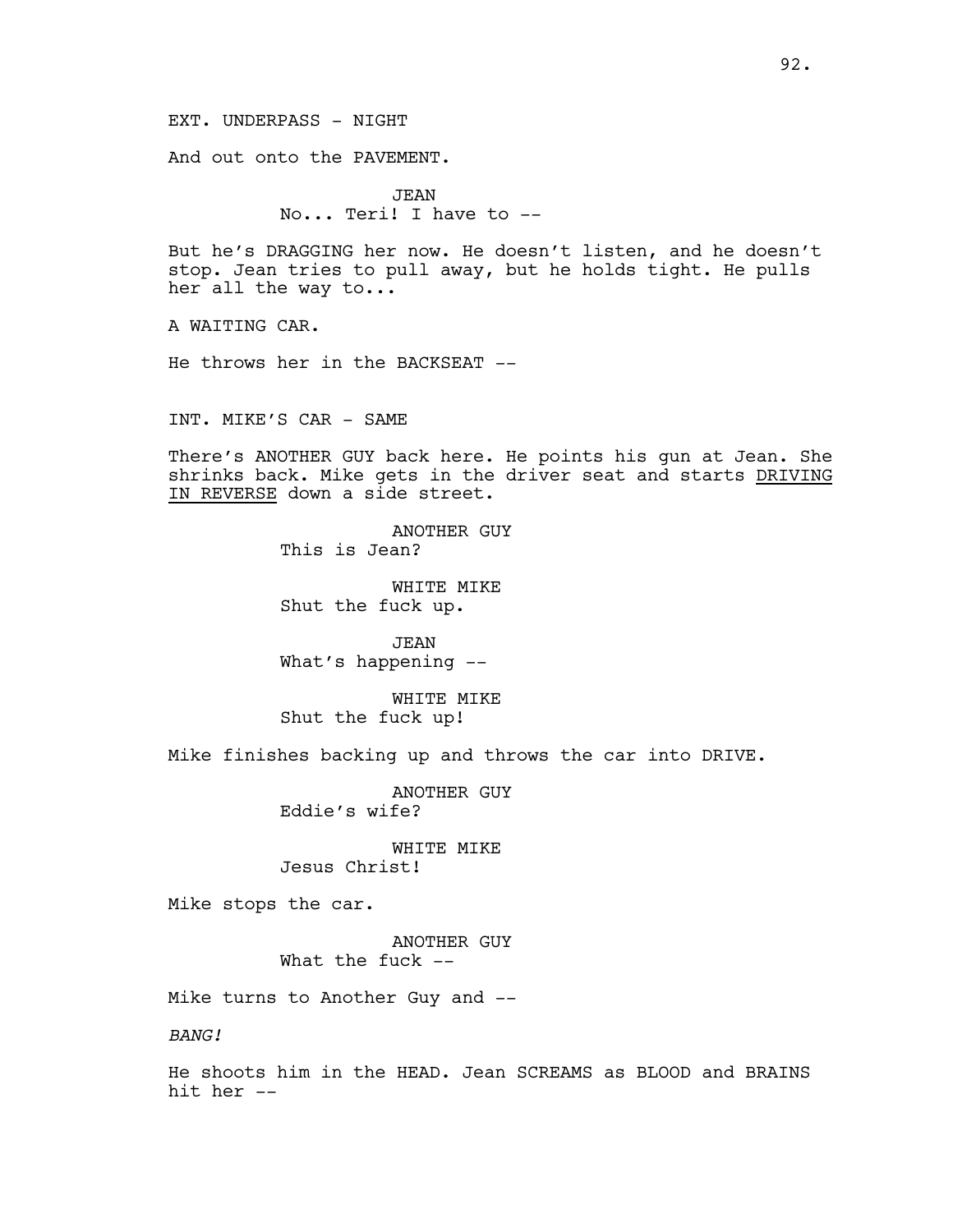EXT. UNDERPASS - NIGHT

And out onto the PAVEMENT.

JEAN
No... Teri! I have to --

But he's DRAGGING her now. He doesn't listen, and he doesn't stop. Jean tries to pull away, but he holds tight. He pulls her all the way to...

A WAITING CAR.

He throws her in the BACKSEAT --

INT. MIKE'S CAR - SAME

There's ANOTHER GUY back here. He points his gun at Jean. She shrinks back. Mike gets in the driver seat and starts <u>DRIVING IN REVERSE</u> down a side street.

ANOTHER GUY
This is Jean?

WHITE MIKE
Shut the fuck up.

JEAN
What's happening --

WHITE MIKE
Shut the fuck up!

Mike finishes backing up and throws the car into DRIVE.

ANOTHER GUY
Eddie's wife?

WHITE MIKE
Jesus Christ!

Mike stops the car.

ANOTHER GUY
What the fuck --

Mike turns to Another Guy and --

*BANG!*

He shoots him in the HEAD. Jean SCREAMS as BLOOD and BRAINS hit her --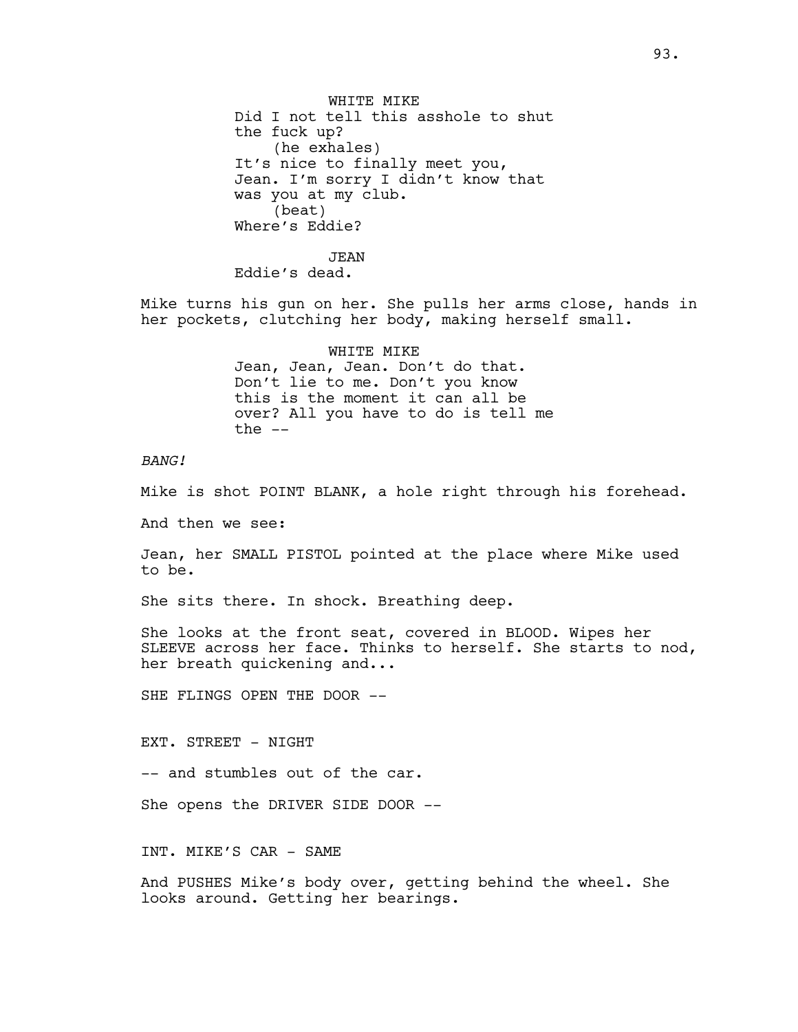WHITE MIKE
Did I not tell this asshole to shut the fuck up?
(he exhales)
It's nice to finally meet you, Jean. I'm sorry I didn't know that was you at my club.
(beat)
Where's Eddie?

JEAN
Eddie's dead.

Mike turns his gun on her. She pulls her arms close, hands in her pockets, clutching her body, making herself small.

WHITE MIKE
Jean, Jean, Jean. Don't do that. Don't lie to me. Don't you know this is the moment it can all be over? All you have to do is tell me the --

*BANG!*

Mike is shot POINT BLANK, a hole right through his forehead.

And then we see:

Jean, her SMALL PISTOL pointed at the place where Mike used to be.

She sits there. In shock. Breathing deep.

She looks at the front seat, covered in BLOOD. Wipes her SLEEVE across her face. Thinks to herself. She starts to nod, her breath quickening and...

SHE FLINGS OPEN THE DOOR --

EXT. STREET - NIGHT

-- and stumbles out of the car.

She opens the DRIVER SIDE DOOR --

INT. MIKE'S CAR - SAME

And PUSHES Mike's body over, getting behind the wheel. She looks around. Getting her bearings.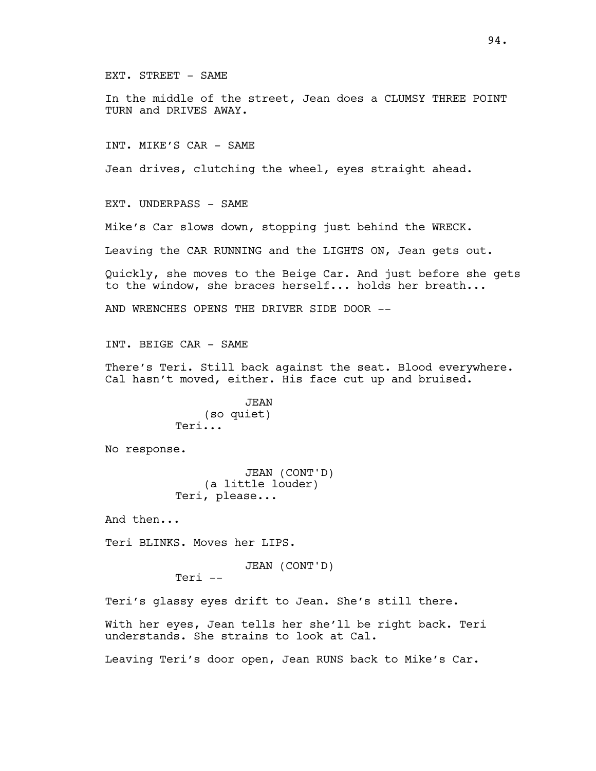EXT. STREET - SAME

In the middle of the street, Jean does a CLUMSY THREE POINT TURN and DRIVES AWAY.

INT. MIKE'S CAR - SAME

Jean drives, clutching the wheel, eyes straight ahead.

EXT. UNDERPASS - SAME

Mike's Car slows down, stopping just behind the WRECK.

Leaving the CAR RUNNING and the LIGHTS ON, Jean gets out.

Quickly, she moves to the Beige Car. And just before she gets to the window, she braces herself... holds her breath...

AND WRENCHES OPENS THE DRIVER SIDE DOOR --

INT. BEIGE CAR - SAME

There's Teri. Still back against the seat. Blood everywhere. Cal hasn't moved, either. His face cut up and bruised.

JEAN
(so quiet)
Teri...

No response.

JEAN (CONT'D)
(a little louder)
Teri, please...

And then...

Teri BLINKS. Moves her LIPS.

JEAN (CONT'D)
Teri --

Teri's glassy eyes drift to Jean. She's still there.

With her eyes, Jean tells her she'll be right back. Teri understands. She strains to look at Cal.

Leaving Teri's door open, Jean RUNS back to Mike's Car.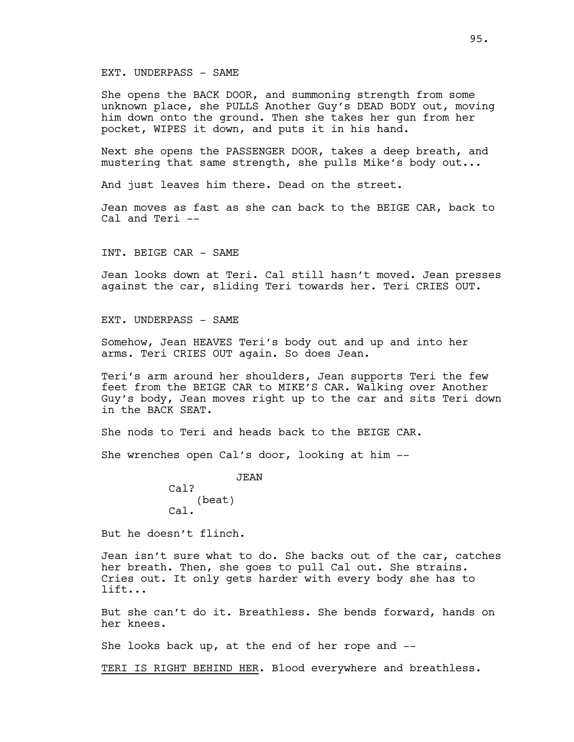EXT. UNDERPASS - SAME

She opens the BACK DOOR, and summoning strength from some unknown place, she PULLS Another Guy's DEAD BODY out, moving him down onto the ground. Then she takes her gun from her pocket, WIPES it down, and puts it in his hand.

Next she opens the PASSENGER DOOR, takes a deep breath, and mustering that same strength, she pulls Mike's body out...

And just leaves him there. Dead on the street.

Jean moves as fast as she can back to the BEIGE CAR, back to Cal and Teri --

INT. BEIGE CAR - SAME

Jean looks down at Teri. Cal still hasn't moved. Jean presses against the car, sliding Teri towards her. Teri CRIES OUT.

EXT. UNDERPASS - SAME

Somehow, Jean HEAVES Teri's body out and up and into her arms. Teri CRIES OUT again. So does Jean.

Teri's arm around her shoulders, Jean supports Teri the few feet from the BEIGE CAR to MIKE'S CAR. Walking over Another Guy's body, Jean moves right up to the car and sits Teri down in the BACK SEAT.

She nods to Teri and heads back to the BEIGE CAR.

She wrenches open Cal's door, looking at him --

JEAN
Cal?
(beat)
Cal.

But he doesn't flinch.

Jean isn't sure what to do. She backs out of the car, catches her breath. Then, she goes to pull Cal out. She strains. Cries out. It only gets harder with every body she has to lift...

But she can't do it. Breathless. She bends forward, hands on her knees.

She looks back up, at the end of her rope and --

<u>TERI IS RIGHT BEHIND HER</u>. Blood everywhere and breathless.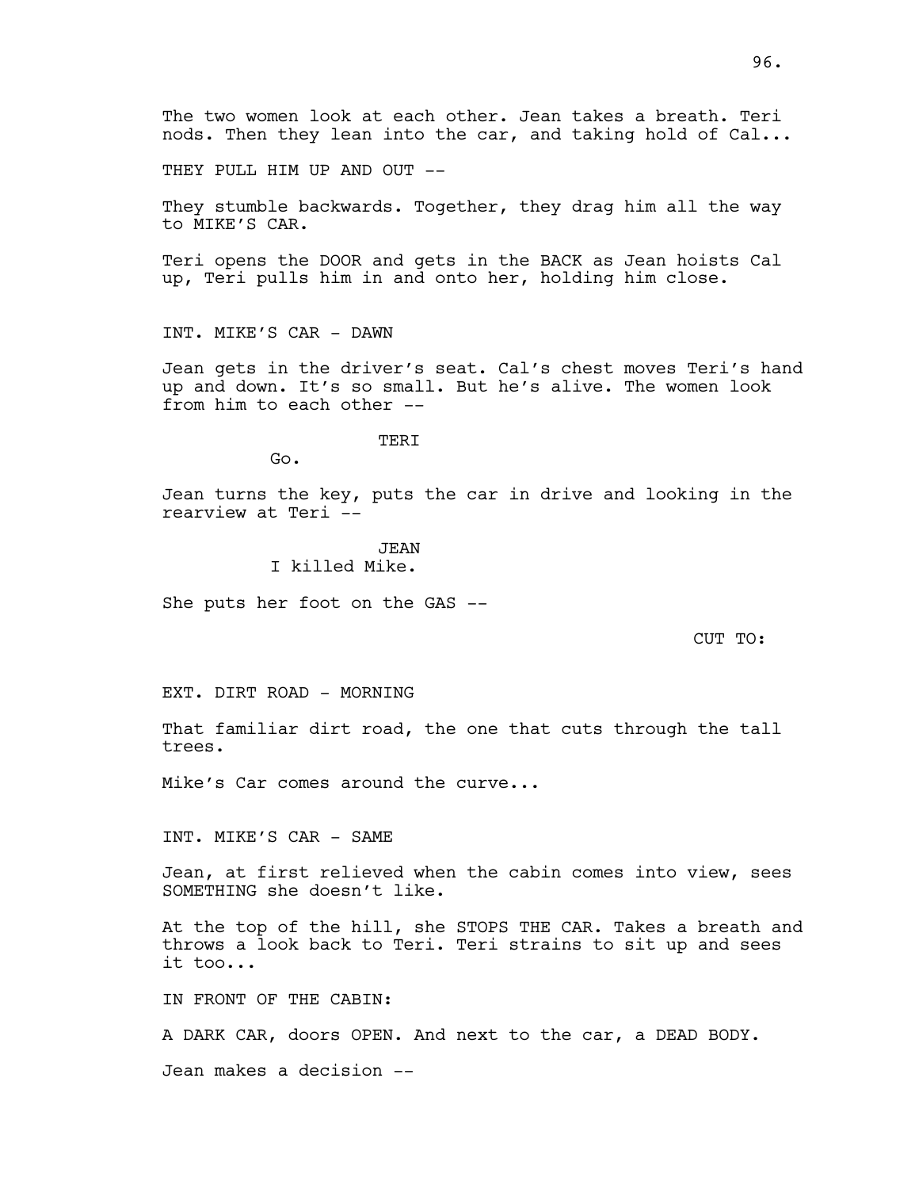The two women look at each other. Jean takes a breath. Teri nods. Then they lean into the car, and taking hold of Cal...

THEY PULL HIM UP AND OUT --

They stumble backwards. Together, they drag him all the way to MIKE'S CAR.

Teri opens the DOOR and gets in the BACK as Jean hoists Cal up, Teri pulls him in and onto her, holding him close.

INT. MIKE'S CAR - DAWN

Jean gets in the driver's seat. Cal's chest moves Teri's hand up and down. It's so small. But he's alive. The women look from him to each other --

TERI

Go.

Jean turns the key, puts the car in drive and looking in the rearview at Teri --

JEAN

I killed Mike.

She puts her foot on the GAS --

CUT TO:

EXT. DIRT ROAD - MORNING

That familiar dirt road, the one that cuts through the tall trees.

Mike's Car comes around the curve...

INT. MIKE'S CAR - SAME

Jean, at first relieved when the cabin comes into view, sees SOMETHING she doesn't like.

At the top of the hill, she STOPS THE CAR. Takes a breath and throws a look back to Teri. Teri strains to sit up and sees it too...

IN FRONT OF THE CABIN:

A DARK CAR, doors OPEN. And next to the car, a DEAD BODY.

Jean makes a decision --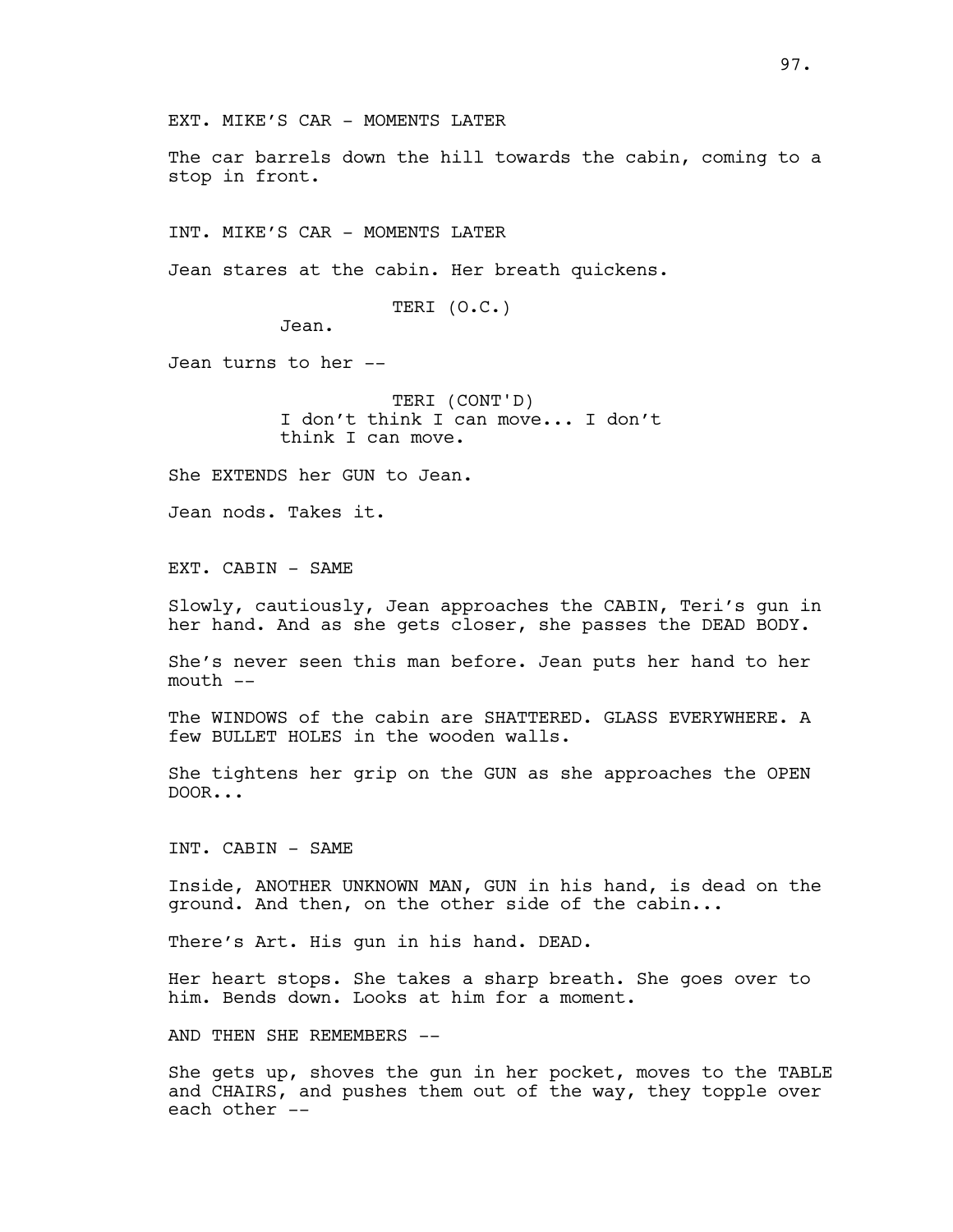EXT. MIKE'S CAR - MOMENTS LATER

The car barrels down the hill towards the cabin, coming to a stop in front.

INT. MIKE'S CAR - MOMENTS LATER

Jean stares at the cabin. Her breath quickens.

TERI (O.C.)
Jean.

Jean turns to her --

TERI (CONT'D)
I don't think I can move... I don't think I can move.

She EXTENDS her GUN to Jean.

Jean nods. Takes it.

EXT. CABIN - SAME

Slowly, cautiously, Jean approaches the CABIN, Teri's gun in her hand. And as she gets closer, she passes the DEAD BODY.

She's never seen this man before. Jean puts her hand to her mouth --

The WINDOWS of the cabin are SHATTERED. GLASS EVERYWHERE. A few BULLET HOLES in the wooden walls.

She tightens her grip on the GUN as she approaches the OPEN DOOR...

INT. CABIN - SAME

Inside, ANOTHER UNKNOWN MAN, GUN in his hand, is dead on the ground. And then, on the other side of the cabin...

There's Art. His gun in his hand. DEAD.

Her heart stops. She takes a sharp breath. She goes over to him. Bends down. Looks at him for a moment.

AND THEN SHE REMEMBERS --

She gets up, shoves the gun in her pocket, moves to the TABLE and CHAIRS, and pushes them out of the way, they topple over each other --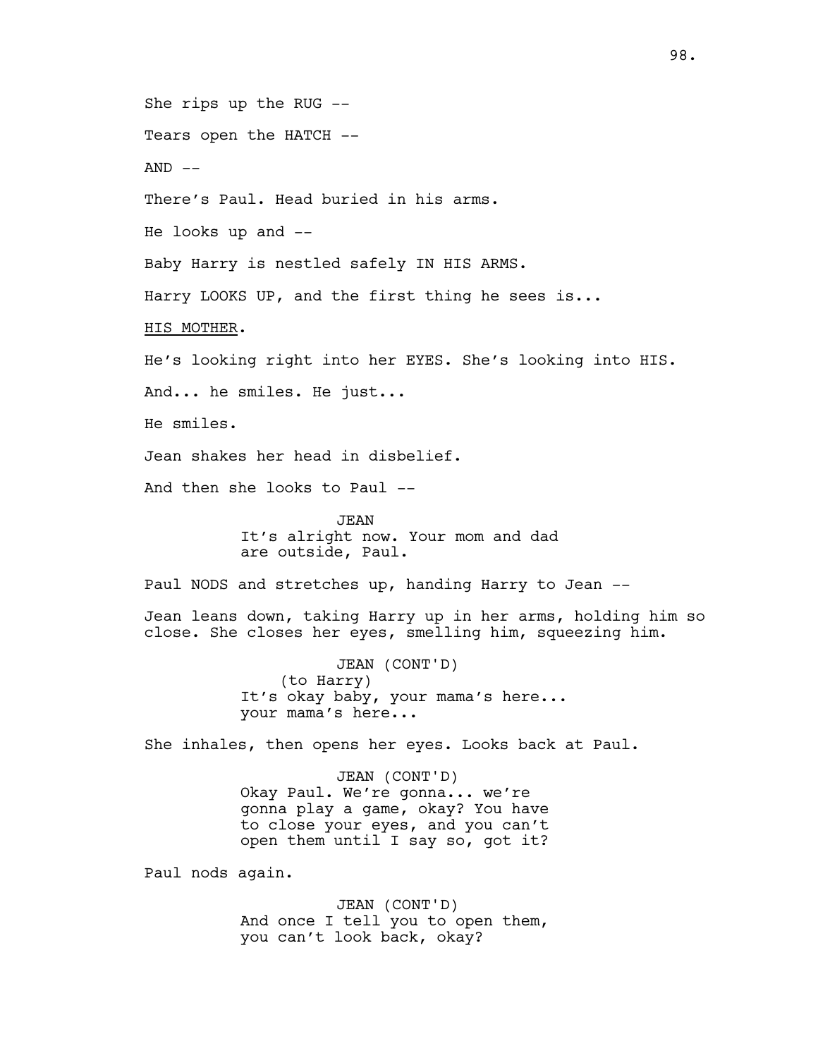She rips up the RUG --

Tears open the HATCH --

AND --

There's Paul. Head buried in his arms.

He looks up and --

Baby Harry is nestled safely IN HIS ARMS.

Harry LOOKS UP, and the first thing he sees is...

<u>HIS MOTHER</u>.

He's looking right into her EYES. She's looking into HIS.

And... he smiles. He just...

He smiles.

Jean shakes her head in disbelief.

And then she looks to Paul --

JEAN
It's alright now. Your mom and dad are outside, Paul.

Paul NODS and stretches up, handing Harry to Jean --

Jean leans down, taking Harry up in her arms, holding him so close. She closes her eyes, smelling him, squeezing him.

JEAN (CONT'D)
(to Harry)
It's okay baby, your mama's here... your mama's here...

She inhales, then opens her eyes. Looks back at Paul.

JEAN (CONT'D)
Okay Paul. We're gonna... we're gonna play a game, okay? You have to close your eyes, and you can't open them until I say so, got it?

Paul nods again.

JEAN (CONT'D)
And once I tell you to open them, you can't look back, okay?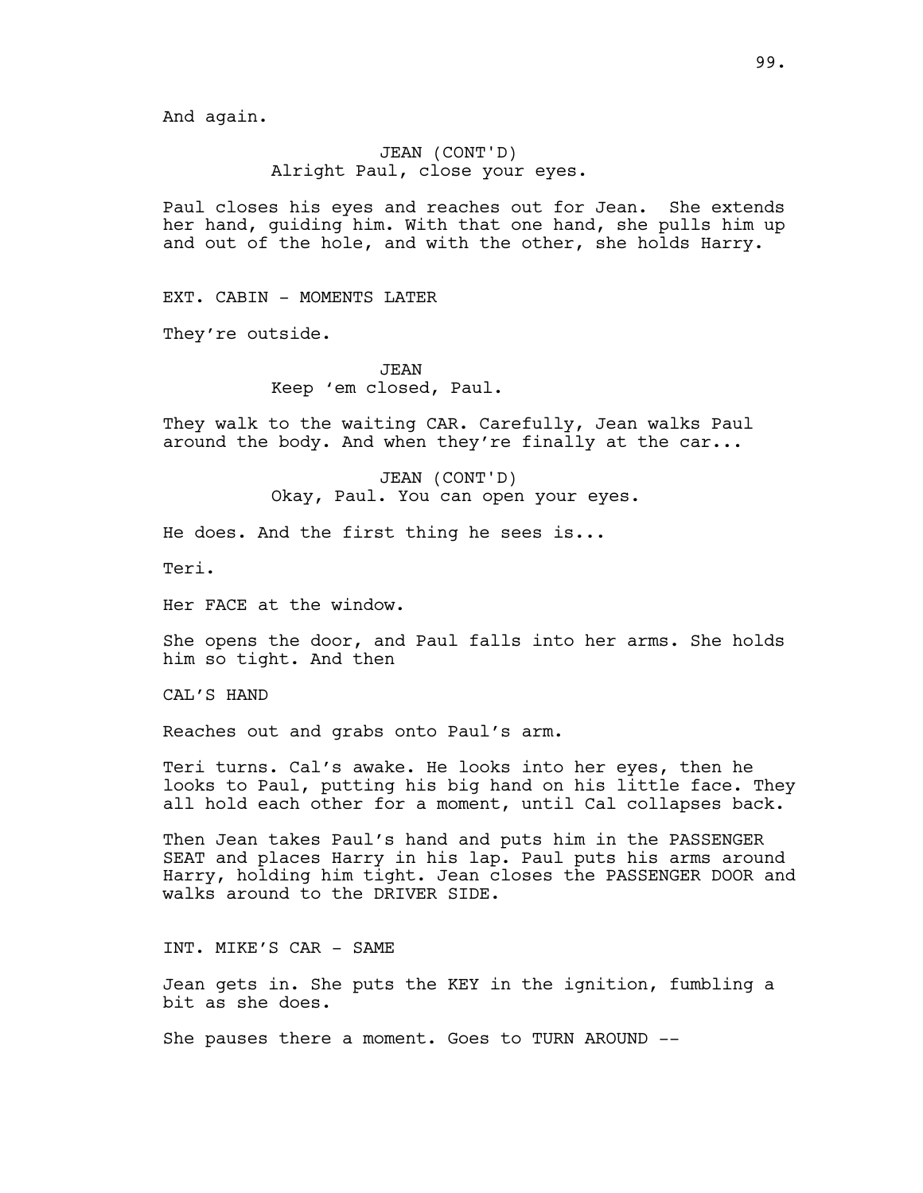And again.

JEAN (CONT'D)
Alright Paul, close your eyes.

Paul closes his eyes and reaches out for Jean. She extends her hand, guiding him. With that one hand, she pulls him up and out of the hole, and with the other, she holds Harry.

EXT. CABIN - MOMENTS LATER

They're outside.

JEAN
Keep 'em closed, Paul.

They walk to the waiting CAR. Carefully, Jean walks Paul around the body. And when they're finally at the car...

JEAN (CONT'D)
Okay, Paul. You can open your eyes.

He does. And the first thing he sees is...

Teri.

Her FACE at the window.

She opens the door, and Paul falls into her arms. She holds him so tight. And then

CAL'S HAND

Reaches out and grabs onto Paul's arm.

Teri turns. Cal's awake. He looks into her eyes, then he looks to Paul, putting his big hand on his little face. They all hold each other for a moment, until Cal collapses back.

Then Jean takes Paul's hand and puts him in the PASSENGER SEAT and places Harry in his lap. Paul puts his arms around Harry, holding him tight. Jean closes the PASSENGER DOOR and walks around to the DRIVER SIDE.

INT. MIKE'S CAR - SAME

Jean gets in. She puts the KEY in the ignition, fumbling a bit as she does.

She pauses there a moment. Goes to TURN AROUND --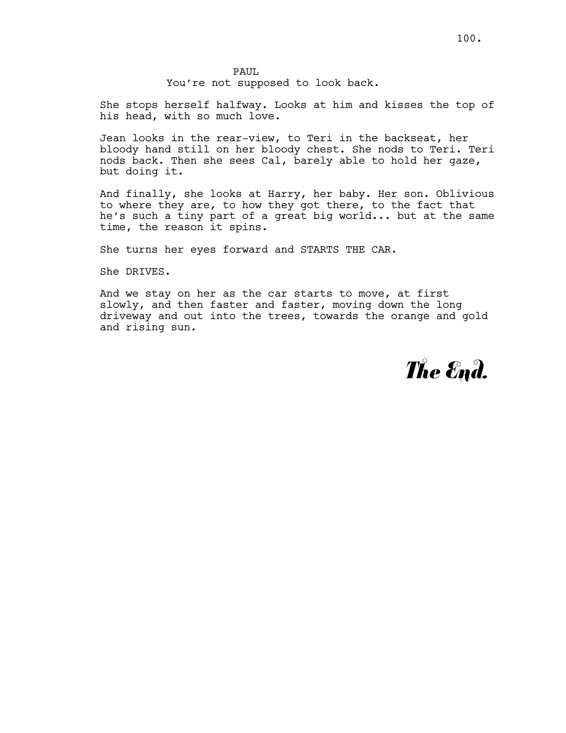PAUL

You're not supposed to look back.

She stops herself halfway. Looks at him and kisses the top of his head, with so much love.

Jean looks in the rear-view, to Teri in the backseat, her bloody hand still on her bloody chest. She nods to Teri. Teri nods back. Then she sees Cal, barely able to hold her gaze, but doing it.

And finally, she looks at Harry, her baby. Her son. Oblivious to where they are, to how they got there, to the fact that he's such a tiny part of a great big world... but at the same time, the reason it spins.

She turns her eyes forward and STARTS THE CAR.

She DRIVES.

And we stay on her as the car starts to move, at first slowly, and then faster and faster, moving down the long driveway and out into the trees, towards the orange and gold and rising sun.

***The End.***